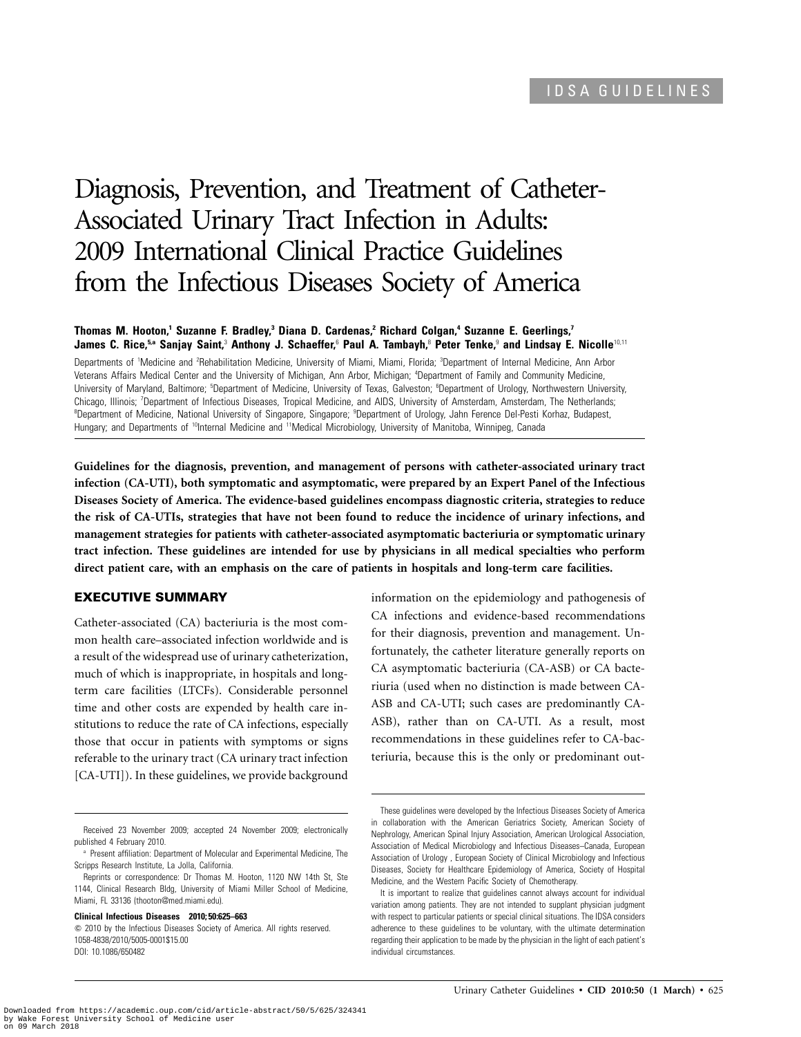IDSA GUIDELINES

# Diagnosis, Prevention, and Treatment of Catheter-Associated Urinary Tract Infection in Adults: 2009 International Clinical Practice Guidelines from the Infectious Diseases Society of America

**Thomas M. Hooton,[1] Suzanne F. Bradley,[3] Diana D. Cardenas,[2] Richard Colgan,[4] Suzanne E. Geerlings,[7] James C. Rice,[5,a] Sanjay Saint,[3] Anthony J. Schaeffer,[6] Paul A. Tambayh,[8] Peter Tenke,[9] and Lindsay E. Nicolle[10,11]**

Departments of [1]Medicine and [2]Rehabilitation Medicine, University of Miami, Miami, Florida; [3]Department of Internal Medicine, Ann Arbor Veterans Affairs Medical Center and the University of Michigan, Ann Arbor, Michigan; [4]Department of Family and Community Medicine, University of Maryland, Baltimore; [5]Department of Medicine, University of Texas, Galveston; [6]Department of Urology, Northwestern University, Chicago, Illinois; [7]Department of Infectious Diseases, Tropical Medicine, and AIDS, University of Amsterdam, Amsterdam, The Netherlands; [8]Department of Medicine, National University of Singapore, Singapore; [9]Department of Urology, Jahn Ference Del-Pesti Korhaz, Budapest, Hungary; and Departments of [10]Internal Medicine and [11]Medical Microbiology, University of Manitoba, Winnipeg, Canada

**Guidelines for the diagnosis, prevention, and management of persons with catheter-associated urinary tract infection (CA-UTI), both symptomatic and asymptomatic, were prepared by an Expert Panel of the Infectious Diseases Society of America. The evidence-based guidelines encompass diagnostic criteria, strategies to reduce the risk of CA-UTIs, strategies that have not been found to reduce the incidence of urinary infections, and management strategies for patients with catheter-associated asymptomatic bacteriuria or symptomatic urinary tract infection. These guidelines are intended for use by physicians in all medical specialties who perform direct patient care, with an emphasis on the care of patients in hospitals and long-term care facilities.**

## EXECUTIVE SUMMARY

Catheter-associated (CA) bacteriuria is the most common health care–associated infection worldwide and is a result of the widespread use of urinary catheterization, much of which is inappropriate, in hospitals and long-term care facilities (LTCFs). Considerable personnel time and other costs are expended by health care institutions to reduce the rate of CA infections, especially those that occur in patients with symptoms or signs referable to the urinary tract (CA urinary tract infection [CA-UTI]). In these guidelines, we provide background information on the epidemiology and pathogenesis of CA infections and evidence-based recommendations for their diagnosis, prevention and management. Unfortunately, the catheter literature generally reports on CA asymptomatic bacteriuria (CA-ASB) or CA bacteriuria (used when no distinction is made between CA-ASB and CA-UTI; such cases are predominantly CA-ASB), rather than on CA-UTI. As a result, most recommendations in these guidelines refer to CA-bacteriuria, because this is the only or predominant out-

Received 23 November 2009; accepted 24 November 2009; electronically published 4 February 2010.

[a] Present affiliation: Department of Molecular and Experimental Medicine, The Scripps Research Institute, La Jolla, California.

Reprints or correspondence: Dr Thomas M. Hooton, 1120 NW 14th St, Ste 1144, Clinical Research Bldg, University of Miami Miller School of Medicine, Miami, FL 33136 (thooton@med.miami.edu).

**Clinical Infectious Diseases 2010; 50:625–663**

© 2010 by the Infectious Diseases Society of America. All rights reserved. 1058-4838/2010/5005-0001$15.00
DOI: 10.1086/650482

These guidelines were developed by the Infectious Diseases Society of America in collaboration with the American Geriatrics Society, American Society of Nephrology, American Spinal Injury Association, American Urological Association, Association of Medical Microbiology and Infectious Diseases–Canada, European Association of Urology , European Society of Clinical Microbiology and Infectious Diseases, Society for Healthcare Epidemiology of America, Society of Hospital Medicine, and the Western Pacific Society of Chemotherapy.

It is important to realize that guidelines cannot always account for individual variation among patients. They are not intended to supplant physician judgment with respect to particular patients or special clinical situations. The IDSA considers adherence to these guidelines to be voluntary, with the ultimate determination regarding their application to be made by the physician in the light of each patient's individual circumstances.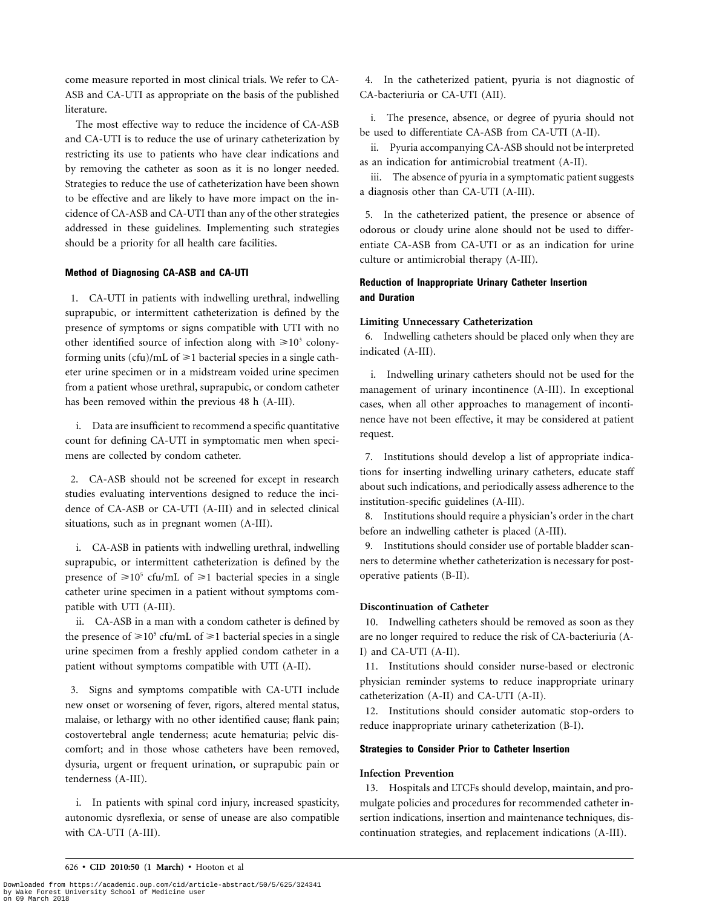come measure reported in most clinical trials. We refer to CA-ASB and CA-UTI as appropriate on the basis of the published literature.

The most effective way to reduce the incidence of CA-ASB and CA-UTI is to reduce the use of urinary catheterization by restricting its use to patients who have clear indications and by removing the catheter as soon as it is no longer needed. Strategies to reduce the use of catheterization have been shown to be effective and are likely to have more impact on the incidence of CA-ASB and CA-UTI than any of the other strategies addressed in these guidelines. Implementing such strategies should be a priority for all health care facilities.

### Method of Diagnosing CA-ASB and CA-UTI

1. CA-UTI in patients with indwelling urethral, indwelling suprapubic, or intermittent catheterization is defined by the presence of symptoms or signs compatible with UTI with no other identified source of infection along with $\geqslant 10^3$ colony-forming units (cfu)/mL of $\geqslant 1$ bacterial species in a single catheter urine specimen or in a midstream voided urine specimen from a patient whose urethral, suprapubic, or condom catheter has been removed within the previous 48 h (A-III).

   i. Data are insufficient to recommend a specific quantitative count for defining CA-UTI in symptomatic men when specimens are collected by condom catheter.

2. CA-ASB should not be screened for except in research studies evaluating interventions designed to reduce the incidence of CA-ASB or CA-UTI (A-III) and in selected clinical situations, such as in pregnant women (A-III).

   i. CA-ASB in patients with indwelling urethral, indwelling suprapubic, or intermittent catheterization is defined by the presence of $\geqslant 10^5$ cfu/mL of $\geqslant 1$ bacterial species in a single catheter urine specimen in a patient without symptoms compatible with UTI (A-III).

   ii. CA-ASB in a man with a condom catheter is defined by the presence of $\geqslant 10^5$ cfu/mL of $\geqslant 1$ bacterial species in a single urine specimen from a freshly applied condom catheter in a patient without symptoms compatible with UTI (A-II).

3. Signs and symptoms compatible with CA-UTI include new onset or worsening of fever, rigors, altered mental status, malaise, or lethargy with no other identified cause; flank pain; costovertebral angle tenderness; acute hematuria; pelvic discomfort; and in those whose catheters have been removed, dysuria, urgent or frequent urination, or suprapubic pain or tenderness (A-III).

   i. In patients with spinal cord injury, increased spasticity, autonomic dysreflexia, or sense of unease are also compatible with CA-UTI (A-III).

4. In the catheterized patient, pyuria is not diagnostic of CA-bacteriuria or CA-UTI (AII).

   i. The presence, absence, or degree of pyuria should not be used to differentiate CA-ASB from CA-UTI (A-II).

   ii. Pyuria accompanying CA-ASB should not be interpreted as an indication for antimicrobial treatment (A-II).

   iii. The absence of pyuria in a symptomatic patient suggests a diagnosis other than CA-UTI (A-III).

5. In the catheterized patient, the presence or absence of odorous or cloudy urine alone should not be used to differentiate CA-ASB from CA-UTI or as an indication for urine culture or antimicrobial therapy (A-III).

### Reduction of Inappropriate Urinary Catheter Insertion and Duration

#### Limiting Unnecessary Catheterization

6. Indwelling catheters should be placed only when they are indicated (A-III).

   i. Indwelling urinary catheters should not be used for the management of urinary incontinence (A-III). In exceptional cases, when all other approaches to management of incontinence have not been effective, it may be considered at patient request.

7. Institutions should develop a list of appropriate indications for inserting indwelling urinary catheters, educate staff about such indications, and periodically assess adherence to the institution-specific guidelines (A-III).

8. Institutions should require a physician's order in the chart before an indwelling catheter is placed (A-III).

9. Institutions should consider use of portable bladder scanners to determine whether catheterization is necessary for postoperative patients (B-II).

#### Discontinuation of Catheter

10. Indwelling catheters should be removed as soon as they are no longer required to reduce the risk of CA-bacteriuria (A-I) and CA-UTI (A-II).

11. Institutions should consider nurse-based or electronic physician reminder systems to reduce inappropriate urinary catheterization (A-II) and CA-UTI (A-II).

12. Institutions should consider automatic stop-orders to reduce inappropriate urinary catheterization (B-I).

### Strategies to Consider Prior to Catheter Insertion

#### Infection Prevention

13. Hospitals and LTCFs should develop, maintain, and promulgate policies and procedures for recommended catheter insertion indications, insertion and maintenance techniques, discontinuation strategies, and replacement indications (A-III).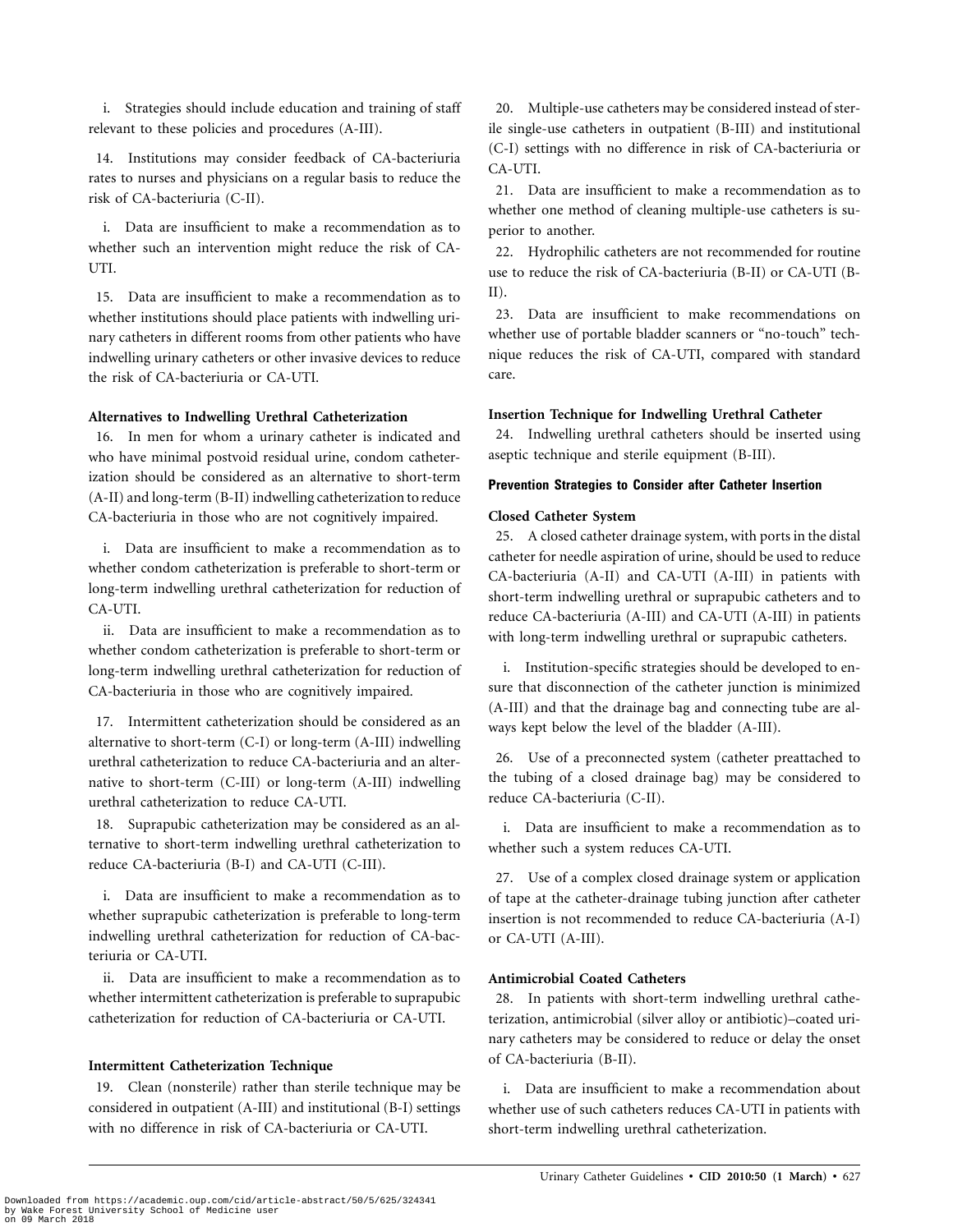i. Strategies should include education and training of staff relevant to these policies and procedures (A-III).

14. Institutions may consider feedback of CA-bacteriuria rates to nurses and physicians on a regular basis to reduce the risk of CA-bacteriuria (C-II).

i. Data are insufficient to make a recommendation as to whether such an intervention might reduce the risk of CA-UTI.

15. Data are insufficient to make a recommendation as to whether institutions should place patients with indwelling urinary catheters in different rooms from other patients who have indwelling urinary catheters or other invasive devices to reduce the risk of CA-bacteriuria or CA-UTI.

### Alternatives to Indwelling Urethral Catheterization

16. In men for whom a urinary catheter is indicated and who have minimal postvoid residual urine, condom catheterization should be considered as an alternative to short-term (A-II) and long-term (B-II) indwelling catheterization to reduce CA-bacteriuria in those who are not cognitively impaired.

i. Data are insufficient to make a recommendation as to whether condom catheterization is preferable to short-term or long-term indwelling urethral catheterization for reduction of CA-UTI.

ii. Data are insufficient to make a recommendation as to whether condom catheterization is preferable to short-term or long-term indwelling urethral catheterization for reduction of CA-bacteriuria in those who are cognitively impaired.

17. Intermittent catheterization should be considered as an alternative to short-term (C-I) or long-term (A-III) indwelling urethral catheterization to reduce CA-bacteriuria and an alternative to short-term (C-III) or long-term (A-III) indwelling urethral catheterization to reduce CA-UTI.

18. Suprapubic catheterization may be considered as an alternative to short-term indwelling urethral catheterization to reduce CA-bacteriuria (B-I) and CA-UTI (C-III).

i. Data are insufficient to make a recommendation as to whether suprapubic catheterization is preferable to long-term indwelling urethral catheterization for reduction of CA-bacteriuria or CA-UTI.

ii. Data are insufficient to make a recommendation as to whether intermittent catheterization is preferable to suprapubic catheterization for reduction of CA-bacteriuria or CA-UTI.

### Intermittent Catheterization Technique

19. Clean (nonsterile) rather than sterile technique may be considered in outpatient (A-III) and institutional (B-I) settings with no difference in risk of CA-bacteriuria or CA-UTI.

20. Multiple-use catheters may be considered instead of sterile single-use catheters in outpatient (B-III) and institutional (C-I) settings with no difference in risk of CA-bacteriuria or CA-UTI.

21. Data are insufficient to make a recommendation as to whether one method of cleaning multiple-use catheters is superior to another.

22. Hydrophilic catheters are not recommended for routine use to reduce the risk of CA-bacteriuria (B-II) or CA-UTI (B-II).

23. Data are insufficient to make recommendations on whether use of portable bladder scanners or "no-touch" technique reduces the risk of CA-UTI, compared with standard care.

### Insertion Technique for Indwelling Urethral Catheter

24. Indwelling urethral catheters should be inserted using aseptic technique and sterile equipment (B-III).

## Prevention Strategies to Consider after Catheter Insertion

### Closed Catheter System

25. A closed catheter drainage system, with ports in the distal catheter for needle aspiration of urine, should be used to reduce CA-bacteriuria (A-II) and CA-UTI (A-III) in patients with short-term indwelling urethral or suprapubic catheters and to reduce CA-bacteriuria (A-III) and CA-UTI (A-III) in patients with long-term indwelling urethral or suprapubic catheters.

i. Institution-specific strategies should be developed to ensure that disconnection of the catheter junction is minimized (A-III) and that the drainage bag and connecting tube are always kept below the level of the bladder (A-III).

26. Use of a preconnected system (catheter preattached to the tubing of a closed drainage bag) may be considered to reduce CA-bacteriuria (C-II).

i. Data are insufficient to make a recommendation as to whether such a system reduces CA-UTI.

27. Use of a complex closed drainage system or application of tape at the catheter-drainage tubing junction after catheter insertion is not recommended to reduce CA-bacteriuria (A-I) or CA-UTI (A-III).

### Antimicrobial Coated Catheters

28. In patients with short-term indwelling urethral catheterization, antimicrobial (silver alloy or antibiotic)–coated urinary catheters may be considered to reduce or delay the onset of CA-bacteriuria (B-II).

i. Data are insufficient to make a recommendation about whether use of such catheters reduces CA-UTI in patients with short-term indwelling urethral catheterization.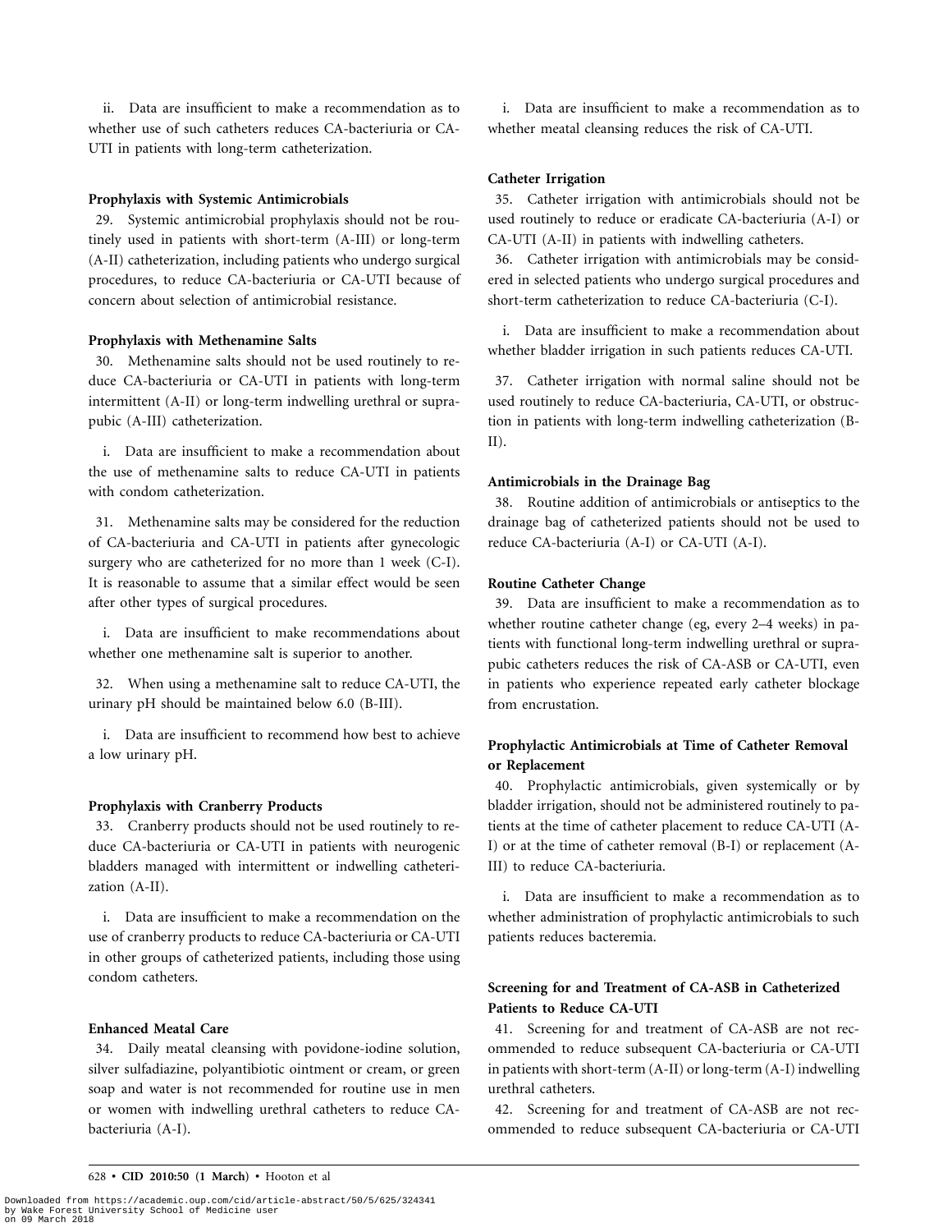ii. Data are insufficient to make a recommendation as to whether use of such catheters reduces CA-bacteriuria or CA-UTI in patients with long-term catheterization.

**Prophylaxis with Systemic Antimicrobials**

29. Systemic antimicrobial prophylaxis should not be routinely used in patients with short-term (A-III) or long-term (A-II) catheterization, including patients who undergo surgical procedures, to reduce CA-bacteriuria or CA-UTI because of concern about selection of antimicrobial resistance.

**Prophylaxis with Methenamine Salts**

30. Methenamine salts should not be used routinely to reduce CA-bacteriuria or CA-UTI in patients with long-term intermittent (A-II) or long-term indwelling urethral or suprapubic (A-III) catheterization.

i. Data are insufficient to make a recommendation about the use of methenamine salts to reduce CA-UTI in patients with condom catheterization.

31. Methenamine salts may be considered for the reduction of CA-bacteriuria and CA-UTI in patients after gynecologic surgery who are catheterized for no more than 1 week (C-I). It is reasonable to assume that a similar effect would be seen after other types of surgical procedures.

i. Data are insufficient to make recommendations about whether one methenamine salt is superior to another.

32. When using a methenamine salt to reduce CA-UTI, the urinary pH should be maintained below 6.0 (B-III).

i. Data are insufficient to recommend how best to achieve a low urinary pH.

**Prophylaxis with Cranberry Products**

33. Cranberry products should not be used routinely to reduce CA-bacteriuria or CA-UTI in patients with neurogenic bladders managed with intermittent or indwelling catheterization (A-II).

i. Data are insufficient to make a recommendation on the use of cranberry products to reduce CA-bacteriuria or CA-UTI in other groups of catheterized patients, including those using condom catheters.

**Enhanced Meatal Care**

34. Daily meatal cleansing with povidone-iodine solution, silver sulfadiazine, polyantibiotic ointment or cream, or green soap and water is not recommended for routine use in men or women with indwelling urethral catheters to reduce CA-bacteriuria (A-I).

i. Data are insufficient to make a recommendation as to whether meatal cleansing reduces the risk of CA-UTI.

**Catheter Irrigation**

35. Catheter irrigation with antimicrobials should not be used routinely to reduce or eradicate CA-bacteriuria (A-I) or CA-UTI (A-II) in patients with indwelling catheters.

36. Catheter irrigation with antimicrobials may be considered in selected patients who undergo surgical procedures and short-term catheterization to reduce CA-bacteriuria (C-I).

i. Data are insufficient to make a recommendation about whether bladder irrigation in such patients reduces CA-UTI.

37. Catheter irrigation with normal saline should not be used routinely to reduce CA-bacteriuria, CA-UTI, or obstruction in patients with long-term indwelling catheterization (B-II).

**Antimicrobials in the Drainage Bag**

38. Routine addition of antimicrobials or antiseptics to the drainage bag of catheterized patients should not be used to reduce CA-bacteriuria (A-I) or CA-UTI (A-I).

**Routine Catheter Change**

39. Data are insufficient to make a recommendation as to whether routine catheter change (eg, every 2–4 weeks) in patients with functional long-term indwelling urethral or suprapubic catheters reduces the risk of CA-ASB or CA-UTI, even in patients who experience repeated early catheter blockage from encrustation.

**Prophylactic Antimicrobials at Time of Catheter Removal or Replacement**

40. Prophylactic antimicrobials, given systemically or by bladder irrigation, should not be administered routinely to patients at the time of catheter placement to reduce CA-UTI (A-I) or at the time of catheter removal (B-I) or replacement (A-III) to reduce CA-bacteriuria.

i. Data are insufficient to make a recommendation as to whether administration of prophylactic antimicrobials to such patients reduces bacteremia.

**Screening for and Treatment of CA-ASB in Catheterized Patients to Reduce CA-UTI**

41. Screening for and treatment of CA-ASB are not recommended to reduce subsequent CA-bacteriuria or CA-UTI in patients with short-term (A-II) or long-term (A-I) indwelling urethral catheters.

42. Screening for and treatment of CA-ASB are not recommended to reduce subsequent CA-bacteriuria or CA-UTI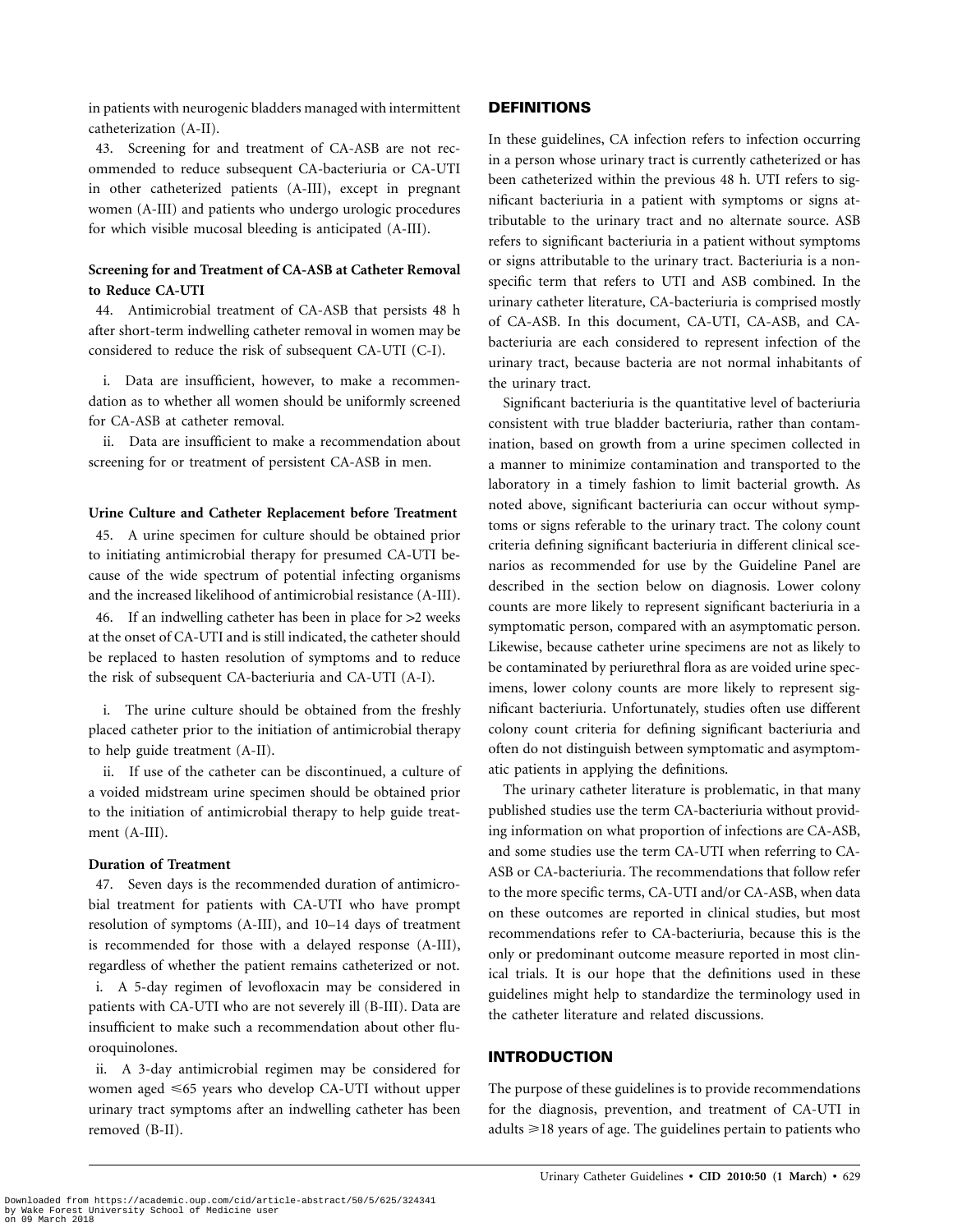in patients with neurogenic bladders managed with intermittent catheterization (A-II).

43. Screening for and treatment of CA-ASB are not recommended to reduce subsequent CA-bacteriuria or CA-UTI in other catheterized patients (A-III), except in pregnant women (A-III) and patients who undergo urologic procedures for which visible mucosal bleeding is anticipated (A-III).

**Screening for and Treatment of CA-ASB at Catheter Removal to Reduce CA-UTI**

44. Antimicrobial treatment of CA-ASB that persists 48 h after short-term indwelling catheter removal in women may be considered to reduce the risk of subsequent CA-UTI (C-I).

i. Data are insufficient, however, to make a recommendation as to whether all women should be uniformly screened for CA-ASB at catheter removal.

ii. Data are insufficient to make a recommendation about screening for or treatment of persistent CA-ASB in men.

**Urine Culture and Catheter Replacement before Treatment**

45. A urine specimen for culture should be obtained prior to initiating antimicrobial therapy for presumed CA-UTI because of the wide spectrum of potential infecting organisms and the increased likelihood of antimicrobial resistance (A-III).

46. If an indwelling catheter has been in place for >2 weeks at the onset of CA-UTI and is still indicated, the catheter should be replaced to hasten resolution of symptoms and to reduce the risk of subsequent CA-bacteriuria and CA-UTI (A-I).

i. The urine culture should be obtained from the freshly placed catheter prior to the initiation of antimicrobial therapy to help guide treatment (A-II).

ii. If use of the catheter can be discontinued, a culture of a voided midstream urine specimen should be obtained prior to the initiation of antimicrobial therapy to help guide treatment (A-III).

**Duration of Treatment**

47. Seven days is the recommended duration of antimicrobial treatment for patients with CA-UTI who have prompt resolution of symptoms (A-III), and 10–14 days of treatment is recommended for those with a delayed response (A-III), regardless of whether the patient remains catheterized or not.

i. A 5-day regimen of levofloxacin may be considered in patients with CA-UTI who are not severely ill (B-III). Data are insufficient to make such a recommendation about other fluoroquinolones.

ii. A 3-day antimicrobial regimen may be considered for women aged ⩽65 years who develop CA-UTI without upper urinary tract symptoms after an indwelling catheter has been removed (B-II).

## DEFINITIONS

In these guidelines, CA infection refers to infection occurring in a person whose urinary tract is currently catheterized or has been catheterized within the previous 48 h. UTI refers to significant bacteriuria in a patient with symptoms or signs attributable to the urinary tract and no alternate source. ASB refers to significant bacteriuria in a patient without symptoms or signs attributable to the urinary tract. Bacteriuria is a nonspecific term that refers to UTI and ASB combined. In the urinary catheter literature, CA-bacteriuria is comprised mostly of CA-ASB. In this document, CA-UTI, CA-ASB, and CA-bacteriuria are each considered to represent infection of the urinary tract, because bacteria are not normal inhabitants of the urinary tract.

Significant bacteriuria is the quantitative level of bacteriuria consistent with true bladder bacteriuria, rather than contamination, based on growth from a urine specimen collected in a manner to minimize contamination and transported to the laboratory in a timely fashion to limit bacterial growth. As noted above, significant bacteriuria can occur without symptoms or signs referable to the urinary tract. The colony count criteria defining significant bacteriuria in different clinical scenarios as recommended for use by the Guideline Panel are described in the section below on diagnosis. Lower colony counts are more likely to represent significant bacteriuria in a symptomatic person, compared with an asymptomatic person. Likewise, because catheter urine specimens are not as likely to be contaminated by periurethral flora as are voided urine specimens, lower colony counts are more likely to represent significant bacteriuria. Unfortunately, studies often use different colony count criteria for defining significant bacteriuria and often do not distinguish between symptomatic and asymptomatic patients in applying the definitions.

The urinary catheter literature is problematic, in that many published studies use the term CA-bacteriuria without providing information on what proportion of infections are CA-ASB, and some studies use the term CA-UTI when referring to CA-ASB or CA-bacteriuria. The recommendations that follow refer to the more specific terms, CA-UTI and/or CA-ASB, when data on these outcomes are reported in clinical studies, but most recommendations refer to CA-bacteriuria, because this is the only or predominant outcome measure reported in most clinical trials. It is our hope that the definitions used in these guidelines might help to standardize the terminology used in the catheter literature and related discussions.

## INTRODUCTION

The purpose of these guidelines is to provide recommendations for the diagnosis, prevention, and treatment of CA-UTI in adults ⩾18 years of age. The guidelines pertain to patients who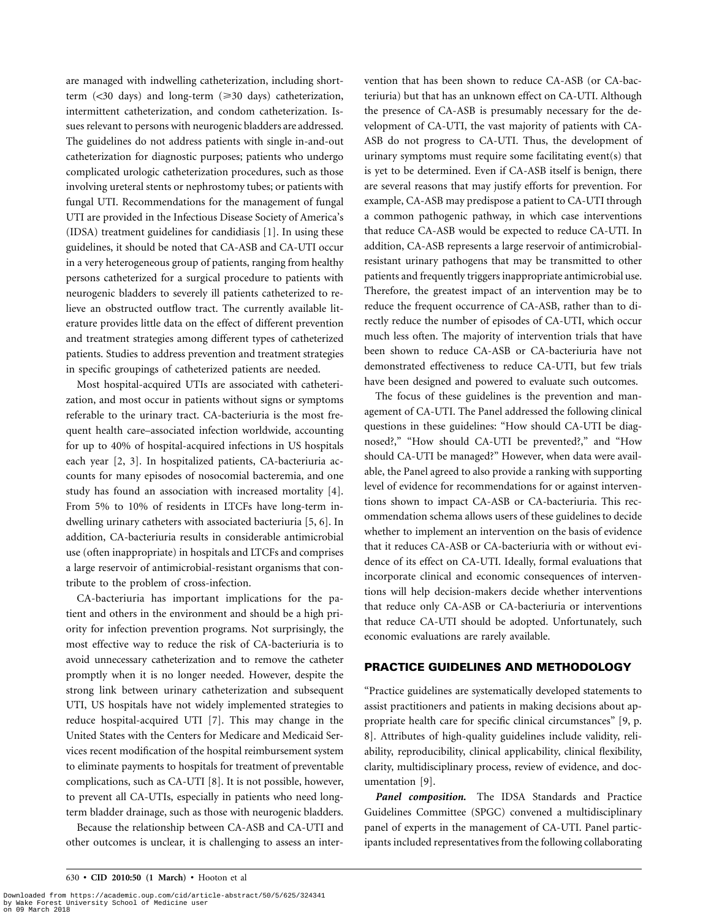are managed with indwelling catheterization, including short-term (<30 days) and long-term (≥30 days) catheterization, intermittent catheterization, and condom catheterization. Issues relevant to persons with neurogenic bladders are addressed. The guidelines do not address patients with single in-and-out catheterization for diagnostic purposes; patients who undergo complicated urologic catheterization procedures, such as those involving ureteral stents or nephrostomy tubes; or patients with fungal UTI. Recommendations for the management of fungal UTI are provided in the Infectious Disease Society of America's (IDSA) treatment guidelines for candidiasis [1]. In using these guidelines, it should be noted that CA-ASB and CA-UTI occur in a very heterogeneous group of patients, ranging from healthy persons catheterized for a surgical procedure to patients with neurogenic bladders to severely ill patients catheterized to relieve an obstructed outflow tract. The currently available literature provides little data on the effect of different prevention and treatment strategies among different types of catheterized patients. Studies to address prevention and treatment strategies in specific groupings of catheterized patients are needed.

Most hospital-acquired UTIs are associated with catheterization, and most occur in patients without signs or symptoms referable to the urinary tract. CA-bacteriuria is the most frequent health care–associated infection worldwide, accounting for up to 40% of hospital-acquired infections in US hospitals each year [2, 3]. In hospitalized patients, CA-bacteriuria accounts for many episodes of nosocomial bacteremia, and one study has found an association with increased mortality [4]. From 5% to 10% of residents in LTCFs have long-term indwelling urinary catheters with associated bacteriuria [5, 6]. In addition, CA-bacteriuria results in considerable antimicrobial use (often inappropriate) in hospitals and LTCFs and comprises a large reservoir of antimicrobial-resistant organisms that contribute to the problem of cross-infection.

CA-bacteriuria has important implications for the patient and others in the environment and should be a high priority for infection prevention programs. Not surprisingly, the most effective way to reduce the risk of CA-bacteriuria is to avoid unnecessary catheterization and to remove the catheter promptly when it is no longer needed. However, despite the strong link between urinary catheterization and subsequent UTI, US hospitals have not widely implemented strategies to reduce hospital-acquired UTI [7]. This may change in the United States with the Centers for Medicare and Medicaid Services recent modification of the hospital reimbursement system to eliminate payments to hospitals for treatment of preventable complications, such as CA-UTI [8]. It is not possible, however, to prevent all CA-UTIs, especially in patients who need long-term bladder drainage, such as those with neurogenic bladders.

Because the relationship between CA-ASB and CA-UTI and other outcomes is unclear, it is challenging to assess an intervention that has been shown to reduce CA-ASB (or CA-bacteriuria) but that has an unknown effect on CA-UTI. Although the presence of CA-ASB is presumably necessary for the development of CA-UTI, the vast majority of patients with CA-ASB do not progress to CA-UTI. Thus, the development of urinary symptoms must require some facilitating event(s) that is yet to be determined. Even if CA-ASB itself is benign, there are several reasons that may justify efforts for prevention. For example, CA-ASB may predispose a patient to CA-UTI through a common pathogenic pathway, in which case interventions that reduce CA-ASB would be expected to reduce CA-UTI. In addition, CA-ASB represents a large reservoir of antimicrobial-resistant urinary pathogens that may be transmitted to other patients and frequently triggers inappropriate antimicrobial use. Therefore, the greatest impact of an intervention may be to reduce the frequent occurrence of CA-ASB, rather than to directly reduce the number of episodes of CA-UTI, which occur much less often. The majority of intervention trials that have been shown to reduce CA-ASB or CA-bacteriuria have not demonstrated effectiveness to reduce CA-UTI, but few trials have been designed and powered to evaluate such outcomes.

The focus of these guidelines is the prevention and management of CA-UTI. The Panel addressed the following clinical questions in these guidelines: "How should CA-UTI be diagnosed?," "How should CA-UTI be prevented?," and "How should CA-UTI be managed?" However, when data were available, the Panel agreed to also provide a ranking with supporting level of evidence for recommendations for or against interventions shown to impact CA-ASB or CA-bacteriuria. This recommendation schema allows users of these guidelines to decide whether to implement an intervention on the basis of evidence that it reduces CA-ASB or CA-bacteriuria with or without evidence of its effect on CA-UTI. Ideally, formal evaluations that incorporate clinical and economic consequences of interventions will help decision-makers decide whether interventions that reduce only CA-ASB or CA-bacteriuria or interventions that reduce CA-UTI should be adopted. Unfortunately, such economic evaluations are rarely available.

## PRACTICE GUIDELINES AND METHODOLOGY

"Practice guidelines are systematically developed statements to assist practitioners and patients in making decisions about appropriate health care for specific clinical circumstances" [9, p. 8]. Attributes of high-quality guidelines include validity, reliability, reproducibility, clinical applicability, clinical flexibility, clarity, multidisciplinary process, review of evidence, and documentation [9].

***Panel composition.*** The IDSA Standards and Practice Guidelines Committee (SPGC) convened a multidisciplinary panel of experts in the management of CA-UTI. Panel participants included representatives from the following collaborating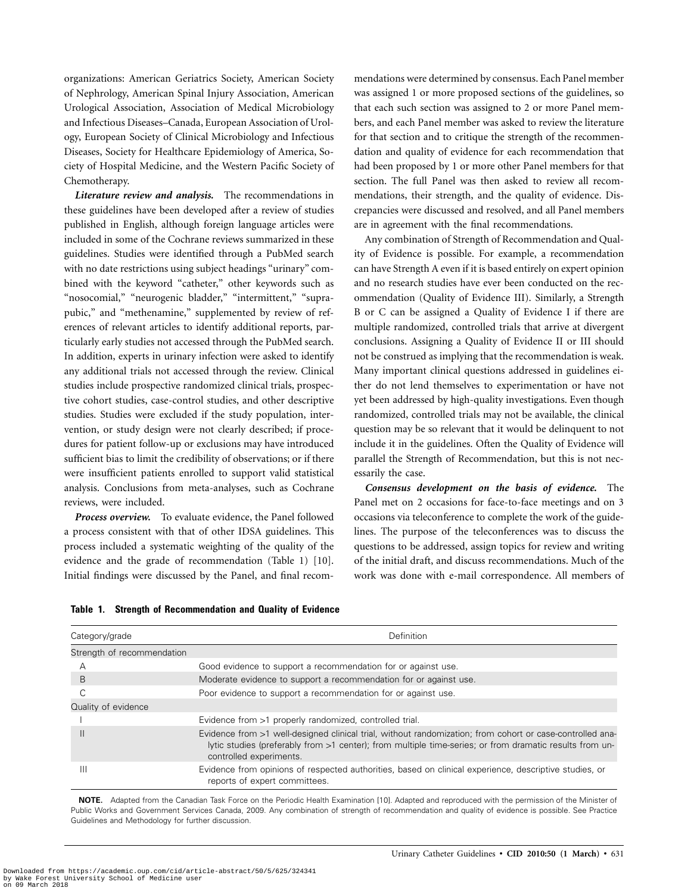organizations: American Geriatrics Society, American Society of Nephrology, American Spinal Injury Association, American Urological Association, Association of Medical Microbiology and Infectious Diseases–Canada, European Association of Urology, European Society of Clinical Microbiology and Infectious Diseases, Society for Healthcare Epidemiology of America, Society of Hospital Medicine, and the Western Pacific Society of Chemotherapy.

***Literature review and analysis.*** The recommendations in these guidelines have been developed after a review of studies published in English, although foreign language articles were included in some of the Cochrane reviews summarized in these guidelines. Studies were identified through a PubMed search with no date restrictions using subject headings "urinary" combined with the keyword "catheter," other keywords such as "nosocomial," "neurogenic bladder," "intermittent," "suprapubic," and "methenamine," supplemented by review of references of relevant articles to identify additional reports, particularly early studies not accessed through the PubMed search. In addition, experts in urinary infection were asked to identify any additional trials not accessed through the review. Clinical studies include prospective randomized clinical trials, prospective cohort studies, case-control studies, and other descriptive studies. Studies were excluded if the study population, intervention, or study design were not clearly described; if procedures for patient follow-up or exclusions may have introduced sufficient bias to limit the credibility of observations; or if there were insufficient patients enrolled to support valid statistical analysis. Conclusions from meta-analyses, such as Cochrane reviews, were included.

***Process overview.*** To evaluate evidence, the Panel followed a process consistent with that of other IDSA guidelines. This process included a systematic weighting of the quality of the evidence and the grade of recommendation (Table 1) [10]. Initial findings were discussed by the Panel, and final recommendations were determined by consensus. Each Panel member was assigned 1 or more proposed sections of the guidelines, so that each such section was assigned to 2 or more Panel members, and each Panel member was asked to review the literature for that section and to critique the strength of the recommendation and quality of evidence for each recommendation that had been proposed by 1 or more other Panel members for that section. The full Panel was then asked to review all recommendations, their strength, and the quality of evidence. Discrepancies were discussed and resolved, and all Panel members are in agreement with the final recommendations.

Any combination of Strength of Recommendation and Quality of Evidence is possible. For example, a recommendation can have Strength A even if it is based entirely on expert opinion and no research studies have ever been conducted on the recommendation (Quality of Evidence III). Similarly, a Strength B or C can be assigned a Quality of Evidence I if there are multiple randomized, controlled trials that arrive at divergent conclusions. Assigning a Quality of Evidence II or III should not be construed as implying that the recommendation is weak. Many important clinical questions addressed in guidelines either do not lend themselves to experimentation or have not yet been addressed by high-quality investigations. Even though randomized, controlled trials may not be available, the clinical question may be so relevant that it would be delinquent to not include it in the guidelines. Often the Quality of Evidence will parallel the Strength of Recommendation, but this is not necessarily the case.

***Consensus development on the basis of evidence.*** The Panel met on 2 occasions for face-to-face meetings and on 3 occasions via teleconference to complete the work of the guidelines. The purpose of the teleconferences was to discuss the questions to be addressed, assign topics for review and writing of the initial draft, and discuss recommendations. Much of the work was done with e-mail correspondence. All members of

**Table 1. Strength of Recommendation and Quality of Evidence**

| Category/grade | Definition |
|---|---|
| Strength of recommendation | |
| A | Good evidence to support a recommendation for or against use. |
| B | Moderate evidence to support a recommendation for or against use. |
| C | Poor evidence to support a recommendation for or against use. |
| Quality of evidence | |
| I | Evidence from >1 properly randomized, controlled trial. |
| II | Evidence from >1 well-designed clinical trial, without randomization; from cohort or case-controlled analytic studies (preferably from >1 center); from multiple time-series; or from dramatic results from uncontrolled experiments. |
| III | Evidence from opinions of respected authorities, based on clinical experience, descriptive studies, or reports of expert committees. |

**NOTE.** Adapted from the Canadian Task Force on the Periodic Health Examination [10]. Adapted and reproduced with the permission of the Minister of Public Works and Government Services Canada, 2009. Any combination of strength of recommendation and quality of evidence is possible. See Practice Guidelines and Methodology for further discussion.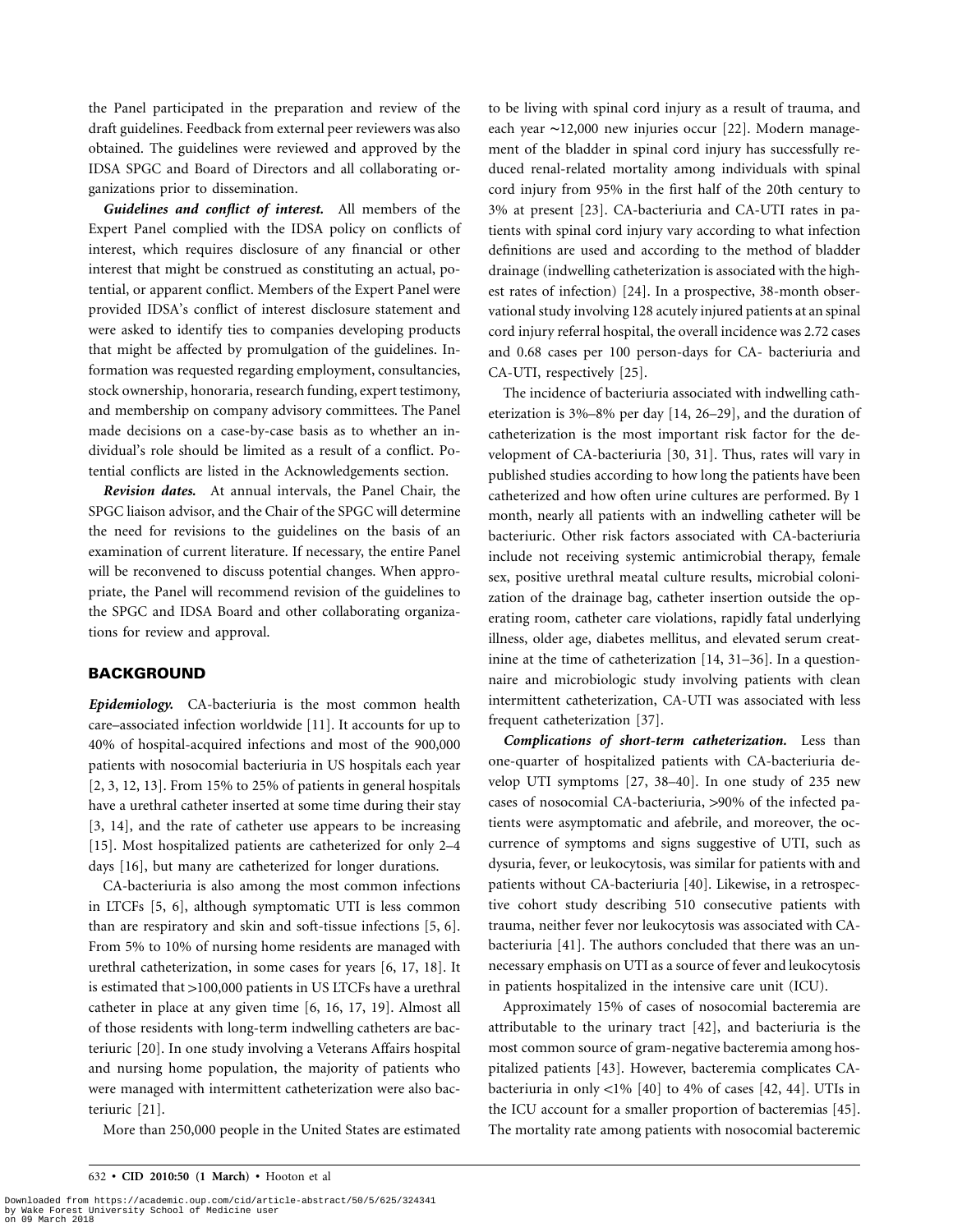the Panel participated in the preparation and review of the draft guidelines. Feedback from external peer reviewers was also obtained. The guidelines were reviewed and approved by the IDSA SPGC and Board of Directors and all collaborating organizations prior to dissemination.

***Guidelines and conflict of interest.*** All members of the Expert Panel complied with the IDSA policy on conflicts of interest, which requires disclosure of any financial or other interest that might be construed as constituting an actual, potential, or apparent conflict. Members of the Expert Panel were provided IDSA's conflict of interest disclosure statement and were asked to identify ties to companies developing products that might be affected by promulgation of the guidelines. Information was requested regarding employment, consultancies, stock ownership, honoraria, research funding, expert testimony, and membership on company advisory committees. The Panel made decisions on a case-by-case basis as to whether an individual's role should be limited as a result of a conflict. Potential conflicts are listed in the Acknowledgements section.

***Revision dates.*** At annual intervals, the Panel Chair, the SPGC liaison advisor, and the Chair of the SPGC will determine the need for revisions to the guidelines on the basis of an examination of current literature. If necessary, the entire Panel will be reconvened to discuss potential changes. When appropriate, the Panel will recommend revision of the guidelines to the SPGC and IDSA Board and other collaborating organizations for review and approval.

## BACKGROUND

***Epidemiology.*** CA-bacteriuria is the most common health care–associated infection worldwide [11]. It accounts for up to 40% of hospital-acquired infections and most of the 900,000 patients with nosocomial bacteriuria in US hospitals each year [2, 3, 12, 13]. From 15% to 25% of patients in general hospitals have a urethral catheter inserted at some time during their stay [3, 14], and the rate of catheter use appears to be increasing [15]. Most hospitalized patients are catheterized for only 2–4 days [16], but many are catheterized for longer durations.

CA-bacteriuria is also among the most common infections in LTCFs [5, 6], although symptomatic UTI is less common than are respiratory and skin and soft-tissue infections [5, 6]. From 5% to 10% of nursing home residents are managed with urethral catheterization, in some cases for years [6, 17, 18]. It is estimated that >100,000 patients in US LTCFs have a urethral catheter in place at any given time [6, 16, 17, 19]. Almost all of those residents with long-term indwelling catheters are bacteriuric [20]. In one study involving a Veterans Affairs hospital and nursing home population, the majority of patients who were managed with intermittent catheterization were also bacteriuric [21].

More than 250,000 people in the United States are estimated to be living with spinal cord injury as a result of trauma, and each year ~12,000 new injuries occur [22]. Modern management of the bladder in spinal cord injury has successfully reduced renal-related mortality among individuals with spinal cord injury from 95% in the first half of the 20th century to 3% at present [23]. CA-bacteriuria and CA-UTI rates in patients with spinal cord injury vary according to what infection definitions are used and according to the method of bladder drainage (indwelling catheterization is associated with the highest rates of infection) [24]. In a prospective, 38-month observational study involving 128 acutely injured patients at an spinal cord injury referral hospital, the overall incidence was 2.72 cases and 0.68 cases per 100 person-days for CA- bacteriuria and CA-UTI, respectively [25].

The incidence of bacteriuria associated with indwelling catheterization is 3%–8% per day [14, 26–29], and the duration of catheterization is the most important risk factor for the development of CA-bacteriuria [30, 31]. Thus, rates will vary in published studies according to how long the patients have been catheterized and how often urine cultures are performed. By 1 month, nearly all patients with an indwelling catheter will be bacteriuric. Other risk factors associated with CA-bacteriuria include not receiving systemic antimicrobial therapy, female sex, positive urethral meatal culture results, microbial colonization of the drainage bag, catheter insertion outside the operating room, catheter care violations, rapidly fatal underlying illness, older age, diabetes mellitus, and elevated serum creatinine at the time of catheterization [14, 31–36]. In a questionnaire and microbiologic study involving patients with clean intermittent catheterization, CA-UTI was associated with less frequent catheterization [37].

***Complications of short-term catheterization.*** Less than one-quarter of hospitalized patients with CA-bacteriuria develop UTI symptoms [27, 38–40]. In one study of 235 new cases of nosocomial CA-bacteriuria, >90% of the infected patients were asymptomatic and afebrile, and moreover, the occurrence of symptoms and signs suggestive of UTI, such as dysuria, fever, or leukocytosis, was similar for patients with and patients without CA-bacteriuria [40]. Likewise, in a retrospective cohort study describing 510 consecutive patients with trauma, neither fever nor leukocytosis was associated with CA-bacteriuria [41]. The authors concluded that there was an unnecessary emphasis on UTI as a source of fever and leukocytosis in patients hospitalized in the intensive care unit (ICU).

Approximately 15% of cases of nosocomial bacteremia are attributable to the urinary tract [42], and bacteriuria is the most common source of gram-negative bacteremia among hospitalized patients [43]. However, bacteremia complicates CA-bacteriuria in only <1% [40] to 4% of cases [42, 44]. UTIs in the ICU account for a smaller proportion of bacteremias [45]. The mortality rate among patients with nosocomial bacteremic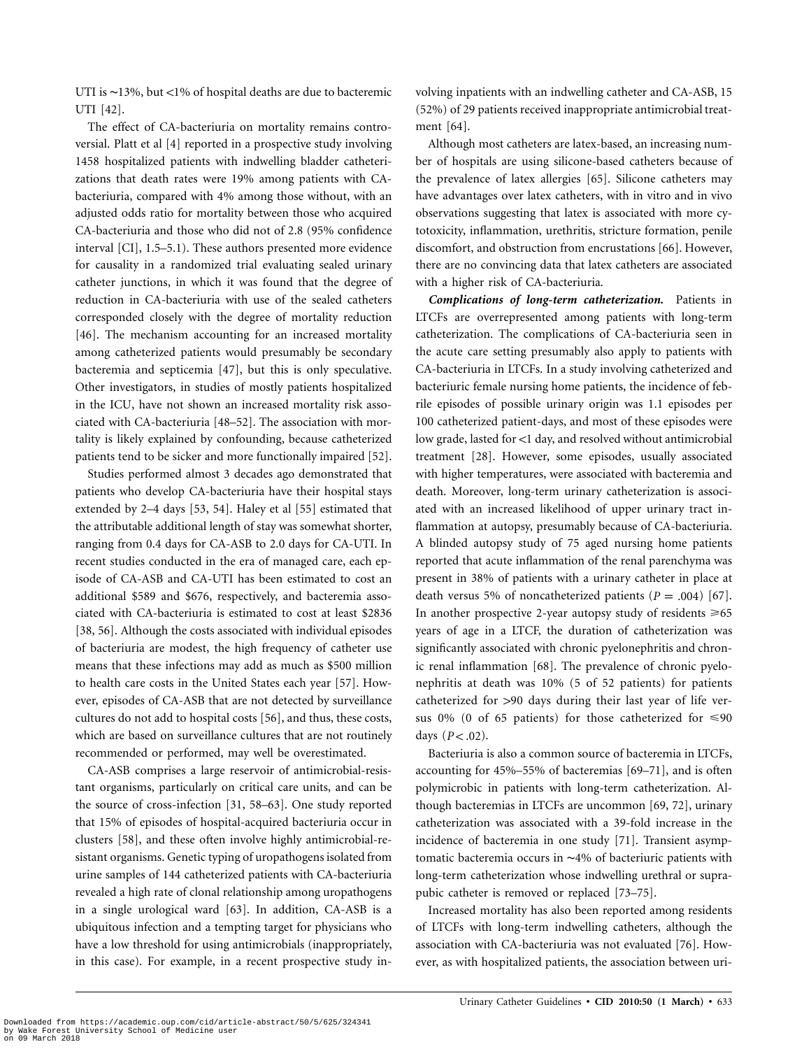UTI is ∼13%, but <1% of hospital deaths are due to bacteremic UTI [42].

The effect of CA-bacteriuria on mortality remains controversial. Platt et al [4] reported in a prospective study involving 1458 hospitalized patients with indwelling bladder catheterizations that death rates were 19% among patients with CA-bacteriuria, compared with 4% among those without, with an adjusted odds ratio for mortality between those who acquired CA-bacteriuria and those who did not of 2.8 (95% confidence interval [CI], 1.5–5.1). These authors presented more evidence for causality in a randomized trial evaluating sealed urinary catheter junctions, in which it was found that the degree of reduction in CA-bacteriuria with use of the sealed catheters corresponded closely with the degree of mortality reduction [46]. The mechanism accounting for an increased mortality among catheterized patients would presumably be secondary bacteremia and septicemia [47], but this is only speculative. Other investigators, in studies of mostly patients hospitalized in the ICU, have not shown an increased mortality risk associated with CA-bacteriuria [48–52]. The association with mortality is likely explained by confounding, because catheterized patients tend to be sicker and more functionally impaired [52].

Studies performed almost 3 decades ago demonstrated that patients who develop CA-bacteriuria have their hospital stays extended by 2–4 days [53, 54]. Haley et al [55] estimated that the attributable additional length of stay was somewhat shorter, ranging from 0.4 days for CA-ASB to 2.0 days for CA-UTI. In recent studies conducted in the era of managed care, each episode of CA-ASB and CA-UTI has been estimated to cost an additional $589 and $676, respectively, and bacteremia associated with CA-bacteriuria is estimated to cost at least $2836 [38, 56]. Although the costs associated with individual episodes of bacteriuria are modest, the high frequency of catheter use means that these infections may add as much as $500 million to health care costs in the United States each year [57]. However, episodes of CA-ASB that are not detected by surveillance cultures do not add to hospital costs [56], and thus, these costs, which are based on surveillance cultures that are not routinely recommended or performed, may well be overestimated.

CA-ASB comprises a large reservoir of antimicrobial-resistant organisms, particularly on critical care units, and can be the source of cross-infection [31, 58–63]. One study reported that 15% of episodes of hospital-acquired bacteriuria occur in clusters [58], and these often involve highly antimicrobial-resistant organisms. Genetic typing of uropathogens isolated from urine samples of 144 catheterized patients with CA-bacteriuria revealed a high rate of clonal relationship among uropathogens in a single urological ward [63]. In addition, CA-ASB is a ubiquitous infection and a tempting target for physicians who have a low threshold for using antimicrobials (inappropriately, in this case). For example, in a recent prospective study involving inpatients with an indwelling catheter and CA-ASB, 15 (52%) of 29 patients received inappropriate antimicrobial treatment [64].

Although most catheters are latex-based, an increasing number of hospitals are using silicone-based catheters because of the prevalence of latex allergies [65]. Silicone catheters may have advantages over latex catheters, with in vitro and in vivo observations suggesting that latex is associated with more cytotoxicity, inflammation, urethritis, stricture formation, penile discomfort, and obstruction from encrustations [66]. However, there are no convincing data that latex catheters are associated with a higher risk of CA-bacteriuria.

***Complications of long-term catheterization.*** Patients in LTCFs are overrepresented among patients with long-term catheterization. The complications of CA-bacteriuria seen in the acute care setting presumably also apply to patients with CA-bacteriuria in LTCFs. In a study involving catheterized and bacteriuric female nursing home patients, the incidence of febrile episodes of possible urinary origin was 1.1 episodes per 100 catheterized patient-days, and most of these episodes were low grade, lasted for <1 day, and resolved without antimicrobial treatment [28]. However, some episodes, usually associated with higher temperatures, were associated with bacteremia and death. Moreover, long-term urinary catheterization is associated with an increased likelihood of upper urinary tract inflammation at autopsy, presumably because of CA-bacteriuria. A blinded autopsy study of 75 aged nursing home patients reported that acute inflammation of the renal parenchyma was present in 38% of patients with a urinary catheter in place at death versus 5% of noncatheterized patients ($P = .004$) [67]. In another prospective 2-year autopsy study of residents ⩾65 years of age in a LTCF, the duration of catheterization was significantly associated with chronic pyelonephritis and chronic renal inflammation [68]. The prevalence of chronic pyelonephritis at death was 10% (5 of 52 patients) for patients catheterized for >90 days during their last year of life versus 0% (0 of 65 patients) for those catheterized for ⩽90 days ($P < .02$).

Bacteriuria is also a common source of bacteremia in LTCFs, accounting for 45%–55% of bacteremias [69–71], and is often polymicrobic in patients with long-term catheterization. Although bacteremias in LTCFs are uncommon [69, 72], urinary catheterization was associated with a 39-fold increase in the incidence of bacteremia in one study [71]. Transient asymptomatic bacteremia occurs in ∼4% of bacteriuric patients with long-term catheterization whose indwelling urethral or suprapubic catheter is removed or replaced [73–75].

Increased mortality has also been reported among residents of LTCFs with long-term indwelling catheters, although the association with CA-bacteriuria was not evaluated [76]. However, as with hospitalized patients, the association between uri-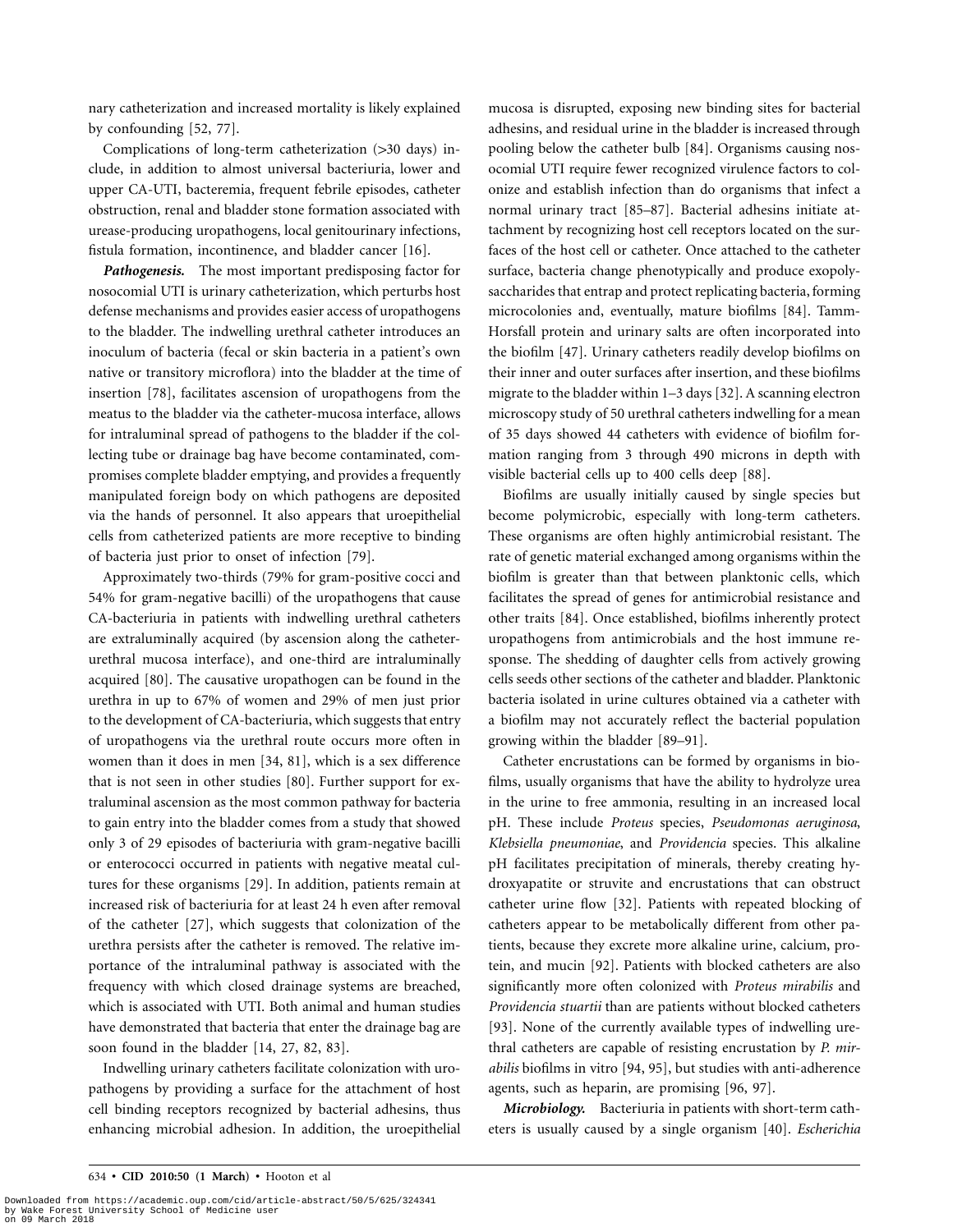nary catheterization and increased mortality is likely explained by confounding [52, 77].

Complications of long-term catheterization (>30 days) include, in addition to almost universal bacteriuria, lower and upper CA-UTI, bacteremia, frequent febrile episodes, catheter obstruction, renal and bladder stone formation associated with urease-producing uropathogens, local genitourinary infections, fistula formation, incontinence, and bladder cancer [16].

***Pathogenesis.*** The most important predisposing factor for nosocomial UTI is urinary catheterization, which perturbs host defense mechanisms and provides easier access of uropathogens to the bladder. The indwelling urethral catheter introduces an inoculum of bacteria (fecal or skin bacteria in a patient's own native or transitory microflora) into the bladder at the time of insertion [78], facilitates ascension of uropathogens from the meatus to the bladder via the catheter-mucosa interface, allows for intraluminal spread of pathogens to the bladder if the collecting tube or drainage bag have become contaminated, compromises complete bladder emptying, and provides a frequently manipulated foreign body on which pathogens are deposited via the hands of personnel. It also appears that uroepithelial cells from catheterized patients are more receptive to binding of bacteria just prior to onset of infection [79].

Approximately two-thirds (79% for gram-positive cocci and 54% for gram-negative bacilli) of the uropathogens that cause CA-bacteriuria in patients with indwelling urethral catheters are extraluminally acquired (by ascension along the catheter-urethral mucosa interface), and one-third are intraluminally acquired [80]. The causative uropathogen can be found in the urethra in up to 67% of women and 29% of men just prior to the development of CA-bacteriuria, which suggests that entry of uropathogens via the urethral route occurs more often in women than it does in men [34, 81], which is a sex difference that is not seen in other studies [80]. Further support for extraluminal ascension as the most common pathway for bacteria to gain entry into the bladder comes from a study that showed only 3 of 29 episodes of bacteriuria with gram-negative bacilli or enterococci occurred in patients with negative meatal cultures for these organisms [29]. In addition, patients remain at increased risk of bacteriuria for at least 24 h even after removal of the catheter [27], which suggests that colonization of the urethra persists after the catheter is removed. The relative importance of the intraluminal pathway is associated with the frequency with which closed drainage systems are breached, which is associated with UTI. Both animal and human studies have demonstrated that bacteria that enter the drainage bag are soon found in the bladder [14, 27, 82, 83].

Indwelling urinary catheters facilitate colonization with uropathogens by providing a surface for the attachment of host cell binding receptors recognized by bacterial adhesins, thus enhancing microbial adhesion. In addition, the uroepithelial mucosa is disrupted, exposing new binding sites for bacterial adhesins, and residual urine in the bladder is increased through pooling below the catheter bulb [84]. Organisms causing nosocomial UTI require fewer recognized virulence factors to colonize and establish infection than do organisms that infect a normal urinary tract [85–87]. Bacterial adhesins initiate attachment by recognizing host cell receptors located on the surfaces of the host cell or catheter. Once attached to the catheter surface, bacteria change phenotypically and produce exopolysaccharides that entrap and protect replicating bacteria, forming microcolonies and, eventually, mature biofilms [84]. Tamm-Horsfall protein and urinary salts are often incorporated into the biofilm [47]. Urinary catheters readily develop biofilms on their inner and outer surfaces after insertion, and these biofilms migrate to the bladder within 1–3 days [32]. A scanning electron microscopy study of 50 urethral catheters indwelling for a mean of 35 days showed 44 catheters with evidence of biofilm formation ranging from 3 through 490 microns in depth with visible bacterial cells up to 400 cells deep [88].

Biofilms are usually initially caused by single species but become polymicrobic, especially with long-term catheters. These organisms are often highly antimicrobial resistant. The rate of genetic material exchanged among organisms within the biofilm is greater than that between planktonic cells, which facilitates the spread of genes for antimicrobial resistance and other traits [84]. Once established, biofilms inherently protect uropathogens from antimicrobials and the host immune response. The shedding of daughter cells from actively growing cells seeds other sections of the catheter and bladder. Planktonic bacteria isolated in urine cultures obtained via a catheter with a biofilm may not accurately reflect the bacterial population growing within the bladder [89–91].

Catheter encrustations can be formed by organisms in biofilms, usually organisms that have the ability to hydrolyze urea in the urine to free ammonia, resulting in an increased local pH. These include *Proteus* species, *Pseudomonas aeruginosa*, *Klebsiella pneumoniae*, and *Providencia* species. This alkaline pH facilitates precipitation of minerals, thereby creating hydroxyapatite or struvite and encrustations that can obstruct catheter urine flow [32]. Patients with repeated blocking of catheters appear to be metabolically different from other patients, because they excrete more alkaline urine, calcium, protein, and mucin [92]. Patients with blocked catheters are also significantly more often colonized with *Proteus mirabilis* and *Providencia stuartii* than are patients without blocked catheters [93]. None of the currently available types of indwelling urethral catheters are capable of resisting encrustation by *P. mirabilis* biofilms in vitro [94, 95], but studies with anti-adherence agents, such as heparin, are promising [96, 97].

***Microbiology.*** Bacteriuria in patients with short-term catheters is usually caused by a single organism [40]. *Escherichia*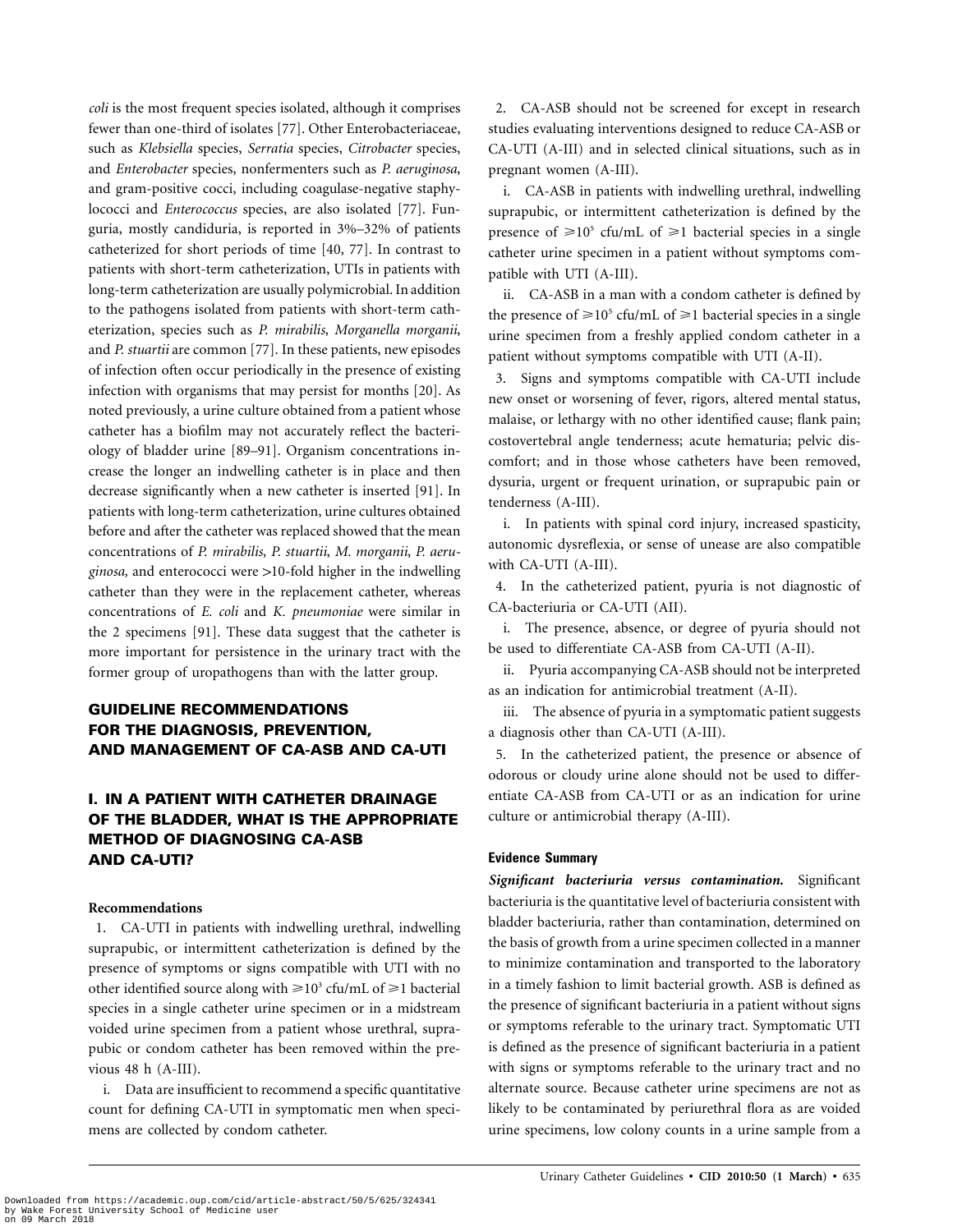*coli* is the most frequent species isolated, although it comprises fewer than one-third of isolates [77]. Other Enterobacteriaceae, such as *Klebsiella* species, *Serratia* species, *Citrobacter* species, and *Enterobacter* species, nonfermenters such as *P. aeruginosa*, and gram-positive cocci, including coagulase-negative staphylococci and *Enterococcus* species, are also isolated [77]. Funguria, mostly candiduria, is reported in 3%–32% of patients catheterized for short periods of time [40, 77]. In contrast to patients with short-term catheterization, UTIs in patients with long-term catheterization are usually polymicrobial. In addition to the pathogens isolated from patients with short-term catheterization, species such as *P. mirabilis*, *Morganella morganii*, and *P. stuartii* are common [77]. In these patients, new episodes of infection often occur periodically in the presence of existing infection with organisms that may persist for months [20]. As noted previously, a urine culture obtained from a patient whose catheter has a biofilm may not accurately reflect the bacteriology of bladder urine [89–91]. Organism concentrations increase the longer an indwelling catheter is in place and then decrease significantly when a new catheter is inserted [91]. In patients with long-term catheterization, urine cultures obtained before and after the catheter was replaced showed that the mean concentrations of *P. mirabilis*, *P. stuartii*, *M. morganii*, *P. aeruginosa,* and enterococci were >10-fold higher in the indwelling catheter than they were in the replacement catheter, whereas concentrations of *E. coli* and *K. pneumoniae* were similar in the 2 specimens [91]. These data suggest that the catheter is more important for persistence in the urinary tract with the former group of uropathogens than with the latter group.

## GUIDELINE RECOMMENDATIONS FOR THE DIAGNOSIS, PREVENTION, AND MANAGEMENT OF CA-ASB AND CA-UTI

## I. IN A PATIENT WITH CATHETER DRAINAGE OF THE BLADDER, WHAT IS THE APPROPRIATE METHOD OF DIAGNOSING CA-ASB AND CA-UTI?

### Recommendations

1. CA-UTI in patients with indwelling urethral, indwelling suprapubic, or intermittent catheterization is defined by the presence of symptoms or signs compatible with UTI with no other identified source along with $\geqslant 10^3$ cfu/mL of $\geqslant 1$ bacterial species in a single catheter urine specimen or in a midstream voided urine specimen from a patient whose urethral, suprapubic or condom catheter has been removed within the previous 48 h (A-III).

   i. Data are insufficient to recommend a specific quantitative count for defining CA-UTI in symptomatic men when specimens are collected by condom catheter.

2. CA-ASB should not be screened for except in research studies evaluating interventions designed to reduce CA-ASB or CA-UTI (A-III) and in selected clinical situations, such as in pregnant women (A-III).

   i. CA-ASB in patients with indwelling urethral, indwelling suprapubic, or intermittent catheterization is defined by the presence of $\geqslant 10^5$ cfu/mL of $\geqslant 1$ bacterial species in a single catheter urine specimen in a patient without symptoms compatible with UTI (A-III).

   ii. CA-ASB in a man with a condom catheter is defined by the presence of $\geqslant 10^5$ cfu/mL of $\geqslant 1$ bacterial species in a single urine specimen from a freshly applied condom catheter in a patient without symptoms compatible with UTI (A-II).

3. Signs and symptoms compatible with CA-UTI include new onset or worsening of fever, rigors, altered mental status, malaise, or lethargy with no other identified cause; flank pain; costovertebral angle tenderness; acute hematuria; pelvic discomfort; and in those whose catheters have been removed, dysuria, urgent or frequent urination, or suprapubic pain or tenderness (A-III).

   i. In patients with spinal cord injury, increased spasticity, autonomic dysreflexia, or sense of unease are also compatible with CA-UTI (A-III).

4. In the catheterized patient, pyuria is not diagnostic of CA-bacteriuria or CA-UTI (AII).

   i. The presence, absence, or degree of pyuria should not be used to differentiate CA-ASB from CA-UTI (A-II).

   ii. Pyuria accompanying CA-ASB should not be interpreted as an indication for antimicrobial treatment (A-II).

   iii. The absence of pyuria in a symptomatic patient suggests a diagnosis other than CA-UTI (A-III).

5. In the catheterized patient, the presence or absence of odorous or cloudy urine alone should not be used to differentiate CA-ASB from CA-UTI or as an indication for urine culture or antimicrobial therapy (A-III).

### Evidence Summary

***Significant bacteriuria versus contamination.*** Significant bacteriuria is the quantitative level of bacteriuria consistent with bladder bacteriuria, rather than contamination, determined on the basis of growth from a urine specimen collected in a manner to minimize contamination and transported to the laboratory in a timely fashion to limit bacterial growth. ASB is defined as the presence of significant bacteriuria in a patient without signs or symptoms referable to the urinary tract. Symptomatic UTI is defined as the presence of significant bacteriuria in a patient with signs or symptoms referable to the urinary tract and no alternate source. Because catheter urine specimens are not as likely to be contaminated by periurethral flora as are voided urine specimens, low colony counts in a urine sample from a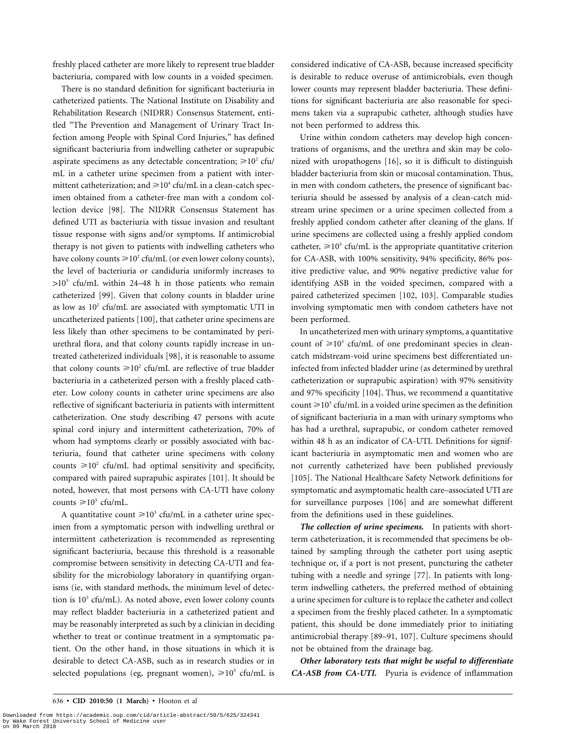freshly placed catheter are more likely to represent true bladder bacteriuria, compared with low counts in a voided specimen.

There is no standard definition for significant bacteriuria in catheterized patients. The National Institute on Disability and Rehabilitation Research (NIDRR) Consensus Statement, entitled "The Prevention and Management of Urinary Tract Infection among People with Spinal Cord Injuries," has defined significant bacteriuria from indwelling catheter or suprapubic aspirate specimens as any detectable concentration; $\geqslant 10^2$ cfu/mL in a catheter urine specimen from a patient with intermittent catheterization; and $\geqslant 10^4$ cfu/mL in a clean-catch specimen obtained from a catheter-free man with a condom collection device [98]. The NIDRR Consensus Statement has defined UTI as bacteriuria with tissue invasion and resultant tissue response with signs and/or symptoms. If antimicrobial therapy is not given to patients with indwelling catheters who have colony counts $\geqslant 10^2$ cfu/mL (or even lower colony counts), the level of bacteriuria or candiduria uniformly increases to $>10^5$ cfu/mL within 24–48 h in those patients who remain catheterized [99]. Given that colony counts in bladder urine as low as $10^2$ cfu/mL are associated with symptomatic UTI in uncatheterized patients [100], that catheter urine specimens are less likely than other specimens to be contaminated by periurethral flora, and that colony counts rapidly increase in untreated catheterized individuals [98], it is reasonable to assume that colony counts $\geqslant 10^2$ cfu/mL are reflective of true bladder bacteriuria in a catheterized person with a freshly placed catheter. Low colony counts in catheter urine specimens are also reflective of significant bacteriuria in patients with intermittent catheterization. One study describing 47 persons with acute spinal cord injury and intermittent catheterization, 70% of whom had symptoms clearly or possibly associated with bacteriuria, found that catheter urine specimens with colony counts $\geqslant 10^2$ cfu/mL had optimal sensitivity and specificity, compared with paired suprapubic aspirates [101]. It should be noted, however, that most persons with CA-UTI have colony counts $\geqslant 10^5$ cfu/mL.

A quantitative count $\geqslant 10^3$ cfu/mL in a catheter urine specimen from a symptomatic person with indwelling urethral or intermittent catheterization is recommended as representing significant bacteriuria, because this threshold is a reasonable compromise between sensitivity in detecting CA-UTI and feasibility for the microbiology laboratory in quantifying organisms (ie, with standard methods, the minimum level of detection is $10^3$ cfu/mL). As noted above, even lower colony counts may reflect bladder bacteriuria in a catheterized patient and may be reasonably interpreted as such by a clinician in deciding whether to treat or continue treatment in a symptomatic patient. On the other hand, in those situations in which it is desirable to detect CA-ASB, such as in research studies or in selected populations (eg, pregnant women), $\geqslant 10^5$ cfu/mL is considered indicative of CA-ASB, because increased specificity is desirable to reduce overuse of antimicrobials, even though lower counts may represent bladder bacteriuria. These definitions for significant bacteriuria are also reasonable for specimens taken via a suprapubic catheter, although studies have not been performed to address this.

Urine within condom catheters may develop high concentrations of organisms, and the urethra and skin may be colonized with uropathogens [16], so it is difficult to distinguish bladder bacteriuria from skin or mucosal contamination. Thus, in men with condom catheters, the presence of significant bacteriuria should be assessed by analysis of a clean-catch midstream urine specimen or a urine specimen collected from a freshly applied condom catheter after cleaning of the glans. If urine specimens are collected using a freshly applied condom catheter, $\geqslant 10^5$ cfu/mL is the appropriate quantitative criterion for CA-ASB, with 100% sensitivity, 94% specificity, 86% positive predictive value, and 90% negative predictive value for identifying ASB in the voided specimen, compared with a paired catheterized specimen [102, 103]. Comparable studies involving symptomatic men with condom catheters have not been performed.

In uncatheterized men with urinary symptoms, a quantitative count of $\geqslant 10^3$ cfu/mL of one predominant species in clean-catch midstream-void urine specimens best differentiated uninfected from infected bladder urine (as determined by urethral catheterization or suprapubic aspiration) with 97% sensitivity and 97% specificity [104]. Thus, we recommend a quantitative count $\geqslant 10^3$ cfu/mL in a voided urine specimen as the definition of significant bacteriuria in a man with urinary symptoms who has had a urethral, suprapubic, or condom catheter removed within 48 h as an indicator of CA-UTI. Definitions for significant bacteriuria in asymptomatic men and women who are not currently catheterized have been published previously [105]. The National Healthcare Safety Network definitions for symptomatic and asymptomatic health care–associated UTI are for surveillance purposes [106] and are somewhat different from the definitions used in these guidelines.

***The collection of urine specimens.*** In patients with short-term catheterization, it is recommended that specimens be obtained by sampling through the catheter port using aseptic technique or, if a port is not present, puncturing the catheter tubing with a needle and syringe [77]. In patients with long-term indwelling catheters, the preferred method of obtaining a urine specimen for culture is to replace the catheter and collect a specimen from the freshly placed catheter. In a symptomatic patient, this should be done immediately prior to initiating antimicrobial therapy [89–91, 107]. Culture specimens should not be obtained from the drainage bag.

***Other laboratory tests that might be useful to differentiate CA-ASB from CA-UTI.*** Pyuria is evidence of inflammation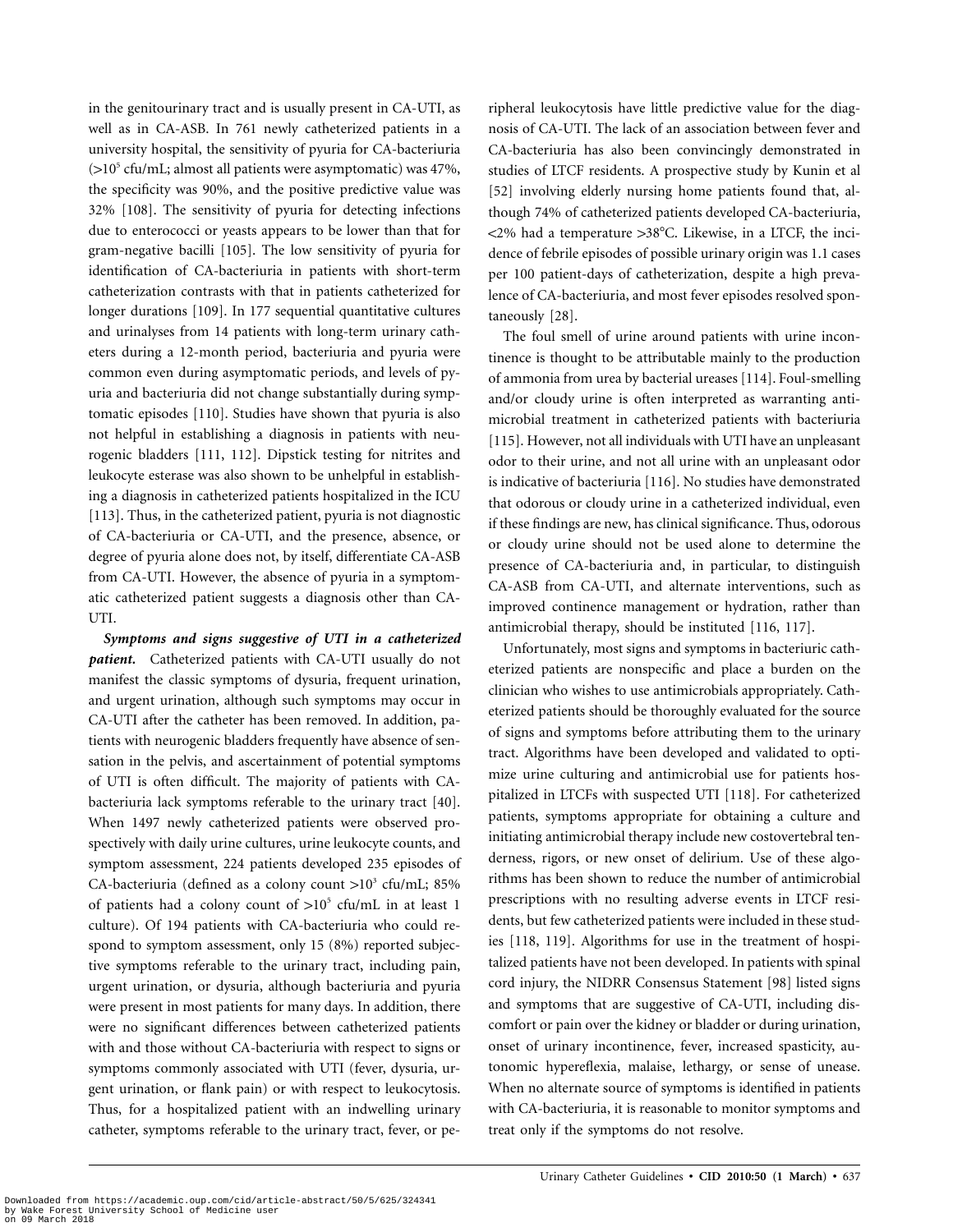in the genitourinary tract and is usually present in CA-UTI, as well as in CA-ASB. In 761 newly catheterized patients in a university hospital, the sensitivity of pyuria for CA-bacteriuria ($>10^5$ cfu/mL; almost all patients were asymptomatic) was 47%, the specificity was 90%, and the positive predictive value was 32% [108]. The sensitivity of pyuria for detecting infections due to enterococci or yeasts appears to be lower than that for gram-negative bacilli [105]. The low sensitivity of pyuria for identification of CA-bacteriuria in patients with short-term catheterization contrasts with that in patients catheterized for longer durations [109]. In 177 sequential quantitative cultures and urinalyses from 14 patients with long-term urinary catheters during a 12-month period, bacteriuria and pyuria were common even during asymptomatic periods, and levels of pyuria and bacteriuria did not change substantially during symptomatic episodes [110]. Studies have shown that pyuria is also not helpful in establishing a diagnosis in patients with neurogenic bladders [111, 112]. Dipstick testing for nitrites and leukocyte esterase was also shown to be unhelpful in establishing a diagnosis in catheterized patients hospitalized in the ICU [113]. Thus, in the catheterized patient, pyuria is not diagnostic of CA-bacteriuria or CA-UTI, and the presence, absence, or degree of pyuria alone does not, by itself, differentiate CA-ASB from CA-UTI. However, the absence of pyuria in a symptomatic catheterized patient suggests a diagnosis other than CA-UTI.

***Symptoms and signs suggestive of UTI in a catheterized patient.*** Catheterized patients with CA-UTI usually do not manifest the classic symptoms of dysuria, frequent urination, and urgent urination, although such symptoms may occur in CA-UTI after the catheter has been removed. In addition, patients with neurogenic bladders frequently have absence of sensation in the pelvis, and ascertainment of potential symptoms of UTI is often difficult. The majority of patients with CA-bacteriuria lack symptoms referable to the urinary tract [40]. When 1497 newly catheterized patients were observed prospectively with daily urine cultures, urine leukocyte counts, and symptom assessment, 224 patients developed 235 episodes of CA-bacteriuria (defined as a colony count $>10^3$ cfu/mL; 85% of patients had a colony count of $>10^5$ cfu/mL in at least 1 culture). Of 194 patients with CA-bacteriuria who could respond to symptom assessment, only 15 (8%) reported subjective symptoms referable to the urinary tract, including pain, urgent urination, or dysuria, although bacteriuria and pyuria were present in most patients for many days. In addition, there were no significant differences between catheterized patients with and those without CA-bacteriuria with respect to signs or symptoms commonly associated with UTI (fever, dysuria, urgent urination, or flank pain) or with respect to leukocytosis. Thus, for a hospitalized patient with an indwelling urinary catheter, symptoms referable to the urinary tract, fever, or peripheral leukocytosis have little predictive value for the diagnosis of CA-UTI. The lack of an association between fever and CA-bacteriuria has also been convincingly demonstrated in studies of LTCF residents. A prospective study by Kunin et al [52] involving elderly nursing home patients found that, although 74% of catheterized patients developed CA-bacteriuria, <2% had a temperature >38°C. Likewise, in a LTCF, the incidence of febrile episodes of possible urinary origin was 1.1 cases per 100 patient-days of catheterization, despite a high prevalence of CA-bacteriuria, and most fever episodes resolved spontaneously [28].

The foul smell of urine around patients with urine incontinence is thought to be attributable mainly to the production of ammonia from urea by bacterial ureases [114]. Foul-smelling and/or cloudy urine is often interpreted as warranting antimicrobial treatment in catheterized patients with bacteriuria [115]. However, not all individuals with UTI have an unpleasant odor to their urine, and not all urine with an unpleasant odor is indicative of bacteriuria [116]. No studies have demonstrated that odorous or cloudy urine in a catheterized individual, even if these findings are new, has clinical significance. Thus, odorous or cloudy urine should not be used alone to determine the presence of CA-bacteriuria and, in particular, to distinguish CA-ASB from CA-UTI, and alternate interventions, such as improved continence management or hydration, rather than antimicrobial therapy, should be instituted [116, 117].

Unfortunately, most signs and symptoms in bacteriuric catheterized patients are nonspecific and place a burden on the clinician who wishes to use antimicrobials appropriately. Catheterized patients should be thoroughly evaluated for the source of signs and symptoms before attributing them to the urinary tract. Algorithms have been developed and validated to optimize urine culturing and antimicrobial use for patients hospitalized in LTCFs with suspected UTI [118]. For catheterized patients, symptoms appropriate for obtaining a culture and initiating antimicrobial therapy include new costovertebral tenderness, rigors, or new onset of delirium. Use of these algorithms has been shown to reduce the number of antimicrobial prescriptions with no resulting adverse events in LTCF residents, but few catheterized patients were included in these studies [118, 119]. Algorithms for use in the treatment of hospitalized patients have not been developed. In patients with spinal cord injury, the NIDRR Consensus Statement [98] listed signs and symptoms that are suggestive of CA-UTI, including discomfort or pain over the kidney or bladder or during urination, onset of urinary incontinence, fever, increased spasticity, autonomic hyperreflexia, malaise, lethargy, or sense of unease. When no alternate source of symptoms is identified in patients with CA-bacteriuria, it is reasonable to monitor symptoms and treat only if the symptoms do not resolve.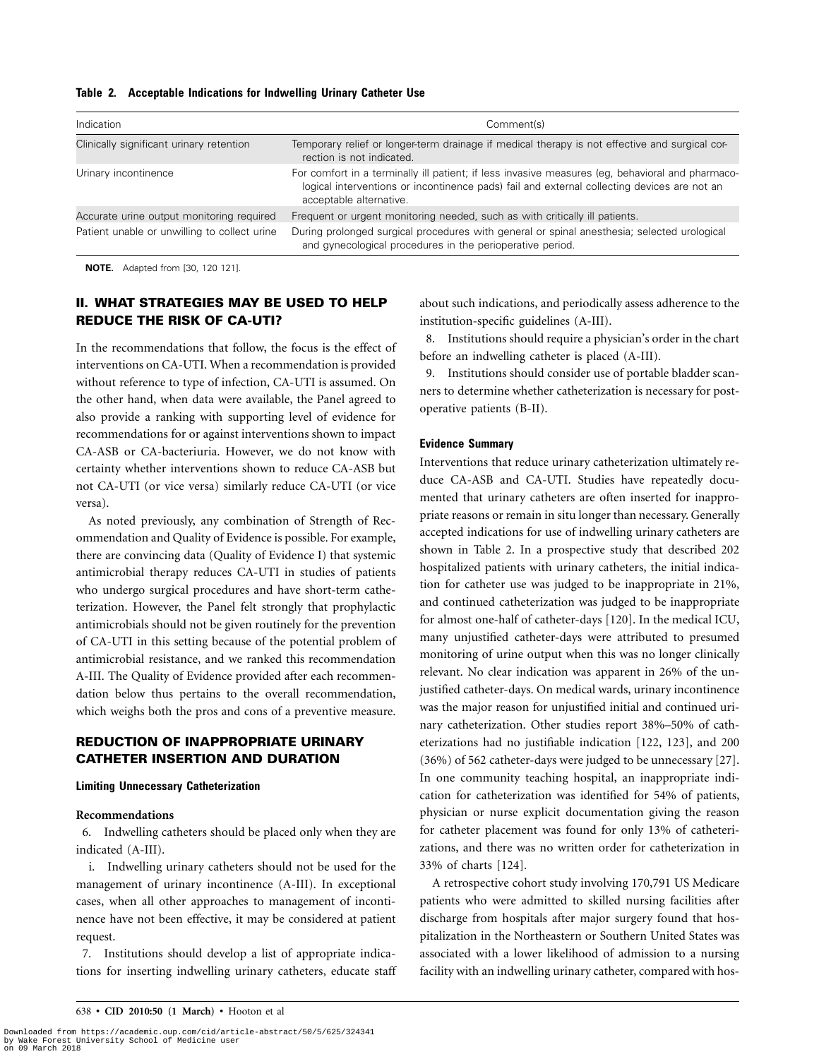**Table 2. Acceptable Indications for Indwelling Urinary Catheter Use**

| Indication | Comment(s) |
| --- | --- |
| Clinically significant urinary retention | Temporary relief or longer-term drainage if medical therapy is not effective and surgical correction is not indicated. |
| Urinary incontinence | For comfort in a terminally ill patient; if less invasive measures (eg, behavioral and pharmacological interventions or incontinence pads) fail and external collecting devices are not an acceptable alternative. |
| Accurate urine output monitoring required | Frequent or urgent monitoring needed, such as with critically ill patients. |
| Patient unable or unwilling to collect urine | During prolonged surgical procedures with general or spinal anesthesia; selected urological and gynecological procedures in the perioperative period. |

**NOTE.** Adapted from [30, 120 121].

## II. WHAT STRATEGIES MAY BE USED TO HELP REDUCE THE RISK OF CA-UTI?

In the recommendations that follow, the focus is the effect of interventions on CA-UTI. When a recommendation is provided without reference to type of infection, CA-UTI is assumed. On the other hand, when data were available, the Panel agreed to also provide a ranking with supporting level of evidence for recommendations for or against interventions shown to impact CA-ASB or CA-bacteriuria. However, we do not know with certainty whether interventions shown to reduce CA-ASB but not CA-UTI (or vice versa) similarly reduce CA-UTI (or vice versa).

As noted previously, any combination of Strength of Recommendation and Quality of Evidence is possible. For example, there are convincing data (Quality of Evidence I) that systemic antimicrobial therapy reduces CA-UTI in studies of patients who undergo surgical procedures and have short-term catheterization. However, the Panel felt strongly that prophylactic antimicrobials should not be given routinely for the prevention of CA-UTI in this setting because of the potential problem of antimicrobial resistance, and we ranked this recommendation A-III. The Quality of Evidence provided after each recommendation below thus pertains to the overall recommendation, which weighs both the pros and cons of a preventive measure.

## REDUCTION OF INAPPROPRIATE URINARY CATHETER INSERTION AND DURATION

### Limiting Unnecessary Catheterization

#### Recommendations

6. Indwelling catheters should be placed only when they are indicated (A-III).

i. Indwelling urinary catheters should not be used for the management of urinary incontinence (A-III). In exceptional cases, when all other approaches to management of incontinence have not been effective, it may be considered at patient request.

7. Institutions should develop a list of appropriate indications for inserting indwelling urinary catheters, educate staff about such indications, and periodically assess adherence to the institution-specific guidelines (A-III).

8. Institutions should require a physician's order in the chart before an indwelling catheter is placed (A-III).

9. Institutions should consider use of portable bladder scanners to determine whether catheterization is necessary for postoperative patients (B-II).

#### Evidence Summary

Interventions that reduce urinary catheterization ultimately reduce CA-ASB and CA-UTI. Studies have repeatedly documented that urinary catheters are often inserted for inappropriate reasons or remain in situ longer than necessary. Generally accepted indications for use of indwelling urinary catheters are shown in Table 2. In a prospective study that described 202 hospitalized patients with urinary catheters, the initial indication for catheter use was judged to be inappropriate in 21%, and continued catheterization was judged to be inappropriate for almost one-half of catheter-days [120]. In the medical ICU, many unjustified catheter-days were attributed to presumed monitoring of urine output when this was no longer clinically relevant. No clear indication was apparent in 26% of the unjustified catheter-days. On medical wards, urinary incontinence was the major reason for unjustified initial and continued urinary catheterization. Other studies report 38%–50% of catheterizations had no justifiable indication [122, 123], and 200 (36%) of 562 catheter-days were judged to be unnecessary [27]. In one community teaching hospital, an inappropriate indication for catheterization was identified for 54% of patients, physician or nurse explicit documentation giving the reason for catheter placement was found for only 13% of catheterizations, and there was no written order for catheterization in 33% of charts [124].

A retrospective cohort study involving 170,791 US Medicare patients who were admitted to skilled nursing facilities after discharge from hospitals after major surgery found that hospitalization in the Northeastern or Southern United States was associated with a lower likelihood of admission to a nursing facility with an indwelling urinary catheter, compared with hos-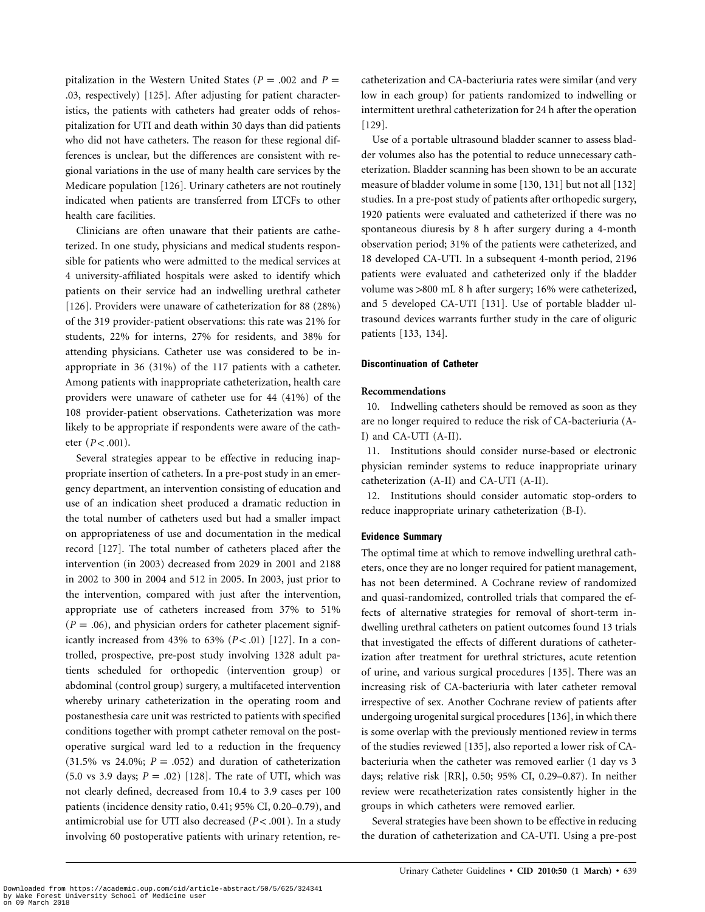pitalization in the Western United States ($P = .002$ and $P = .03$, respectively) [125]. After adjusting for patient characteristics, the patients with catheters had greater odds of rehospitalization for UTI and death within 30 days than did patients who did not have catheters. The reason for these regional differences is unclear, but the differences are consistent with regional variations in the use of many health care services by the Medicare population [126]. Urinary catheters are not routinely indicated when patients are transferred from LTCFs to other health care facilities.

Clinicians are often unaware that their patients are catheterized. In one study, physicians and medical students responsible for patients who were admitted to the medical services at 4 university-affiliated hospitals were asked to identify which patients on their service had an indwelling urethral catheter [126]. Providers were unaware of catheterization for 88 (28%) of the 319 provider-patient observations: this rate was 21% for students, 22% for interns, 27% for residents, and 38% for attending physicians. Catheter use was considered to be inappropriate in 36 (31%) of the 117 patients with a catheter. Among patients with inappropriate catheterization, health care providers were unaware of catheter use for 44 (41%) of the 108 provider-patient observations. Catheterization was more likely to be appropriate if respondents were aware of the catheter ($P < .001$).

Several strategies appear to be effective in reducing inappropriate insertion of catheters. In a pre-post study in an emergency department, an intervention consisting of education and use of an indication sheet produced a dramatic reduction in the total number of catheters used but had a smaller impact on appropriateness of use and documentation in the medical record [127]. The total number of catheters placed after the intervention (in 2003) decreased from 2029 in 2001 and 2188 in 2002 to 300 in 2004 and 512 in 2005. In 2003, just prior to the intervention, compared with just after the intervention, appropriate use of catheters increased from 37% to 51% ($P = .06$), and physician orders for catheter placement significantly increased from 43% to 63% ($P < .01$) [127]. In a controlled, prospective, pre-post study involving 1328 adult patients scheduled for orthopedic (intervention group) or abdominal (control group) surgery, a multifaceted intervention whereby urinary catheterization in the operating room and postanesthesia care unit was restricted to patients with specified conditions together with prompt catheter removal on the postoperative surgical ward led to a reduction in the frequency (31.5% vs 24.0%; $P = .052$) and duration of catheterization (5.0 vs 3.9 days; $P = .02$) [128]. The rate of UTI, which was not clearly defined, decreased from 10.4 to 3.9 cases per 100 patients (incidence density ratio, 0.41; 95% CI, 0.20–0.79), and antimicrobial use for UTI also decreased ($P < .001$). In a study involving 60 postoperative patients with urinary retention, recatheterization and CA-bacteriuria rates were similar (and very low in each group) for patients randomized to indwelling or intermittent urethral catheterization for 24 h after the operation [129].

Use of a portable ultrasound bladder scanner to assess bladder volumes also has the potential to reduce unnecessary catheterization. Bladder scanning has been shown to be an accurate measure of bladder volume in some [130, 131] but not all [132] studies. In a pre-post study of patients after orthopedic surgery, 1920 patients were evaluated and catheterized if there was no spontaneous diuresis by 8 h after surgery during a 4-month observation period; 31% of the patients were catheterized, and 18 developed CA-UTI. In a subsequent 4-month period, 2196 patients were evaluated and catheterized only if the bladder volume was >800 mL 8 h after surgery; 16% were catheterized, and 5 developed CA-UTI [131]. Use of portable bladder ultrasound devices warrants further study in the care of oliguric patients [133, 134].

#### Discontinuation of Catheter

##### Recommendations

10. Indwelling catheters should be removed as soon as they are no longer required to reduce the risk of CA-bacteriuria (A-I) and CA-UTI (A-II).
11. Institutions should consider nurse-based or electronic physician reminder systems to reduce inappropriate urinary catheterization (A-II) and CA-UTI (A-II).
12. Institutions should consider automatic stop-orders to reduce inappropriate urinary catheterization (B-I).

##### Evidence Summary

The optimal time at which to remove indwelling urethral catheters, once they are no longer required for patient management, has not been determined. A Cochrane review of randomized and quasi-randomized, controlled trials that compared the effects of alternative strategies for removal of short-term indwelling urethral catheters on patient outcomes found 13 trials that investigated the effects of different durations of catheterization after treatment for urethral strictures, acute retention of urine, and various surgical procedures [135]. There was an increasing risk of CA-bacteriuria with later catheter removal irrespective of sex. Another Cochrane review of patients after undergoing urogenital surgical procedures [136], in which there is some overlap with the previously mentioned review in terms of the studies reviewed [135], also reported a lower risk of CA-bacteriuria when the catheter was removed earlier (1 day vs 3 days; relative risk [RR], 0.50; 95% CI, 0.29–0.87). In neither review were recatheterization rates consistently higher in the groups in which catheters were removed earlier.

Several strategies have been shown to be effective in reducing the duration of catheterization and CA-UTI. Using a pre-post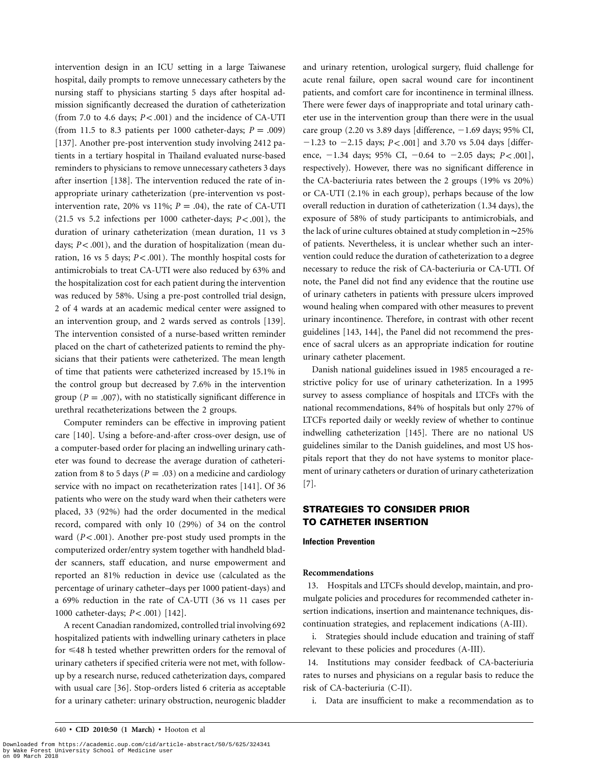intervention design in an ICU setting in a large Taiwanese hospital, daily prompts to remove unnecessary catheters by the nursing staff to physicians starting 5 days after hospital admission significantly decreased the duration of catheterization (from 7.0 to 4.6 days; $P < .001$) and the incidence of CA-UTI (from 11.5 to 8.3 patients per 1000 catheter-days; $P = .009$) [137]. Another pre-post intervention study involving 2412 patients in a tertiary hospital in Thailand evaluated nurse-based reminders to physicians to remove unnecessary catheters 3 days after insertion [138]. The intervention reduced the rate of inappropriate urinary catheterization (pre-intervention vs post-intervention rate, 20% vs 11%; $P = .04$), the rate of CA-UTI (21.5 vs 5.2 infections per 1000 catheter-days; $P < .001$), the duration of urinary catheterization (mean duration, 11 vs 3 days; $P < .001$), and the duration of hospitalization (mean duration, 16 vs 5 days; $P < .001$). The monthly hospital costs for antimicrobials to treat CA-UTI were also reduced by 63% and the hospitalization cost for each patient during the intervention was reduced by 58%. Using a pre-post controlled trial design, 2 of 4 wards at an academic medical center were assigned to an intervention group, and 2 wards served as controls [139]. The intervention consisted of a nurse-based written reminder placed on the chart of catheterized patients to remind the physicians that their patients were catheterized. The mean length of time that patients were catheterized increased by 15.1% in the control group but decreased by 7.6% in the intervention group ($P = .007$), with no statistically significant difference in urethral recatheterizations between the 2 groups.

Computer reminders can be effective in improving patient care [140]. Using a before-and-after cross-over design, use of a computer-based order for placing an indwelling urinary catheter was found to decrease the average duration of catheterization from 8 to 5 days ($P = .03$) on a medicine and cardiology service with no impact on recatheterization rates [141]. Of 36 patients who were on the study ward when their catheters were placed, 33 (92%) had the order documented in the medical record, compared with only 10 (29%) of 34 on the control ward ($P < .001$). Another pre-post study used prompts in the computerized order/entry system together with handheld bladder scanners, staff education, and nurse empowerment and reported an 81% reduction in device use (calculated as the percentage of urinary catheter–days per 1000 patient-days) and a 69% reduction in the rate of CA-UTI (36 vs 11 cases per 1000 catheter-days; $P < .001$) [142].

A recent Canadian randomized, controlled trial involving 692 hospitalized patients with indwelling urinary catheters in place for ≤48 h tested whether prewritten orders for the removal of urinary catheters if specified criteria were not met, with follow-up by a research nurse, reduced catheterization days, compared with usual care [36]. Stop-orders listed 6 criteria as acceptable for a urinary catheter: urinary obstruction, neurogenic bladder and urinary retention, urological surgery, fluid challenge for acute renal failure, open sacral wound care for incontinent patients, and comfort care for incontinence in terminal illness. There were fewer days of inappropriate and total urinary catheter use in the intervention group than there were in the usual care group (2.20 vs 3.89 days [difference, −1.69 days; 95% CI, −1.23 to −2.15 days; $P < .001$] and 3.70 vs 5.04 days [difference, −1.34 days; 95% CI, −0.64 to −2.05 days; $P < .001$], respectively). However, there was no significant difference in the CA-bacteriuria rates between the 2 groups (19% vs 20%) or CA-UTI (2.1% in each group), perhaps because of the low overall reduction in duration of catheterization (1.34 days), the exposure of 58% of study participants to antimicrobials, and the lack of urine cultures obtained at study completion in ~25% of patients. Nevertheless, it is unclear whether such an intervention could reduce the duration of catheterization to a degree necessary to reduce the risk of CA-bacteriuria or CA-UTI. Of note, the Panel did not find any evidence that the routine use of urinary catheters in patients with pressure ulcers improved wound healing when compared with other measures to prevent urinary incontinence. Therefore, in contrast with other recent guidelines [143, 144], the Panel did not recommend the presence of sacral ulcers as an appropriate indication for routine urinary catheter placement.

Danish national guidelines issued in 1985 encouraged a restrictive policy for use of urinary catheterization. In a 1995 survey to assess compliance of hospitals and LTCFs with the national recommendations, 84% of hospitals but only 27% of LTCFs reported daily or weekly review of whether to continue indwelling catheterization [145]. There are no national US guidelines similar to the Danish guidelines, and most US hospitals report that they do not have systems to monitor placement of urinary catheters or duration of urinary catheterization [7].

## STRATEGIES TO CONSIDER PRIOR TO CATHETER INSERTION

### Infection Prevention

**Recommendations**

13. Hospitals and LTCFs should develop, maintain, and promulgate policies and procedures for recommended catheter insertion indications, insertion and maintenance techniques, discontinuation strategies, and replacement indications (A-III).

 i. Strategies should include education and training of staff relevant to these policies and procedures (A-III).

14. Institutions may consider feedback of CA-bacteriuria rates to nurses and physicians on a regular basis to reduce the risk of CA-bacteriuria (C-II).

 i. Data are insufficient to make a recommendation as to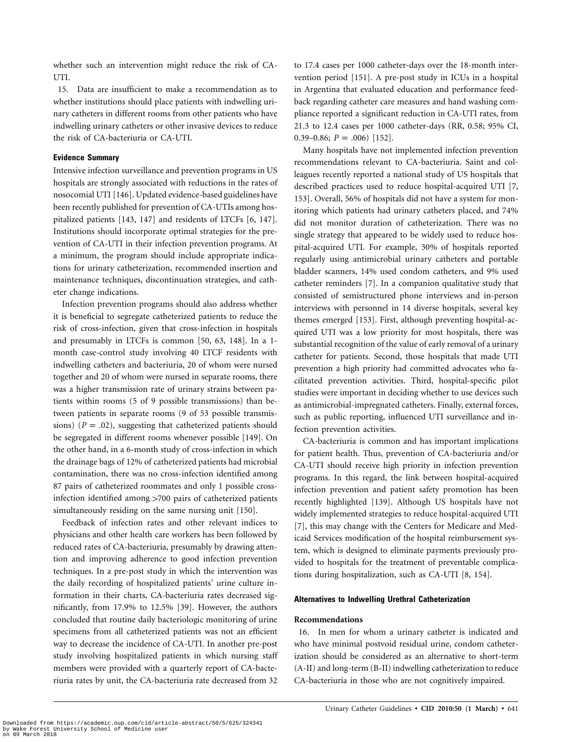whether such an intervention might reduce the risk of CA-UTI.

15. Data are insufficient to make a recommendation as to whether institutions should place patients with indwelling urinary catheters in different rooms from other patients who have indwelling urinary catheters or other invasive devices to reduce the risk of CA-bacteriuria or CA-UTI.

#### Evidence Summary

Intensive infection surveillance and prevention programs in US hospitals are strongly associated with reductions in the rates of nosocomial UTI [146]. Updated evidence-based guidelines have been recently published for prevention of CA-UTIs among hospitalized patients [143, 147] and residents of LTCFs [6, 147]. Institutions should incorporate optimal strategies for the prevention of CA-UTI in their infection prevention programs. At a minimum, the program should include appropriate indications for urinary catheterization, recommended insertion and maintenance techniques, discontinuation strategies, and catheter change indications.

Infection prevention programs should also address whether it is beneficial to segregate catheterized patients to reduce the risk of cross-infection, given that cross-infection in hospitals and presumably in LTCFs is common [50, 63, 148]. In a 1-month case-control study involving 40 LTCF residents with indwelling catheters and bacteriuria, 20 of whom were nursed together and 20 of whom were nursed in separate rooms, there was a higher transmission rate of urinary strains between patients within rooms (5 of 9 possible transmissions) than between patients in separate rooms (9 of 53 possible transmissions) ($P = .02$), suggesting that catheterized patients should be segregated in different rooms whenever possible [149]. On the other hand, in a 6-month study of cross-infection in which the drainage bags of 12% of catheterized patients had microbial contamination, there was no cross-infection identified among 87 pairs of catheterized roommates and only 1 possible cross-infection identified among >700 pairs of catheterized patients simultaneously residing on the same nursing unit [150].

Feedback of infection rates and other relevant indices to physicians and other health care workers has been followed by reduced rates of CA-bacteriuria, presumably by drawing attention and improving adherence to good infection prevention techniques. In a pre-post study in which the intervention was the daily recording of hospitalized patients' urine culture information in their charts, CA-bacteriuria rates decreased significantly, from 17.9% to 12.5% [39]. However, the authors concluded that routine daily bacteriologic monitoring of urine specimens from all catheterized patients was not an efficient way to decrease the incidence of CA-UTI. In another pre-post study involving hospitalized patients in which nursing staff members were provided with a quarterly report of CA-bacteriuria rates by unit, the CA-bacteriuria rate decreased from 32 to 17.4 cases per 1000 catheter-days over the 18-month intervention period [151]. A pre-post study in ICUs in a hospital in Argentina that evaluated education and performance feedback regarding catheter care measures and hand washing compliance reported a significant reduction in CA-UTI rates, from 21.3 to 12.4 cases per 1000 catheter-days (RR, 0.58; 95% CI, 0.39–0.86; $P = .006$) [152].

Many hospitals have not implemented infection prevention recommendations relevant to CA-bacteriuria. Saint and colleagues recently reported a national study of US hospitals that described practices used to reduce hospital-acquired UTI [7, 153]. Overall, 56% of hospitals did not have a system for monitoring which patients had urinary catheters placed, and 74% did not monitor duration of catheterization. There was no single strategy that appeared to be widely used to reduce hospital-acquired UTI. For example, 30% of hospitals reported regularly using antimicrobial urinary catheters and portable bladder scanners, 14% used condom catheters, and 9% used catheter reminders [7]. In a companion qualitative study that consisted of semistructured phone interviews and in-person interviews with personnel in 14 diverse hospitals, several key themes emerged [153]. First, although preventing hospital-acquired UTI was a low priority for most hospitals, there was substantial recognition of the value of early removal of a urinary catheter for patients. Second, those hospitals that made UTI prevention a high priority had committed advocates who facilitated prevention activities. Third, hospital-specific pilot studies were important in deciding whether to use devices such as antimicrobial-impregnated catheters. Finally, external forces, such as public reporting, influenced UTI surveillance and infection prevention activities.

CA-bacteriuria is common and has important implications for patient health. Thus, prevention of CA-bacteriuria and/or CA-UTI should receive high priority in infection prevention programs. In this regard, the link between hospital-acquired infection prevention and patient safety promotion has been recently highlighted [139]. Although US hospitals have not widely implemented strategies to reduce hospital-acquired UTI [7], this may change with the Centers for Medicare and Medicaid Services modification of the hospital reimbursement system, which is designed to eliminate payments previously provided to hospitals for the treatment of preventable complications during hospitalization, such as CA-UTI [8, 154].

### Alternatives to Indwelling Urethral Catheterization

#### Recommendations

16. In men for whom a urinary catheter is indicated and who have minimal postvoid residual urine, condom catheterization should be considered as an alternative to short-term (A-II) and long-term (B-II) indwelling catheterization to reduce CA-bacteriuria in those who are not cognitively impaired.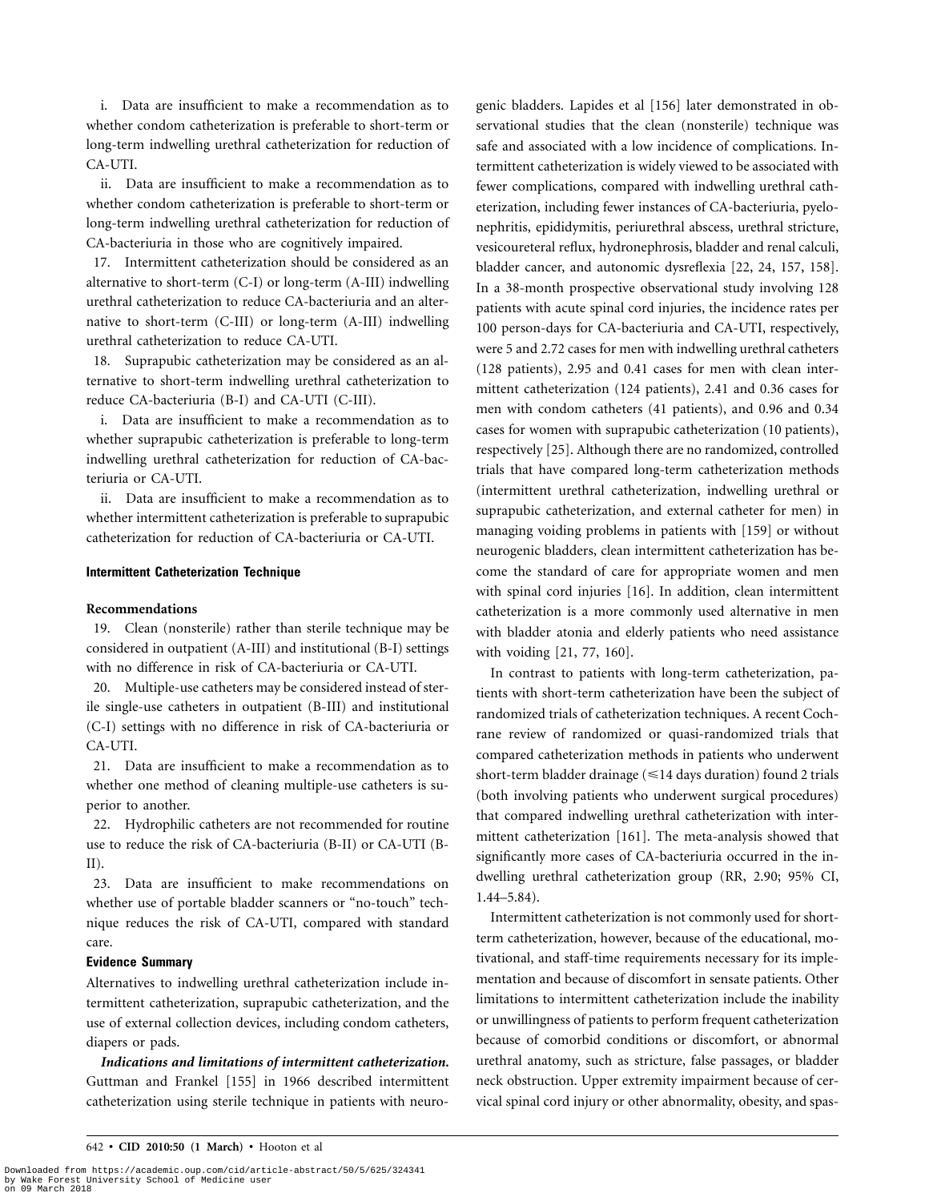i. Data are insufficient to make a recommendation as to whether condom catheterization is preferable to short-term or long-term indwelling urethral catheterization for reduction of CA-UTI.

ii. Data are insufficient to make a recommendation as to whether condom catheterization is preferable to short-term or long-term indwelling urethral catheterization for reduction of CA-bacteriuria in those who are cognitively impaired.

17. Intermittent catheterization should be considered as an alternative to short-term (C-I) or long-term (A-III) indwelling urethral catheterization to reduce CA-bacteriuria and an alternative to short-term (C-III) or long-term (A-III) indwelling urethral catheterization to reduce CA-UTI.

18. Suprapubic catheterization may be considered as an alternative to short-term indwelling urethral catheterization to reduce CA-bacteriuria (B-I) and CA-UTI (C-III).

i. Data are insufficient to make a recommendation as to whether suprapubic catheterization is preferable to long-term indwelling urethral catheterization for reduction of CA-bacteriuria or CA-UTI.

ii. Data are insufficient to make a recommendation as to whether intermittent catheterization is preferable to suprapubic catheterization for reduction of CA-bacteriuria or CA-UTI.

#### Intermittent Catheterization Technique

**Recommendations**

19. Clean (nonsterile) rather than sterile technique may be considered in outpatient (A-III) and institutional (B-I) settings with no difference in risk of CA-bacteriuria or CA-UTI.

20. Multiple-use catheters may be considered instead of sterile single-use catheters in outpatient (B-III) and institutional (C-I) settings with no difference in risk of CA-bacteriuria or CA-UTI.

21. Data are insufficient to make a recommendation as to whether one method of cleaning multiple-use catheters is superior to another.

22. Hydrophilic catheters are not recommended for routine use to reduce the risk of CA-bacteriuria (B-II) or CA-UTI (B-II).

23. Data are insufficient to make recommendations on whether use of portable bladder scanners or "no-touch" technique reduces the risk of CA-UTI, compared with standard care.

**Evidence Summary**

Alternatives to indwelling urethral catheterization include intermittent catheterization, suprapubic catheterization, and the use of external collection devices, including condom catheters, diapers or pads.

***Indications and limitations of intermittent catheterization.*** Guttman and Frankel [155] in 1966 described intermittent catheterization using sterile technique in patients with neurogenic bladders. Lapides et al [156] later demonstrated in observational studies that the clean (nonsterile) technique was safe and associated with a low incidence of complications. Intermittent catheterization is widely viewed to be associated with fewer complications, compared with indwelling urethral catheterization, including fewer instances of CA-bacteriuria, pyelonephritis, epididymitis, periurethral abscess, urethral stricture, vesicoureteral reflux, hydronephrosis, bladder and renal calculi, bladder cancer, and autonomic dysreflexia [22, 24, 157, 158]. In a 38-month prospective observational study involving 128 patients with acute spinal cord injuries, the incidence rates per 100 person-days for CA-bacteriuria and CA-UTI, respectively, were 5 and 2.72 cases for men with indwelling urethral catheters (128 patients), 2.95 and 0.41 cases for men with clean intermittent catheterization (124 patients), 2.41 and 0.36 cases for men with condom catheters (41 patients), and 0.96 and 0.34 cases for women with suprapubic catheterization (10 patients), respectively [25]. Although there are no randomized, controlled trials that have compared long-term catheterization methods (intermittent urethral catheterization, indwelling urethral or suprapubic catheterization, and external catheter for men) in managing voiding problems in patients with [159] or without neurogenic bladders, clean intermittent catheterization has become the standard of care for appropriate women and men with spinal cord injuries [16]. In addition, clean intermittent catheterization is a more commonly used alternative in men with bladder atonia and elderly patients who need assistance with voiding [21, 77, 160].

In contrast to patients with long-term catheterization, patients with short-term catheterization have been the subject of randomized trials of catheterization techniques. A recent Cochrane review of randomized or quasi-randomized trials that compared catheterization methods in patients who underwent short-term bladder drainage (≤14 days duration) found 2 trials (both involving patients who underwent surgical procedures) that compared indwelling urethral catheterization with intermittent catheterization [161]. The meta-analysis showed that significantly more cases of CA-bacteriuria occurred in the indwelling urethral catheterization group (RR, 2.90; 95% CI, 1.44–5.84).

Intermittent catheterization is not commonly used for short-term catheterization, however, because of the educational, motivational, and staff-time requirements necessary for its implementation and because of discomfort in sensate patients. Other limitations to intermittent catheterization include the inability or unwillingness of patients to perform frequent catheterization because of comorbid conditions or discomfort, or abnormal urethral anatomy, such as stricture, false passages, or bladder neck obstruction. Upper extremity impairment because of cervical spinal cord injury or other abnormality, obesity, and spas-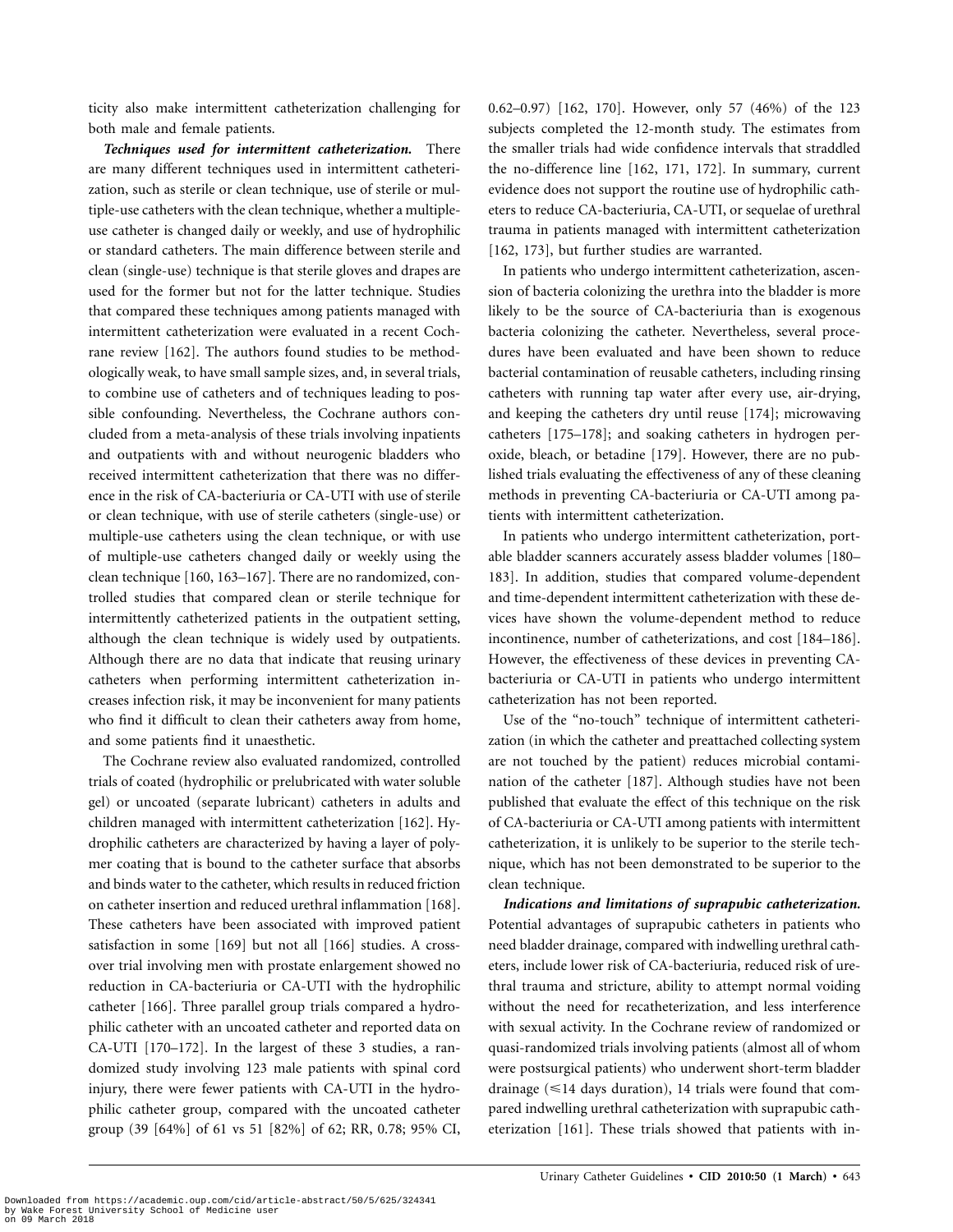ticity also make intermittent catheterization challenging for both male and female patients.

***Techniques used for intermittent catheterization.*** There are many different techniques used in intermittent catheterization, such as sterile or clean technique, use of sterile or multiple-use catheters with the clean technique, whether a multiple-use catheter is changed daily or weekly, and use of hydrophilic or standard catheters. The main difference between sterile and clean (single-use) technique is that sterile gloves and drapes are used for the former but not for the latter technique. Studies that compared these techniques among patients managed with intermittent catheterization were evaluated in a recent Cochrane review [162]. The authors found studies to be methodologically weak, to have small sample sizes, and, in several trials, to combine use of catheters and of techniques leading to possible confounding. Nevertheless, the Cochrane authors concluded from a meta-analysis of these trials involving inpatients and outpatients with and without neurogenic bladders who received intermittent catheterization that there was no difference in the risk of CA-bacteriuria or CA-UTI with use of sterile or clean technique, with use of sterile catheters (single-use) or multiple-use catheters using the clean technique, or with use of multiple-use catheters changed daily or weekly using the clean technique [160, 163–167]. There are no randomized, controlled studies that compared clean or sterile technique for intermittently catheterized patients in the outpatient setting, although the clean technique is widely used by outpatients. Although there are no data that indicate that reusing urinary catheters when performing intermittent catheterization increases infection risk, it may be inconvenient for many patients who find it difficult to clean their catheters away from home, and some patients find it unaesthetic.

The Cochrane review also evaluated randomized, controlled trials of coated (hydrophilic or prelubricated with water soluble gel) or uncoated (separate lubricant) catheters in adults and children managed with intermittent catheterization [162]. Hydrophilic catheters are characterized by having a layer of polymer coating that is bound to the catheter surface that absorbs and binds water to the catheter, which results in reduced friction on catheter insertion and reduced urethral inflammation [168]. These catheters have been associated with improved patient satisfaction in some [169] but not all [166] studies. A crossover trial involving men with prostate enlargement showed no reduction in CA-bacteriuria or CA-UTI with the hydrophilic catheter [166]. Three parallel group trials compared a hydrophilic catheter with an uncoated catheter and reported data on CA-UTI [170–172]. In the largest of these 3 studies, a randomized study involving 123 male patients with spinal cord injury, there were fewer patients with CA-UTI in the hydrophilic catheter group, compared with the uncoated catheter group (39 [64%] of 61 vs 51 [82%] of 62; RR, 0.78; 95% CI, 0.62–0.97) [162, 170]. However, only 57 (46%) of the 123 subjects completed the 12-month study. The estimates from the smaller trials had wide confidence intervals that straddled the no-difference line [162, 171, 172]. In summary, current evidence does not support the routine use of hydrophilic catheters to reduce CA-bacteriuria, CA-UTI, or sequelae of urethral trauma in patients managed with intermittent catheterization [162, 173], but further studies are warranted.

In patients who undergo intermittent catheterization, ascension of bacteria colonizing the urethra into the bladder is more likely to be the source of CA-bacteriuria than is exogenous bacteria colonizing the catheter. Nevertheless, several procedures have been evaluated and have been shown to reduce bacterial contamination of reusable catheters, including rinsing catheters with running tap water after every use, air-drying, and keeping the catheters dry until reuse [174]; microwaving catheters [175–178]; and soaking catheters in hydrogen peroxide, bleach, or betadine [179]. However, there are no published trials evaluating the effectiveness of any of these cleaning methods in preventing CA-bacteriuria or CA-UTI among patients with intermittent catheterization.

In patients who undergo intermittent catheterization, portable bladder scanners accurately assess bladder volumes [180–183]. In addition, studies that compared volume-dependent and time-dependent intermittent catheterization with these devices have shown the volume-dependent method to reduce incontinence, number of catheterizations, and cost [184–186]. However, the effectiveness of these devices in preventing CA-bacteriuria or CA-UTI in patients who undergo intermittent catheterization has not been reported.

Use of the "no-touch" technique of intermittent catheterization (in which the catheter and preattached collecting system are not touched by the patient) reduces microbial contamination of the catheter [187]. Although studies have not been published that evaluate the effect of this technique on the risk of CA-bacteriuria or CA-UTI among patients with intermittent catheterization, it is unlikely to be superior to the sterile technique, which has not been demonstrated to be superior to the clean technique.

***Indications and limitations of suprapubic catheterization.*** Potential advantages of suprapubic catheters in patients who need bladder drainage, compared with indwelling urethral catheters, include lower risk of CA-bacteriuria, reduced risk of urethral trauma and stricture, ability to attempt normal voiding without the need for recatheterization, and less interference with sexual activity. In the Cochrane review of randomized or quasi-randomized trials involving patients (almost all of whom were postsurgical patients) who underwent short-term bladder drainage (⩽14 days duration), 14 trials were found that compared indwelling urethral catheterization with suprapubic catheterization [161]. These trials showed that patients with in-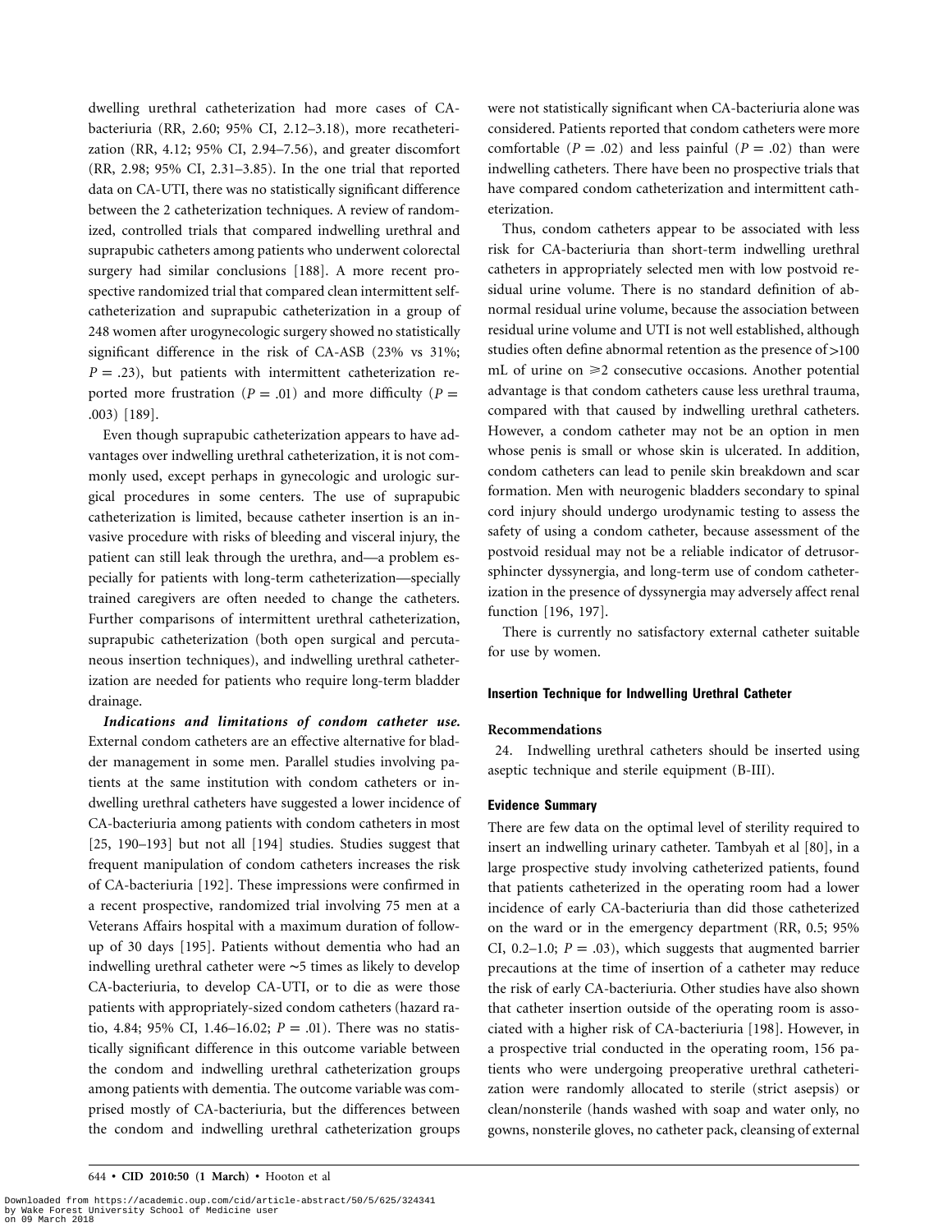dwelling urethral catheterization had more cases of CA-bacteriuria (RR, 2.60; 95% CI, 2.12–3.18), more recatheterization (RR, 4.12; 95% CI, 2.94–7.56), and greater discomfort (RR, 2.98; 95% CI, 2.31–3.85). In the one trial that reported data on CA-UTI, there was no statistically significant difference between the 2 catheterization techniques. A review of randomized, controlled trials that compared indwelling urethral and suprapubic catheters among patients who underwent colorectal surgery had similar conclusions [188]. A more recent prospective randomized trial that compared clean intermittent self-catheterization and suprapubic catheterization in a group of 248 women after urogynecologic surgery showed no statistically significant difference in the risk of CA-ASB (23% vs 31%; $P = .23$), but patients with intermittent catheterization reported more frustration ($P = .01$) and more difficulty ($P = .003$) [189].

Even though suprapubic catheterization appears to have advantages over indwelling urethral catheterization, it is not commonly used, except perhaps in gynecologic and urologic surgical procedures in some centers. The use of suprapubic catheterization is limited, because catheter insertion is an invasive procedure with risks of bleeding and visceral injury, the patient can still leak through the urethra, and—a problem especially for patients with long-term catheterization—specially trained caregivers are often needed to change the catheters. Further comparisons of intermittent urethral catheterization, suprapubic catheterization (both open surgical and percutaneous insertion techniques), and indwelling urethral catheterization are needed for patients who require long-term bladder drainage.

***Indications and limitations of condom catheter use.*** External condom catheters are an effective alternative for bladder management in some men. Parallel studies involving patients at the same institution with condom catheters or indwelling urethral catheters have suggested a lower incidence of CA-bacteriuria among patients with condom catheters in most [25, 190–193] but not all [194] studies. Studies suggest that frequent manipulation of condom catheters increases the risk of CA-bacteriuria [192]. These impressions were confirmed in a recent prospective, randomized trial involving 75 men at a Veterans Affairs hospital with a maximum duration of follow-up of 30 days [195]. Patients without dementia who had an indwelling urethral catheter were ∼5 times as likely to develop CA-bacteriuria, to develop CA-UTI, or to die as were those patients with appropriately-sized condom catheters (hazard ratio, 4.84; 95% CI, 1.46–16.02; $P = .01$). There was no statistically significant difference in this outcome variable between the condom and indwelling urethral catheterization groups among patients with dementia. The outcome variable was comprised mostly of CA-bacteriuria, but the differences between the condom and indwelling urethral catheterization groups were not statistically significant when CA-bacteriuria alone was considered. Patients reported that condom catheters were more comfortable ($P = .02$) and less painful ($P = .02$) than were indwelling catheters. There have been no prospective trials that have compared condom catheterization and intermittent catheterization.

Thus, condom catheters appear to be associated with less risk for CA-bacteriuria than short-term indwelling urethral catheters in appropriately selected men with low postvoid residual urine volume. There is no standard definition of abnormal residual urine volume, because the association between residual urine volume and UTI is not well established, although studies often define abnormal retention as the presence of >100 mL of urine on ⩾2 consecutive occasions. Another potential advantage is that condom catheters cause less urethral trauma, compared with that caused by indwelling urethral catheters. However, a condom catheter may not be an option in men whose penis is small or whose skin is ulcerated. In addition, condom catheters can lead to penile skin breakdown and scar formation. Men with neurogenic bladders secondary to spinal cord injury should undergo urodynamic testing to assess the safety of using a condom catheter, because assessment of the postvoid residual may not be a reliable indicator of detrusor-sphincter dyssynergia, and long-term use of condom catheterization in the presence of dyssynergia may adversely affect renal function [196, 197].

There is currently no satisfactory external catheter suitable for use by women.

#### Insertion Technique for Indwelling Urethral Catheter

**Recommendations**

24. Indwelling urethral catheters should be inserted using aseptic technique and sterile equipment (B-III).

#### Evidence Summary

There are few data on the optimal level of sterility required to insert an indwelling urinary catheter. Tambyah et al [80], in a large prospective study involving catheterized patients, found that patients catheterized in the operating room had a lower incidence of early CA-bacteriuria than did those catheterized on the ward or in the emergency department (RR, 0.5; 95% CI, 0.2–1.0; $P = .03$), which suggests that augmented barrier precautions at the time of insertion of a catheter may reduce the risk of early CA-bacteriuria. Other studies have also shown that catheter insertion outside of the operating room is associated with a higher risk of CA-bacteriuria [198]. However, in a prospective trial conducted in the operating room, 156 patients who were undergoing preoperative urethral catheterization were randomly allocated to sterile (strict asepsis) or clean/nonsterile (hands washed with soap and water only, no gowns, nonsterile gloves, no catheter pack, cleansing of external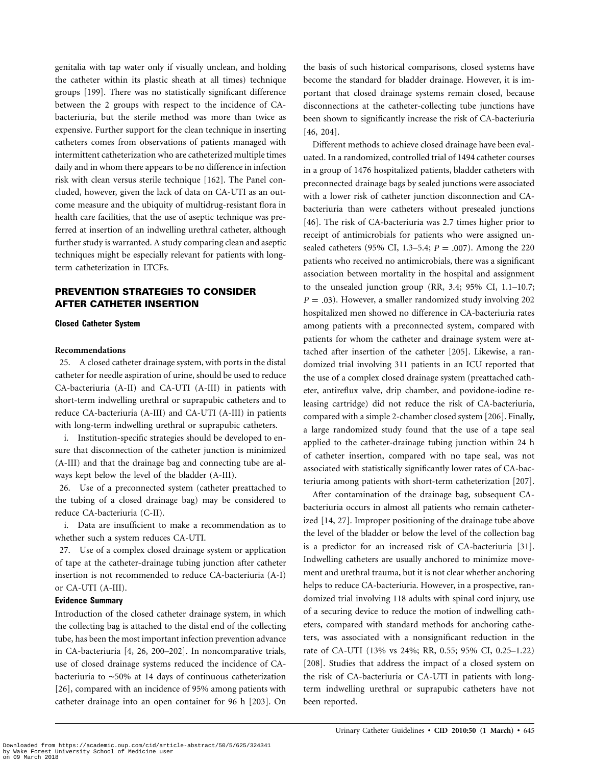genitalia with tap water only if visually unclean, and holding the catheter within its plastic sheath at all times) technique groups [199]. There was no statistically significant difference between the 2 groups with respect to the incidence of CA-bacteriuria, but the sterile method was more than twice as expensive. Further support for the clean technique in inserting catheters comes from observations of patients managed with intermittent catheterization who are catheterized multiple times daily and in whom there appears to be no difference in infection risk with clean versus sterile technique [162]. The Panel concluded, however, given the lack of data on CA-UTI as an outcome measure and the ubiquity of multidrug-resistant flora in health care facilities, that the use of aseptic technique was preferred at insertion of an indwelling urethral catheter, although further study is warranted. A study comparing clean and aseptic techniques might be especially relevant for patients with long-term catheterization in LTCFs.

## PREVENTION STRATEGIES TO CONSIDER AFTER CATHETER INSERTION

### Closed Catheter System

#### Recommendations

25. A closed catheter drainage system, with ports in the distal catheter for needle aspiration of urine, should be used to reduce CA-bacteriuria (A-II) and CA-UTI (A-III) in patients with short-term indwelling urethral or suprapubic catheters and to reduce CA-bacteriuria (A-III) and CA-UTI (A-III) in patients with long-term indwelling urethral or suprapubic catheters.

   i. Institution-specific strategies should be developed to ensure that disconnection of the catheter junction is minimized (A-III) and that the drainage bag and connecting tube are always kept below the level of the bladder (A-III).

26. Use of a preconnected system (catheter preattached to the tubing of a closed drainage bag) may be considered to reduce CA-bacteriuria (C-II).

   i. Data are insufficient to make a recommendation as to whether such a system reduces CA-UTI.

27. Use of a complex closed drainage system or application of tape at the catheter-drainage tubing junction after catheter insertion is not recommended to reduce CA-bacteriuria (A-I) or CA-UTI (A-III).

#### Evidence Summary

Introduction of the closed catheter drainage system, in which the collecting bag is attached to the distal end of the collecting tube, has been the most important infection prevention advance in CA-bacteriuria [4, 26, 200–202]. In noncomparative trials, use of closed drainage systems reduced the incidence of CA-bacteriuria to ~50% at 14 days of continuous catheterization [26], compared with an incidence of 95% among patients with catheter drainage into an open container for 96 h [203]. On the basis of such historical comparisons, closed systems have become the standard for bladder drainage. However, it is important that closed drainage systems remain closed, because disconnections at the catheter-collecting tube junctions have been shown to significantly increase the risk of CA-bacteriuria [46, 204].

Different methods to achieve closed drainage have been evaluated. In a randomized, controlled trial of 1494 catheter courses in a group of 1476 hospitalized patients, bladder catheters with preconnected drainage bags by sealed junctions were associated with a lower risk of catheter junction disconnection and CA-bacteriuria than were catheters without presealed junctions [46]. The risk of CA-bacteriuria was 2.7 times higher prior to receipt of antimicrobials for patients who were assigned unsealed catheters (95% CI, 1.3–5.4; $P = .007$). Among the 220 patients who received no antimicrobials, there was a significant association between mortality in the hospital and assignment to the unsealed junction group (RR, 3.4; 95% CI, 1.1–10.7; $P = .03$). However, a smaller randomized study involving 202 hospitalized men showed no difference in CA-bacteriuria rates among patients with a preconnected system, compared with patients for whom the catheter and drainage system were attached after insertion of the catheter [205]. Likewise, a randomized trial involving 311 patients in an ICU reported that the use of a complex closed drainage system (preattached catheter, antireflux valve, drip chamber, and povidone-iodine releasing cartridge) did not reduce the risk of CA-bacteriuria, compared with a simple 2-chamber closed system [206]. Finally, a large randomized study found that the use of a tape seal applied to the catheter-drainage tubing junction within 24 h of catheter insertion, compared with no tape seal, was not associated with statistically significantly lower rates of CA-bacteriuria among patients with short-term catheterization [207].

After contamination of the drainage bag, subsequent CA-bacteriuria occurs in almost all patients who remain catheterized [14, 27]. Improper positioning of the drainage tube above the level of the bladder or below the level of the collection bag is a predictor for an increased risk of CA-bacteriuria [31]. Indwelling catheters are usually anchored to minimize movement and urethral trauma, but it is not clear whether anchoring helps to reduce CA-bacteriuria. However, in a prospective, randomized trial involving 118 adults with spinal cord injury, use of a securing device to reduce the motion of indwelling catheters, compared with standard methods for anchoring catheters, was associated with a nonsignificant reduction in the rate of CA-UTI (13% vs 24%; RR, 0.55; 95% CI, 0.25–1.22) [208]. Studies that address the impact of a closed system on the risk of CA-bacteriuria or CA-UTI in patients with long-term indwelling urethral or suprapubic catheters have not been reported.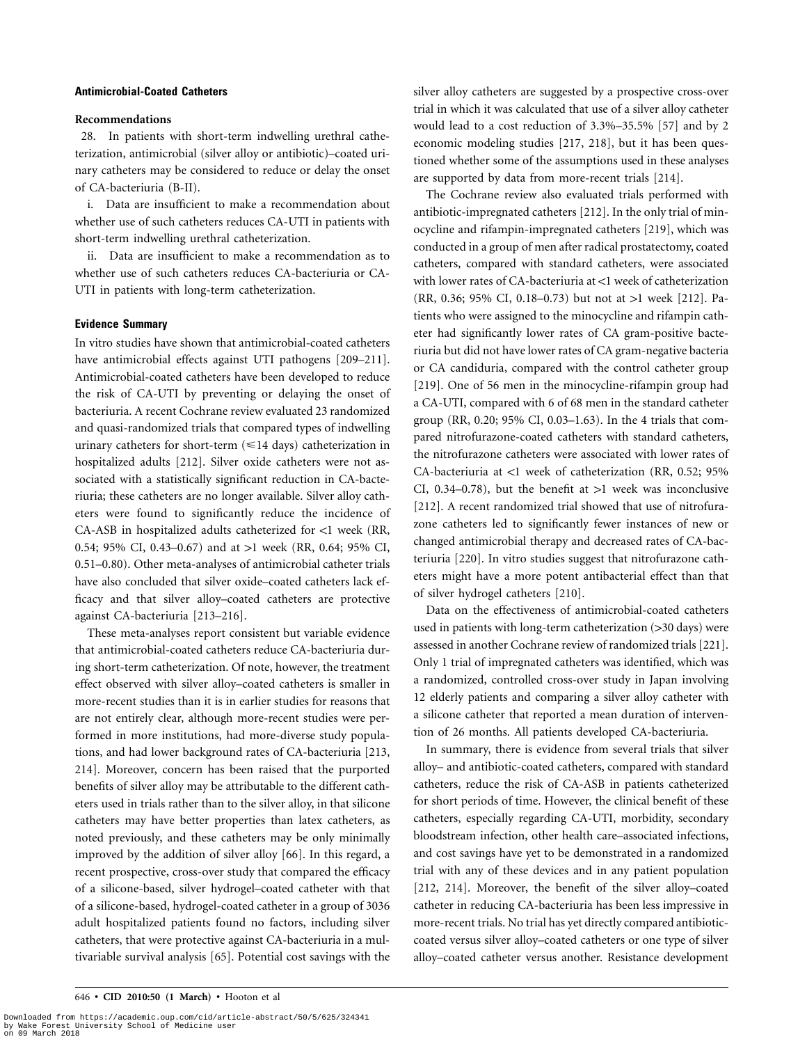### Antimicrobial-Coated Catheters

#### Recommendations

28. In patients with short-term indwelling urethral catheterization, antimicrobial (silver alloy or antibiotic)–coated urinary catheters may be considered to reduce or delay the onset of CA-bacteriuria (B-II).

i. Data are insufficient to make a recommendation about whether use of such catheters reduces CA-UTI in patients with short-term indwelling urethral catheterization.

ii. Data are insufficient to make a recommendation as to whether use of such catheters reduces CA-bacteriuria or CA-UTI in patients with long-term catheterization.

#### Evidence Summary

In vitro studies have shown that antimicrobial-coated catheters have antimicrobial effects against UTI pathogens [209–211]. Antimicrobial-coated catheters have been developed to reduce the risk of CA-UTI by preventing or delaying the onset of bacteriuria. A recent Cochrane review evaluated 23 randomized and quasi-randomized trials that compared types of indwelling urinary catheters for short-term (⩽14 days) catheterization in hospitalized adults [212]. Silver oxide catheters were not associated with a statistically significant reduction in CA-bacteriuria; these catheters are no longer available. Silver alloy catheters were found to significantly reduce the incidence of CA-ASB in hospitalized adults catheterized for <1 week (RR, 0.54; 95% CI, 0.43–0.67) and at >1 week (RR, 0.64; 95% CI, 0.51–0.80). Other meta-analyses of antimicrobial catheter trials have also concluded that silver oxide–coated catheters lack efficacy and that silver alloy–coated catheters are protective against CA-bacteriuria [213–216].

These meta-analyses report consistent but variable evidence that antimicrobial-coated catheters reduce CA-bacteriuria during short-term catheterization. Of note, however, the treatment effect observed with silver alloy–coated catheters is smaller in more-recent studies than it is in earlier studies for reasons that are not entirely clear, although more-recent studies were performed in more institutions, had more-diverse study populations, and had lower background rates of CA-bacteriuria [213, 214]. Moreover, concern has been raised that the purported benefits of silver alloy may be attributable to the different catheters used in trials rather than to the silver alloy, in that silicone catheters may have better properties than latex catheters, as noted previously, and these catheters may be only minimally improved by the addition of silver alloy [66]. In this regard, a recent prospective, cross-over study that compared the efficacy of a silicone-based, silver hydrogel–coated catheter with that of a silicone-based, hydrogel-coated catheter in a group of 3036 adult hospitalized patients found no factors, including silver catheters, that were protective against CA-bacteriuria in a multivariable survival analysis [65]. Potential cost savings with the silver alloy catheters are suggested by a prospective cross-over trial in which it was calculated that use of a silver alloy catheter would lead to a cost reduction of 3.3%–35.5% [57] and by 2 economic modeling studies [217, 218], but it has been questioned whether some of the assumptions used in these analyses are supported by data from more-recent trials [214].

The Cochrane review also evaluated trials performed with antibiotic-impregnated catheters [212]. In the only trial of minocycline and rifampin-impregnated catheters [219], which was conducted in a group of men after radical prostatectomy, coated catheters, compared with standard catheters, were associated with lower rates of CA-bacteriuria at <1 week of catheterization (RR, 0.36; 95% CI, 0.18–0.73) but not at >1 week [212]. Patients who were assigned to the minocycline and rifampin catheter had significantly lower rates of CA gram-positive bacteriuria but did not have lower rates of CA gram-negative bacteria or CA candiduria, compared with the control catheter group [219]. One of 56 men in the minocycline-rifampin group had a CA-UTI, compared with 6 of 68 men in the standard catheter group (RR, 0.20; 95% CI, 0.03–1.63). In the 4 trials that compared nitrofurazone-coated catheters with standard catheters, the nitrofurazone catheters were associated with lower rates of CA-bacteriuria at <1 week of catheterization (RR, 0.52; 95% CI, 0.34–0.78), but the benefit at >1 week was inconclusive [212]. A recent randomized trial showed that use of nitrofurazone catheters led to significantly fewer instances of new or changed antimicrobial therapy and decreased rates of CA-bacteriuria [220]. In vitro studies suggest that nitrofurazone catheters might have a more potent antibacterial effect than that of silver hydrogel catheters [210].

Data on the effectiveness of antimicrobial-coated catheters used in patients with long-term catheterization (>30 days) were assessed in another Cochrane review of randomized trials [221]. Only 1 trial of impregnated catheters was identified, which was a randomized, controlled cross-over study in Japan involving 12 elderly patients and comparing a silver alloy catheter with a silicone catheter that reported a mean duration of intervention of 26 months. All patients developed CA-bacteriuria.

In summary, there is evidence from several trials that silver alloy– and antibiotic-coated catheters, compared with standard catheters, reduce the risk of CA-ASB in patients catheterized for short periods of time. However, the clinical benefit of these catheters, especially regarding CA-UTI, morbidity, secondary bloodstream infection, other health care–associated infections, and cost savings have yet to be demonstrated in a randomized trial with any of these devices and in any patient population [212, 214]. Moreover, the benefit of the silver alloy–coated catheter in reducing CA-bacteriuria has been less impressive in more-recent trials. No trial has yet directly compared antibiotic-coated versus silver alloy–coated catheters or one type of silver alloy–coated catheter versus another. Resistance development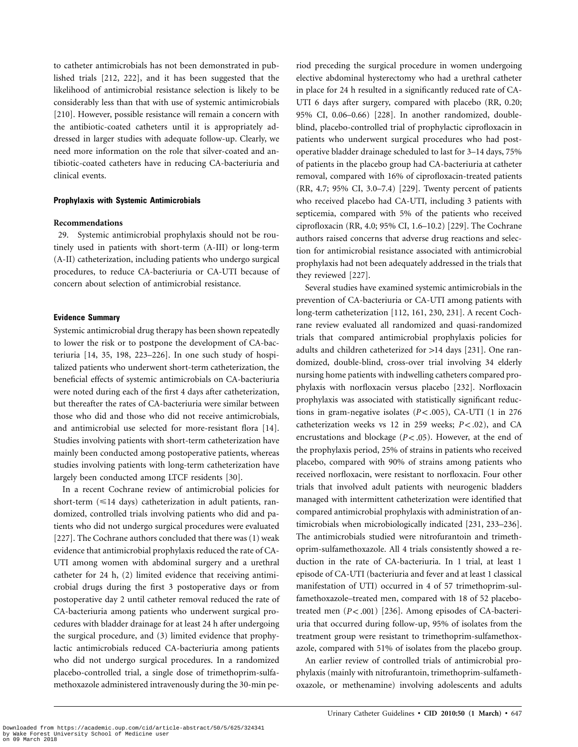to catheter antimicrobials has not been demonstrated in published trials [212, 222], and it has been suggested that the likelihood of antimicrobial resistance selection is likely to be considerably less than that with use of systemic antimicrobials [210]. However, possible resistance will remain a concern with the antibiotic-coated catheters until it is appropriately addressed in larger studies with adequate follow-up. Clearly, we need more information on the role that silver-coated and antibiotic-coated catheters have in reducing CA-bacteriuria and clinical events.

### Prophylaxis with Systemic Antimicrobials

#### Recommendations

29. Systemic antimicrobial prophylaxis should not be routinely used in patients with short-term (A-III) or long-term (A-II) catheterization, including patients who undergo surgical procedures, to reduce CA-bacteriuria or CA-UTI because of concern about selection of antimicrobial resistance.

### Evidence Summary

Systemic antimicrobial drug therapy has been shown repeatedly to lower the risk or to postpone the development of CA-bacteriuria [14, 35, 198, 223–226]. In one such study of hospitalized patients who underwent short-term catheterization, the beneficial effects of systemic antimicrobials on CA-bacteriuria were noted during each of the first 4 days after catheterization, but thereafter the rates of CA-bacteriuria were similar between those who did and those who did not receive antimicrobials, and antimicrobial use selected for more-resistant flora [14]. Studies involving patients with short-term catheterization have mainly been conducted among postoperative patients, whereas studies involving patients with long-term catheterization have largely been conducted among LTCF residents [30].

In a recent Cochrane review of antimicrobial policies for short-term (⩽14 days) catheterization in adult patients, randomized, controlled trials involving patients who did and patients who did not undergo surgical procedures were evaluated [227]. The Cochrane authors concluded that there was (1) weak evidence that antimicrobial prophylaxis reduced the rate of CA-UTI among women with abdominal surgery and a urethral catheter for 24 h, (2) limited evidence that receiving antimicrobial drugs during the first 3 postoperative days or from postoperative day 2 until catheter removal reduced the rate of CA-bacteriuria among patients who underwent surgical procedures with bladder drainage for at least 24 h after undergoing the surgical procedure, and (3) limited evidence that prophylactic antimicrobials reduced CA-bacteriuria among patients who did not undergo surgical procedures. In a randomized placebo-controlled trial, a single dose of trimethoprim-sulfamethoxazole administered intravenously during the 30-min period preceding the surgical procedure in women undergoing elective abdominal hysterectomy who had a urethral catheter in place for 24 h resulted in a significantly reduced rate of CA-UTI 6 days after surgery, compared with placebo (RR, 0.20; 95% CI, 0.06–0.66) [228]. In another randomized, double-blind, placebo-controlled trial of prophylactic ciprofloxacin in patients who underwent surgical procedures who had postoperative bladder drainage scheduled to last for 3–14 days, 75% of patients in the placebo group had CA-bacteriuria at catheter removal, compared with 16% of ciprofloxacin-treated patients (RR, 4.7; 95% CI, 3.0–7.4) [229]. Twenty percent of patients who received placebo had CA-UTI, including 3 patients with septicemia, compared with 5% of the patients who received ciprofloxacin (RR, 4.0; 95% CI, 1.6–10.2) [229]. The Cochrane authors raised concerns that adverse drug reactions and selection for antimicrobial resistance associated with antimicrobial prophylaxis had not been adequately addressed in the trials that they reviewed [227].

Several studies have examined systemic antimicrobials in the prevention of CA-bacteriuria or CA-UTI among patients with long-term catheterization [112, 161, 230, 231]. A recent Cochrane review evaluated all randomized and quasi-randomized trials that compared antimicrobial prophylaxis policies for adults and children catheterized for >14 days [231]. One randomized, double-blind, cross-over trial involving 34 elderly nursing home patients with indwelling catheters compared prophylaxis with norfloxacin versus placebo [232]. Norfloxacin prophylaxis was associated with statistically significant reductions in gram-negative isolates ($P < .005$), CA-UTI (1 in 276 catheterization weeks vs 12 in 259 weeks; $P < .02$), and CA encrustations and blockage ($P < .05$). However, at the end of the prophylaxis period, 25% of strains in patients who received placebo, compared with 90% of strains among patients who received norfloxacin, were resistant to norfloxacin. Four other trials that involved adult patients with neurogenic bladders managed with intermittent catheterization were identified that compared antimicrobial prophylaxis with administration of antimicrobials when microbiologically indicated [231, 233–236]. The antimicrobials studied were nitrofurantoin and trimethoprim-sulfamethoxazole. All 4 trials consistently showed a reduction in the rate of CA-bacteriuria. In 1 trial, at least 1 episode of CA-UTI (bacteriuria and fever and at least 1 classical manifestation of UTI) occurred in 4 of 57 trimethoprim-sulfamethoxazole–treated men, compared with 18 of 52 placebo-treated men ($P < .001$) [236]. Among episodes of CA-bacteriuria that occurred during follow-up, 95% of isolates from the treatment group were resistant to trimethoprim-sulfamethoxazole, compared with 51% of isolates from the placebo group.

An earlier review of controlled trials of antimicrobial prophylaxis (mainly with nitrofurantoin, trimethoprim-sulfamethoxazole, or methenamine) involving adolescents and adults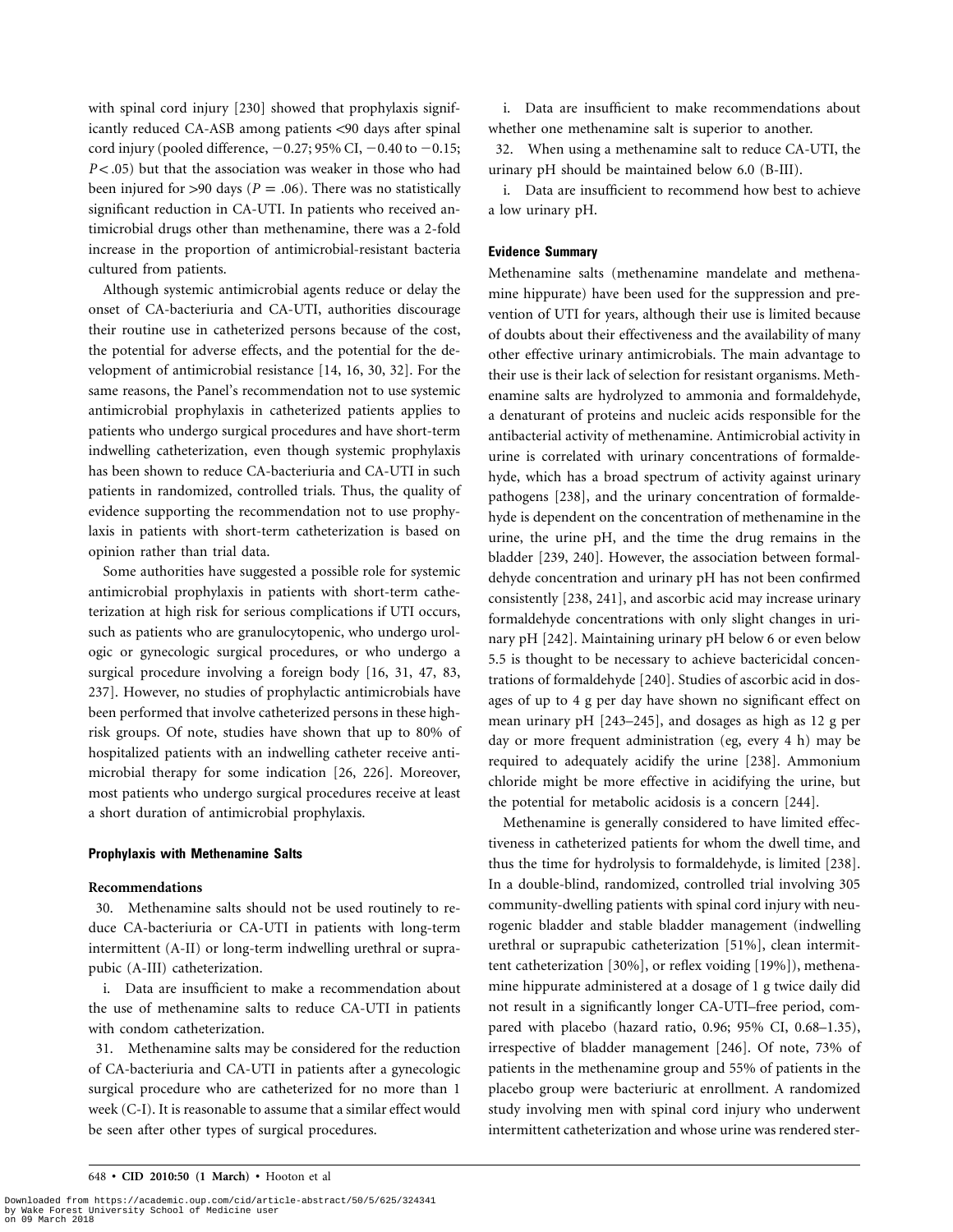with spinal cord injury [230] showed that prophylaxis significantly reduced CA-ASB among patients <90 days after spinal cord injury (pooled difference, −0.27; 95% CI, −0.40 to −0.15; $P < .05$) but that the association was weaker in those who had been injured for >90 days ($P = .06$). There was no statistically significant reduction in CA-UTI. In patients who received antimicrobial drugs other than methenamine, there was a 2-fold increase in the proportion of antimicrobial-resistant bacteria cultured from patients.

Although systemic antimicrobial agents reduce or delay the onset of CA-bacteriuria and CA-UTI, authorities discourage their routine use in catheterized persons because of the cost, the potential for adverse effects, and the potential for the development of antimicrobial resistance [14, 16, 30, 32]. For the same reasons, the Panel's recommendation not to use systemic antimicrobial prophylaxis in catheterized patients applies to patients who undergo surgical procedures and have short-term indwelling catheterization, even though systemic prophylaxis has been shown to reduce CA-bacteriuria and CA-UTI in such patients in randomized, controlled trials. Thus, the quality of evidence supporting the recommendation not to use prophylaxis in patients with short-term catheterization is based on opinion rather than trial data.

Some authorities have suggested a possible role for systemic antimicrobial prophylaxis in patients with short-term catheterization at high risk for serious complications if UTI occurs, such as patients who are granulocytopenic, who undergo urologic or gynecologic surgical procedures, or who undergo a surgical procedure involving a foreign body [16, 31, 47, 83, 237]. However, no studies of prophylactic antimicrobials have been performed that involve catheterized persons in these high-risk groups. Of note, studies have shown that up to 80% of hospitalized patients with an indwelling catheter receive antimicrobial therapy for some indication [26, 226]. Moreover, most patients who undergo surgical procedures receive at least a short duration of antimicrobial prophylaxis.

### Prophylaxis with Methenamine Salts

#### Recommendations

30. Methenamine salts should not be used routinely to reduce CA-bacteriuria or CA-UTI in patients with long-term intermittent (A-II) or long-term indwelling urethral or suprapubic (A-III) catheterization.

    i. Data are insufficient to make a recommendation about the use of methenamine salts to reduce CA-UTI in patients with condom catheterization.

31. Methenamine salts may be considered for the reduction of CA-bacteriuria and CA-UTI in patients after a gynecologic surgical procedure who are catheterized for no more than 1 week (C-I). It is reasonable to assume that a similar effect would be seen after other types of surgical procedures.

    i. Data are insufficient to make recommendations about whether one methenamine salt is superior to another.

32. When using a methenamine salt to reduce CA-UTI, the urinary pH should be maintained below 6.0 (B-III).

    i. Data are insufficient to recommend how best to achieve a low urinary pH.

#### Evidence Summary

Methenamine salts (methenamine mandelate and methenamine hippurate) have been used for the suppression and prevention of UTI for years, although their use is limited because of doubts about their effectiveness and the availability of many other effective urinary antimicrobials. The main advantage to their use is their lack of selection for resistant organisms. Methenamine salts are hydrolyzed to ammonia and formaldehyde, a denaturant of proteins and nucleic acids responsible for the antibacterial activity of methenamine. Antimicrobial activity in urine is correlated with urinary concentrations of formaldehyde, which has a broad spectrum of activity against urinary pathogens [238], and the urinary concentration of formaldehyde is dependent on the concentration of methenamine in the urine, the urine pH, and the time the drug remains in the bladder [239, 240]. However, the association between formaldehyde concentration and urinary pH has not been confirmed consistently [238, 241], and ascorbic acid may increase urinary formaldehyde concentrations with only slight changes in urinary pH [242]. Maintaining urinary pH below 6 or even below 5.5 is thought to be necessary to achieve bactericidal concentrations of formaldehyde [240]. Studies of ascorbic acid in dosages of up to 4 g per day have shown no significant effect on mean urinary pH [243–245], and dosages as high as 12 g per day or more frequent administration (eg, every 4 h) may be required to adequately acidify the urine [238]. Ammonium chloride might be more effective in acidifying the urine, but the potential for metabolic acidosis is a concern [244].

Methenamine is generally considered to have limited effectiveness in catheterized patients for whom the dwell time, and thus the time for hydrolysis to formaldehyde, is limited [238]. In a double-blind, randomized, controlled trial involving 305 community-dwelling patients with spinal cord injury with neurogenic bladder and stable bladder management (indwelling urethral or suprapubic catheterization [51%], clean intermittent catheterization [30%], or reflex voiding [19%]), methenamine hippurate administered at a dosage of 1 g twice daily did not result in a significantly longer CA-UTI–free period, compared with placebo (hazard ratio, 0.96; 95% CI, 0.68–1.35), irrespective of bladder management [246]. Of note, 73% of patients in the methenamine group and 55% of patients in the placebo group were bacteriuric at enrollment. A randomized study involving men with spinal cord injury who underwent intermittent catheterization and whose urine was rendered ster-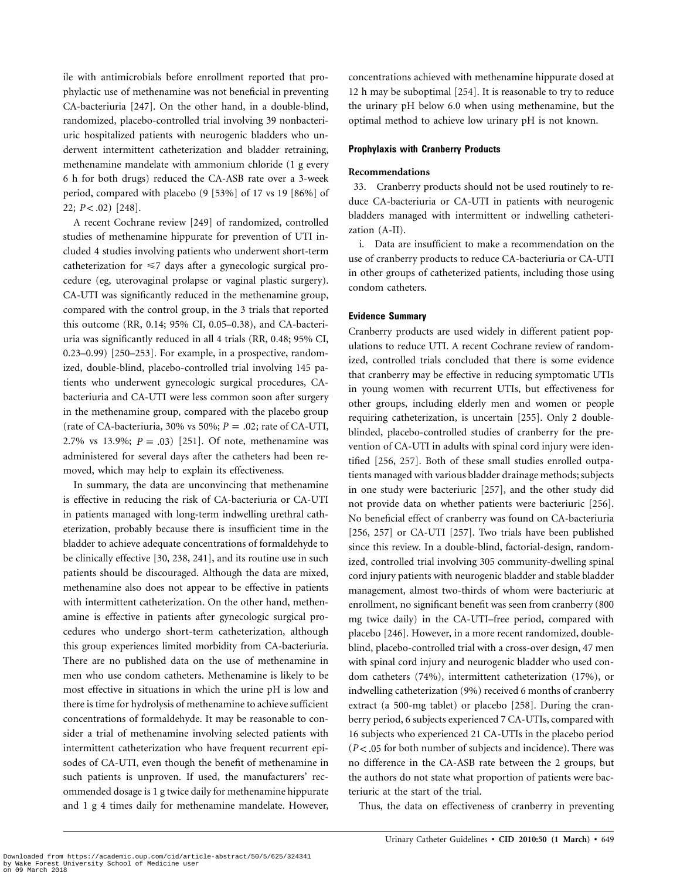ile with antimicrobials before enrollment reported that prophylactic use of methenamine was not beneficial in preventing CA-bacteriuria [247]. On the other hand, in a double-blind, randomized, placebo-controlled trial involving 39 nonbacteriuric hospitalized patients with neurogenic bladders who underwent intermittent catheterization and bladder retraining, methenamine mandelate with ammonium chloride (1 g every 6 h for both drugs) reduced the CA-ASB rate over a 3-week period, compared with placebo (9 [53%] of 17 vs 19 [86%] of 22; $P < .02$) [248].

A recent Cochrane review [249] of randomized, controlled studies of methenamine hippurate for prevention of UTI included 4 studies involving patients who underwent short-term catheterization for ≤7 days after a gynecologic surgical procedure (eg, uterovaginal prolapse or vaginal plastic surgery). CA-UTI was significantly reduced in the methenamine group, compared with the control group, in the 3 trials that reported this outcome (RR, 0.14; 95% CI, 0.05–0.38), and CA-bacteriuria was significantly reduced in all 4 trials (RR, 0.48; 95% CI, 0.23–0.99) [250–253]. For example, in a prospective, randomized, double-blind, placebo-controlled trial involving 145 patients who underwent gynecologic surgical procedures, CA-bacteriuria and CA-UTI were less common soon after surgery in the methenamine group, compared with the placebo group (rate of CA-bacteriuria, 30% vs 50%; $P = .02$; rate of CA-UTI, 2.7% vs 13.9%; $P = .03$) [251]. Of note, methenamine was administered for several days after the catheters had been removed, which may help to explain its effectiveness.

In summary, the data are unconvincing that methenamine is effective in reducing the risk of CA-bacteriuria or CA-UTI in patients managed with long-term indwelling urethral catheterization, probably because there is insufficient time in the bladder to achieve adequate concentrations of formaldehyde to be clinically effective [30, 238, 241], and its routine use in such patients should be discouraged. Although the data are mixed, methenamine also does not appear to be effective in patients with intermittent catheterization. On the other hand, methenamine is effective in patients after gynecologic surgical procedures who undergo short-term catheterization, although this group experiences limited morbidity from CA-bacteriuria. There are no published data on the use of methenamine in men who use condom catheters. Methenamine is likely to be most effective in situations in which the urine pH is low and there is time for hydrolysis of methenamine to achieve sufficient concentrations of formaldehyde. It may be reasonable to consider a trial of methenamine involving selected patients with intermittent catheterization who have frequent recurrent episodes of CA-UTI, even though the benefit of methenamine in such patients is unproven. If used, the manufacturers' recommended dosage is 1 g twice daily for methenamine hippurate and 1 g 4 times daily for methenamine mandelate. However, concentrations achieved with methenamine hippurate dosed at 12 h may be suboptimal [254]. It is reasonable to try to reduce the urinary pH below 6.0 when using methenamine, but the optimal method to achieve low urinary pH is not known.

### Prophylaxis with Cranberry Products

**Recommendations**

33. Cranberry products should not be used routinely to reduce CA-bacteriuria or CA-UTI in patients with neurogenic bladders managed with intermittent or indwelling catheterization (A-II).

i. Data are insufficient to make a recommendation on the use of cranberry products to reduce CA-bacteriuria or CA-UTI in other groups of catheterized patients, including those using condom catheters.

### Evidence Summary

Cranberry products are used widely in different patient populations to reduce UTI. A recent Cochrane review of randomized, controlled trials concluded that there is some evidence that cranberry may be effective in reducing symptomatic UTIs in young women with recurrent UTIs, but effectiveness for other groups, including elderly men and women or people requiring catheterization, is uncertain [255]. Only 2 double-blinded, placebo-controlled studies of cranberry for the prevention of CA-UTI in adults with spinal cord injury were identified [256, 257]. Both of these small studies enrolled outpatients managed with various bladder drainage methods; subjects in one study were bacteriuric [257], and the other study did not provide data on whether patients were bacteriuric [256]. No beneficial effect of cranberry was found on CA-bacteriuria [256, 257] or CA-UTI [257]. Two trials have been published since this review. In a double-blind, factorial-design, randomized, controlled trial involving 305 community-dwelling spinal cord injury patients with neurogenic bladder and stable bladder management, almost two-thirds of whom were bacteriuric at enrollment, no significant benefit was seen from cranberry (800 mg twice daily) in the CA-UTI–free period, compared with placebo [246]. However, in a more recent randomized, double-blind, placebo-controlled trial with a cross-over design, 47 men with spinal cord injury and neurogenic bladder who used condom catheters (74%), intermittent catheterization (17%), or indwelling catheterization (9%) received 6 months of cranberry extract (a 500-mg tablet) or placebo [258]. During the cranberry period, 6 subjects experienced 7 CA-UTIs, compared with 16 subjects who experienced 21 CA-UTIs in the placebo period ($P < .05$ for both number of subjects and incidence). There was no difference in the CA-ASB rate between the 2 groups, but the authors do not state what proportion of patients were bacteriuric at the start of the trial.

Thus, the data on effectiveness of cranberry in preventing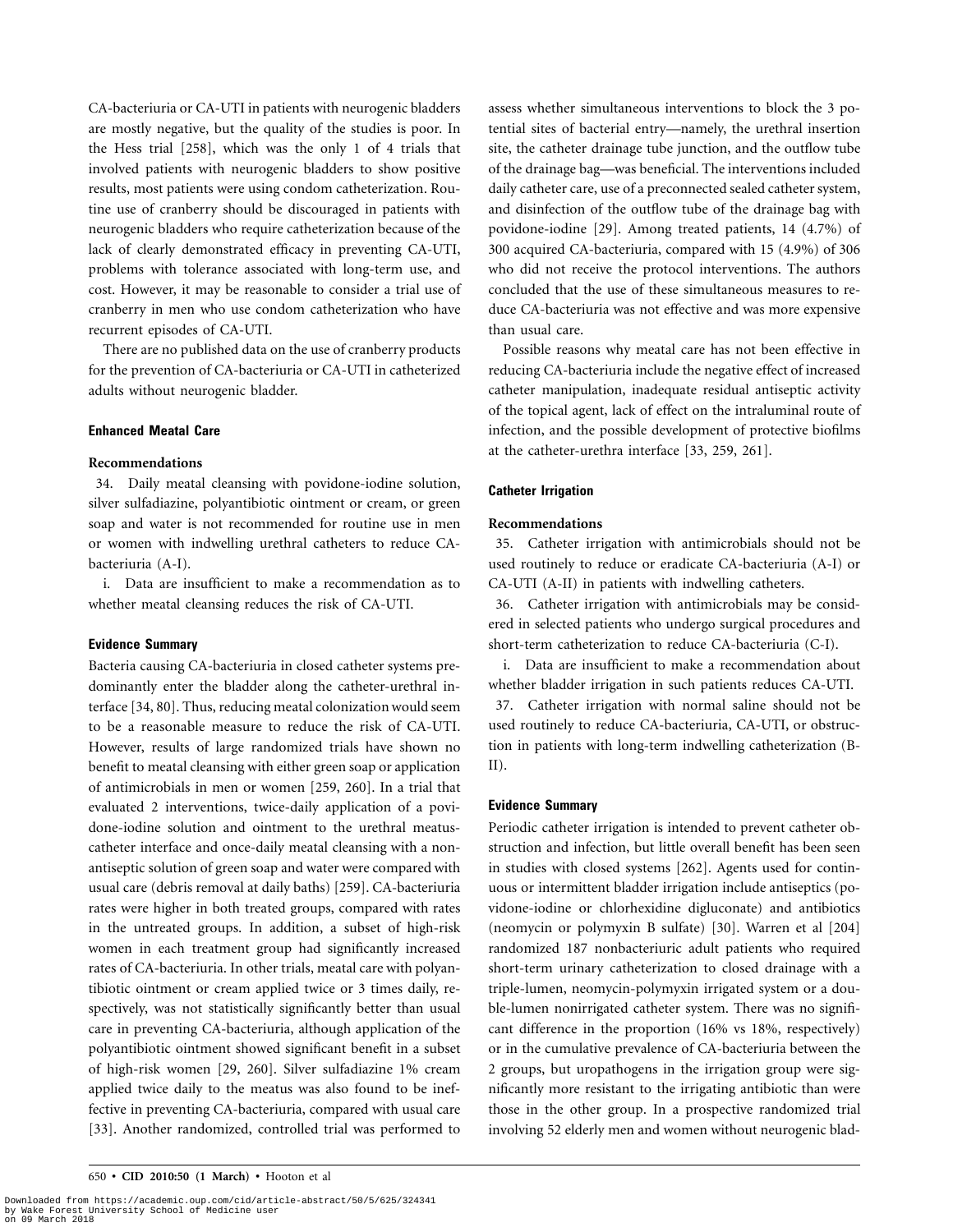CA-bacteriuria or CA-UTI in patients with neurogenic bladders are mostly negative, but the quality of the studies is poor. In the Hess trial [258], which was the only 1 of 4 trials that involved patients with neurogenic bladders to show positive results, most patients were using condom catheterization. Routine use of cranberry should be discouraged in patients with neurogenic bladders who require catheterization because of the lack of clearly demonstrated efficacy in preventing CA-UTI, problems with tolerance associated with long-term use, and cost. However, it may be reasonable to consider a trial use of cranberry in men who use condom catheterization who have recurrent episodes of CA-UTI.

There are no published data on the use of cranberry products for the prevention of CA-bacteriuria or CA-UTI in catheterized adults without neurogenic bladder.

### Enhanced Meatal Care

#### Recommendations

34. Daily meatal cleansing with povidone-iodine solution, silver sulfadiazine, polyantibiotic ointment or cream, or green soap and water is not recommended for routine use in men or women with indwelling urethral catheters to reduce CA-bacteriuria (A-I).

i. Data are insufficient to make a recommendation as to whether meatal cleansing reduces the risk of CA-UTI.

#### Evidence Summary

Bacteria causing CA-bacteriuria in closed catheter systems predominantly enter the bladder along the catheter-urethral interface [34, 80]. Thus, reducing meatal colonization would seem to be a reasonable measure to reduce the risk of CA-UTI. However, results of large randomized trials have shown no benefit to meatal cleansing with either green soap or application of antimicrobials in men or women [259, 260]. In a trial that evaluated 2 interventions, twice-daily application of a povidone-iodine solution and ointment to the urethral meatus-catheter interface and once-daily meatal cleansing with a nonantiseptic solution of green soap and water were compared with usual care (debris removal at daily baths) [259]. CA-bacteriuria rates were higher in both treated groups, compared with rates in the untreated groups. In addition, a subset of high-risk women in each treatment group had significantly increased rates of CA-bacteriuria. In other trials, meatal care with polyantibiotic ointment or cream applied twice or 3 times daily, respectively, was not statistically significantly better than usual care in preventing CA-bacteriuria, although application of the polyantibiotic ointment showed significant benefit in a subset of high-risk women [29, 260]. Silver sulfadiazine 1% cream applied twice daily to the meatus was also found to be ineffective in preventing CA-bacteriuria, compared with usual care [33]. Another randomized, controlled trial was performed to assess whether simultaneous interventions to block the 3 potential sites of bacterial entry—namely, the urethral insertion site, the catheter drainage tube junction, and the outflow tube of the drainage bag—was beneficial. The interventions included daily catheter care, use of a preconnected sealed catheter system, and disinfection of the outflow tube of the drainage bag with povidone-iodine [29]. Among treated patients, 14 (4.7%) of 300 acquired CA-bacteriuria, compared with 15 (4.9%) of 306 who did not receive the protocol interventions. The authors concluded that the use of these simultaneous measures to reduce CA-bacteriuria was not effective and was more expensive than usual care.

Possible reasons why meatal care has not been effective in reducing CA-bacteriuria include the negative effect of increased catheter manipulation, inadequate residual antiseptic activity of the topical agent, lack of effect on the intraluminal route of infection, and the possible development of protective biofilms at the catheter-urethra interface [33, 259, 261].

### Catheter Irrigation

#### Recommendations

35. Catheter irrigation with antimicrobials should not be used routinely to reduce or eradicate CA-bacteriuria (A-I) or CA-UTI (A-II) in patients with indwelling catheters.

36. Catheter irrigation with antimicrobials may be considered in selected patients who undergo surgical procedures and short-term catheterization to reduce CA-bacteriuria (C-I).

i. Data are insufficient to make a recommendation about whether bladder irrigation in such patients reduces CA-UTI.

37. Catheter irrigation with normal saline should not be used routinely to reduce CA-bacteriuria, CA-UTI, or obstruction in patients with long-term indwelling catheterization (B-II).

#### Evidence Summary

Periodic catheter irrigation is intended to prevent catheter obstruction and infection, but little overall benefit has been seen in studies with closed systems [262]. Agents used for continuous or intermittent bladder irrigation include antiseptics (povidone-iodine or chlorhexidine digluconate) and antibiotics (neomycin or polymyxin B sulfate) [30]. Warren et al [204] randomized 187 nonbacteriuric adult patients who required short-term urinary catheterization to closed drainage with a triple-lumen, neomycin-polymyxin irrigated system or a double-lumen nonirrigated catheter system. There was no significant difference in the proportion (16% vs 18%, respectively) or in the cumulative prevalence of CA-bacteriuria between the 2 groups, but uropathogens in the irrigation group were significantly more resistant to the irrigating antibiotic than were those in the other group. In a prospective randomized trial involving 52 elderly men and women without neurogenic blad-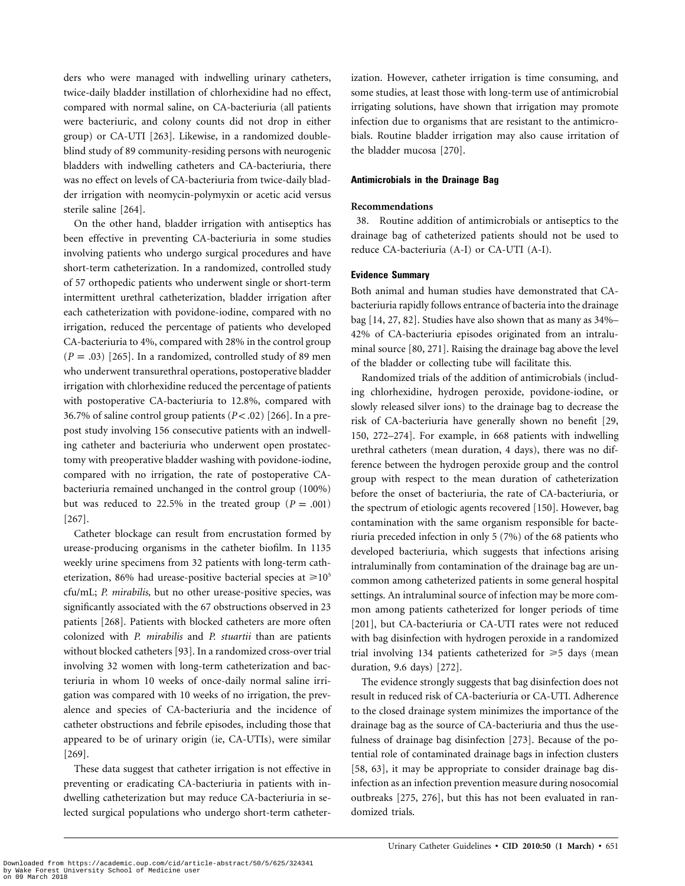ders who were managed with indwelling urinary catheters, twice-daily bladder instillation of chlorhexidine had no effect, compared with normal saline, on CA-bacteriuria (all patients were bacteriuric, and colony counts did not drop in either group) or CA-UTI [263]. Likewise, in a randomized double-blind study of 89 community-residing persons with neurogenic bladders with indwelling catheters and CA-bacteriuria, there was no effect on levels of CA-bacteriuria from twice-daily bladder irrigation with neomycin-polymyxin or acetic acid versus sterile saline [264].

On the other hand, bladder irrigation with antiseptics has been effective in preventing CA-bacteriuria in some studies involving patients who undergo surgical procedures and have short-term catheterization. In a randomized, controlled study of 57 orthopedic patients who underwent single or short-term intermittent urethral catheterization, bladder irrigation after each catheterization with povidone-iodine, compared with no irrigation, reduced the percentage of patients who developed CA-bacteriuria to 4%, compared with 28% in the control group ($P = .03$) [265]. In a randomized, controlled study of 89 men who underwent transurethral operations, postoperative bladder irrigation with chlorhexidine reduced the percentage of patients with postoperative CA-bacteriuria to 12.8%, compared with 36.7% of saline control group patients ($P < .02$) [266]. In a pre-post study involving 156 consecutive patients with an indwelling catheter and bacteriuria who underwent open prostatectomy with preoperative bladder washing with povidone-iodine, compared with no irrigation, the rate of postoperative CA-bacteriuria remained unchanged in the control group (100%) but was reduced to 22.5% in the treated group ($P = .001$) [267].

Catheter blockage can result from encrustation formed by urease-producing organisms in the catheter biofilm. In 1135 weekly urine specimens from 32 patients with long-term catheterization, 86% had urease-positive bacterial species at $\geqslant 10^5$ cfu/mL; *P. mirabilis*, but no other urease-positive species, was significantly associated with the 67 obstructions observed in 23 patients [268]. Patients with blocked catheters are more often colonized with *P. mirabilis* and *P. stuartii* than are patients without blocked catheters [93]. In a randomized cross-over trial involving 32 women with long-term catheterization and bacteriuria in whom 10 weeks of once-daily normal saline irrigation was compared with 10 weeks of no irrigation, the prevalence and species of CA-bacteriuria and the incidence of catheter obstructions and febrile episodes, including those that appeared to be of urinary origin (ie, CA-UTIs), were similar [269].

These data suggest that catheter irrigation is not effective in preventing or eradicating CA-bacteriuria in patients with indwelling catheterization but may reduce CA-bacteriuria in selected surgical populations who undergo short-term catheterization. However, catheter irrigation is time consuming, and some studies, at least those with long-term use of antimicrobial irrigating solutions, have shown that irrigation may promote infection due to organisms that are resistant to the antimicrobials. Routine bladder irrigation may also cause irritation of the bladder mucosa [270].

### Antimicrobials in the Drainage Bag

#### Recommendations

38. Routine addition of antimicrobials or antiseptics to the drainage bag of catheterized patients should not be used to reduce CA-bacteriuria (A-I) or CA-UTI (A-I).

#### Evidence Summary

Both animal and human studies have demonstrated that CA-bacteriuria rapidly follows entrance of bacteria into the drainage bag [14, 27, 82]. Studies have also shown that as many as 34%–42% of CA-bacteriuria episodes originated from an intraluminal source [80, 271]. Raising the drainage bag above the level of the bladder or collecting tube will facilitate this.

Randomized trials of the addition of antimicrobials (including chlorhexidine, hydrogen peroxide, povidone-iodine, or slowly released silver ions) to the drainage bag to decrease the risk of CA-bacteriuria have generally shown no benefit [29, 150, 272–274]. For example, in 668 patients with indwelling urethral catheters (mean duration, 4 days), there was no difference between the hydrogen peroxide group and the control group with respect to the mean duration of catheterization before the onset of bacteriuria, the rate of CA-bacteriuria, or the spectrum of etiologic agents recovered [150]. However, bag contamination with the same organism responsible for bacteriuria preceded infection in only 5 (7%) of the 68 patients who developed bacteriuria, which suggests that infections arising intraluminally from contamination of the drainage bag are uncommon among catheterized patients in some general hospital settings. An intraluminal source of infection may be more common among patients catheterized for longer periods of time [201], but CA-bacteriuria or CA-UTI rates were not reduced with bag disinfection with hydrogen peroxide in a randomized trial involving 134 patients catheterized for $\geqslant 5$ days (mean duration, 9.6 days) [272].

The evidence strongly suggests that bag disinfection does not result in reduced risk of CA-bacteriuria or CA-UTI. Adherence to the closed drainage system minimizes the importance of the drainage bag as the source of CA-bacteriuria and thus the usefulness of drainage bag disinfection [273]. Because of the potential role of contaminated drainage bags in infection clusters [58, 63], it may be appropriate to consider drainage bag disinfection as an infection prevention measure during nosocomial outbreaks [275, 276], but this has not been evaluated in randomized trials.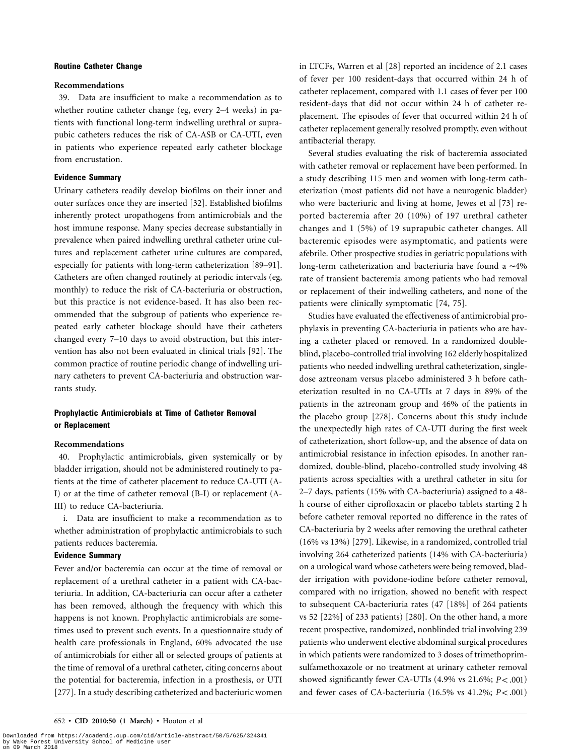### Routine Catheter Change

#### Recommendations

39. Data are insufficient to make a recommendation as to whether routine catheter change (eg, every 2–4 weeks) in patients with functional long-term indwelling urethral or suprapubic catheters reduces the risk of CA-ASB or CA-UTI, even in patients who experience repeated early catheter blockage from encrustation.

#### Evidence Summary

Urinary catheters readily develop biofilms on their inner and outer surfaces once they are inserted [32]. Established biofilms inherently protect uropathogens from antimicrobials and the host immune response. Many species decrease substantially in prevalence when paired indwelling urethral catheter urine cultures and replacement catheter urine cultures are compared, especially for patients with long-term catheterization [89–91]. Catheters are often changed routinely at periodic intervals (eg, monthly) to reduce the risk of CA-bacteriuria or obstruction, but this practice is not evidence-based. It has also been recommended that the subgroup of patients who experience repeated early catheter blockage should have their catheters changed every 7–10 days to avoid obstruction, but this intervention has also not been evaluated in clinical trials [92]. The common practice of routine periodic change of indwelling urinary catheters to prevent CA-bacteriuria and obstruction warrants study.

### Prophylactic Antimicrobials at Time of Catheter Removal or Replacement

#### Recommendations

40. Prophylactic antimicrobials, given systemically or by bladder irrigation, should not be administered routinely to patients at the time of catheter placement to reduce CA-UTI (A-I) or at the time of catheter removal (B-I) or replacement (A-III) to reduce CA-bacteriuria.

i. Data are insufficient to make a recommendation as to whether administration of prophylactic antimicrobials to such patients reduces bacteremia.

#### Evidence Summary

Fever and/or bacteremia can occur at the time of removal or replacement of a urethral catheter in a patient with CA-bacteriuria. In addition, CA-bacteriuria can occur after a catheter has been removed, although the frequency with which this happens is not known. Prophylactic antimicrobials are sometimes used to prevent such events. In a questionnaire study of health care professionals in England, 60% advocated the use of antimicrobials for either all or selected groups of patients at the time of removal of a urethral catheter, citing concerns about the potential for bacteremia, infection in a prosthesis, or UTI [277]. In a study describing catheterized and bacteriuric women in LTCFs, Warren et al [28] reported an incidence of 2.1 cases of fever per 100 resident-days that occurred within 24 h of catheter replacement, compared with 1.1 cases of fever per 100 resident-days that did not occur within 24 h of catheter replacement. The episodes of fever that occurred within 24 h of catheter replacement generally resolved promptly, even without antibacterial therapy.

Several studies evaluating the risk of bacteremia associated with catheter removal or replacement have been performed. In a study describing 115 men and women with long-term catheterization (most patients did not have a neurogenic bladder) who were bacteriuric and living at home, Jewes et al [73] reported bacteremia after 20 (10%) of 197 urethral catheter changes and 1 (5%) of 19 suprapubic catheter changes. All bacteremic episodes were asymptomatic, and patients were afebrile. Other prospective studies in geriatric populations with long-term catheterization and bacteriuria have found a ∼4% rate of transient bacteremia among patients who had removal or replacement of their indwelling catheters, and none of the patients were clinically symptomatic [74, 75].

Studies have evaluated the effectiveness of antimicrobial prophylaxis in preventing CA-bacteriuria in patients who are having a catheter placed or removed. In a randomized double-blind, placebo-controlled trial involving 162 elderly hospitalized patients who needed indwelling urethral catheterization, single-dose aztreonam versus placebo administered 3 h before catheterization resulted in no CA-UTIs at 7 days in 89% of the patients in the aztreonam group and 46% of the patients in the placebo group [278]. Concerns about this study include the unexpectedly high rates of CA-UTI during the first week of catheterization, short follow-up, and the absence of data on antimicrobial resistance in infection episodes. In another randomized, double-blind, placebo-controlled study involving 48 patients across specialties with a urethral catheter in situ for 2–7 days, patients (15% with CA-bacteriuria) assigned to a 48-h course of either ciprofloxacin or placebo tablets starting 2 h before catheter removal reported no difference in the rates of CA-bacteriuria by 2 weeks after removing the urethral catheter (16% vs 13%) [279]. Likewise, in a randomized, controlled trial involving 264 catheterized patients (14% with CA-bacteriuria) on a urological ward whose catheters were being removed, bladder irrigation with povidone-iodine before catheter removal, compared with no irrigation, showed no benefit with respect to subsequent CA-bacteriuria rates (47 [18%] of 264 patients vs 52 [22%] of 233 patients) [280]. On the other hand, a more recent prospective, randomized, nonblinded trial involving 239 patients who underwent elective abdominal surgical procedures in which patients were randomized to 3 doses of trimethoprim-sulfamethoxazole or no treatment at urinary catheter removal showed significantly fewer CA-UTIs (4.9% vs 21.6%; $P < .001$) and fewer cases of CA-bacteriuria (16.5% vs 41.2%; $P < .001$)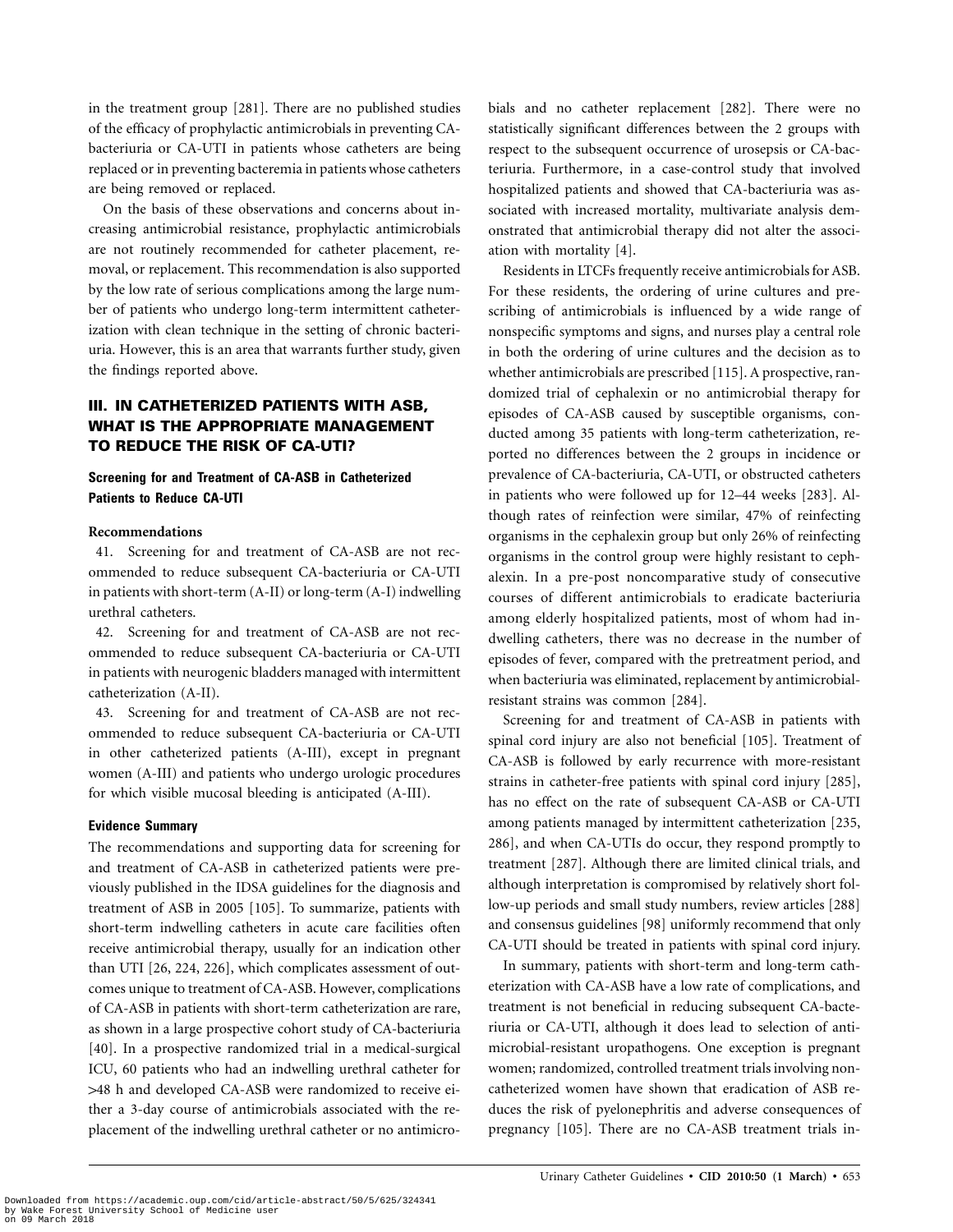in the treatment group [281]. There are no published studies of the efficacy of prophylactic antimicrobials in preventing CA-bacteriuria or CA-UTI in patients whose catheters are being replaced or in preventing bacteremia in patients whose catheters are being removed or replaced.

On the basis of these observations and concerns about increasing antimicrobial resistance, prophylactic antimicrobials are not routinely recommended for catheter placement, removal, or replacement. This recommendation is also supported by the low rate of serious complications among the large number of patients who undergo long-term intermittent catheterization with clean technique in the setting of chronic bacteriuria. However, this is an area that warrants further study, given the findings reported above.

## III. IN CATHETERIZED PATIENTS WITH ASB, WHAT IS THE APPROPRIATE MANAGEMENT TO REDUCE THE RISK OF CA-UTI?

### Screening for and Treatment of CA-ASB in Catheterized Patients to Reduce CA-UTI

#### Recommendations

41. Screening for and treatment of CA-ASB are not recommended to reduce subsequent CA-bacteriuria or CA-UTI in patients with short-term (A-II) or long-term (A-I) indwelling urethral catheters.

42. Screening for and treatment of CA-ASB are not recommended to reduce subsequent CA-bacteriuria or CA-UTI in patients with neurogenic bladders managed with intermittent catheterization (A-II).

43. Screening for and treatment of CA-ASB are not recommended to reduce subsequent CA-bacteriuria or CA-UTI in other catheterized patients (A-III), except in pregnant women (A-III) and patients who undergo urologic procedures for which visible mucosal bleeding is anticipated (A-III).

#### Evidence Summary

The recommendations and supporting data for screening for and treatment of CA-ASB in catheterized patients were previously published in the IDSA guidelines for the diagnosis and treatment of ASB in 2005 [105]. To summarize, patients with short-term indwelling catheters in acute care facilities often receive antimicrobial therapy, usually for an indication other than UTI [26, 224, 226], which complicates assessment of outcomes unique to treatment of CA-ASB. However, complications of CA-ASB in patients with short-term catheterization are rare, as shown in a large prospective cohort study of CA-bacteriuria [40]. In a prospective randomized trial in a medical-surgical ICU, 60 patients who had an indwelling urethral catheter for >48 h and developed CA-ASB were randomized to receive either a 3-day course of antimicrobials associated with the replacement of the indwelling urethral catheter or no antimicrobials and no catheter replacement [282]. There were no statistically significant differences between the 2 groups with respect to the subsequent occurrence of urosepsis or CA-bacteriuria. Furthermore, in a case-control study that involved hospitalized patients and showed that CA-bacteriuria was associated with increased mortality, multivariate analysis demonstrated that antimicrobial therapy did not alter the association with mortality [4].

Residents in LTCFs frequently receive antimicrobials for ASB. For these residents, the ordering of urine cultures and prescribing of antimicrobials is influenced by a wide range of nonspecific symptoms and signs, and nurses play a central role in both the ordering of urine cultures and the decision as to whether antimicrobials are prescribed [115]. A prospective, randomized trial of cephalexin or no antimicrobial therapy for episodes of CA-ASB caused by susceptible organisms, conducted among 35 patients with long-term catheterization, reported no differences between the 2 groups in incidence or prevalence of CA-bacteriuria, CA-UTI, or obstructed catheters in patients who were followed up for 12–44 weeks [283]. Although rates of reinfection were similar, 47% of reinfecting organisms in the cephalexin group but only 26% of reinfecting organisms in the control group were highly resistant to cephalexin. In a pre-post noncomparative study of consecutive courses of different antimicrobials to eradicate bacteriuria among elderly hospitalized patients, most of whom had indwelling catheters, there was no decrease in the number of episodes of fever, compared with the pretreatment period, and when bacteriuria was eliminated, replacement by antimicrobial-resistant strains was common [284].

Screening for and treatment of CA-ASB in patients with spinal cord injury are also not beneficial [105]. Treatment of CA-ASB is followed by early recurrence with more-resistant strains in catheter-free patients with spinal cord injury [285], has no effect on the rate of subsequent CA-ASB or CA-UTI among patients managed by intermittent catheterization [235, 286], and when CA-UTIs do occur, they respond promptly to treatment [287]. Although there are limited clinical trials, and although interpretation is compromised by relatively short follow-up periods and small study numbers, review articles [288] and consensus guidelines [98] uniformly recommend that only CA-UTI should be treated in patients with spinal cord injury.

In summary, patients with short-term and long-term catheterization with CA-ASB have a low rate of complications, and treatment is not beneficial in reducing subsequent CA-bacteriuria or CA-UTI, although it does lead to selection of antimicrobial-resistant uropathogens. One exception is pregnant women; randomized, controlled treatment trials involving noncatheterized women have shown that eradication of ASB reduces the risk of pyelonephritis and adverse consequences of pregnancy [105]. There are no CA-ASB treatment trials in-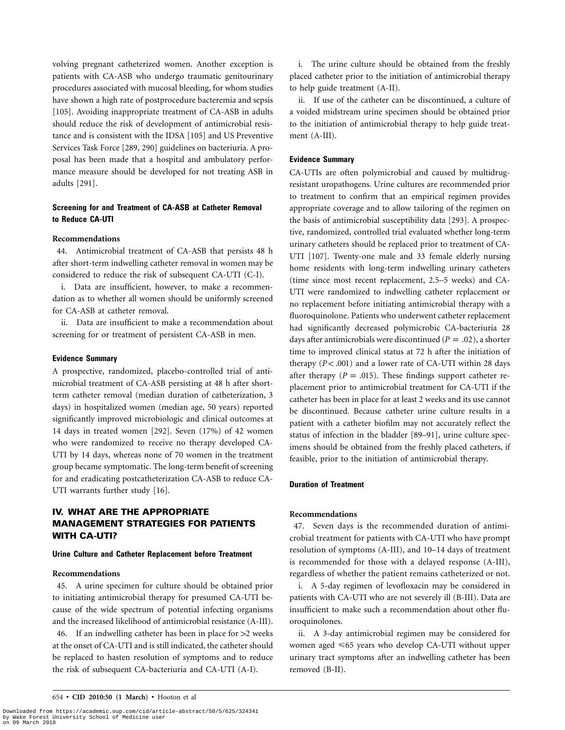volving pregnant catheterized women. Another exception is patients with CA-ASB who undergo traumatic genitourinary procedures associated with mucosal bleeding, for whom studies have shown a high rate of postprocedure bacteremia and sepsis [105]. Avoiding inappropriate treatment of CA-ASB in adults should reduce the risk of development of antimicrobial resistance and is consistent with the IDSA [105] and US Preventive Services Task Force [289, 290] guidelines on bacteriuria. A proposal has been made that a hospital and ambulatory performance measure should be developed for not treating ASB in adults [291].

### Screening for and Treatment of CA-ASB at Catheter Removal to Reduce CA-UTI

**Recommendations**

44. Antimicrobial treatment of CA-ASB that persists 48 h after short-term indwelling catheter removal in women may be considered to reduce the risk of subsequent CA-UTI (C-I).

i. Data are insufficient, however, to make a recommendation as to whether all women should be uniformly screened for CA-ASB at catheter removal.

ii. Data are insufficient to make a recommendation about screening for or treatment of persistent CA-ASB in men.

#### Evidence Summary

A prospective, randomized, placebo-controlled trial of antimicrobial treatment of CA-ASB persisting at 48 h after short-term catheter removal (median duration of catheterization, 3 days) in hospitalized women (median age, 50 years) reported significantly improved microbiologic and clinical outcomes at 14 days in treated women [292]. Seven (17%) of 42 women who were randomized to receive no therapy developed CA-UTI by 14 days, whereas none of 70 women in the treatment group became symptomatic. The long-term benefit of screening for and eradicating postcatheterization CA-ASB to reduce CA-UTI warrants further study [16].

## IV. WHAT ARE THE APPROPRIATE MANAGEMENT STRATEGIES FOR PATIENTS WITH CA-UTI?

### Urine Culture and Catheter Replacement before Treatment

**Recommendations**

45. A urine specimen for culture should be obtained prior to initiating antimicrobial therapy for presumed CA-UTI because of the wide spectrum of potential infecting organisms and the increased likelihood of antimicrobial resistance (A-III).

46. If an indwelling catheter has been in place for >2 weeks at the onset of CA-UTI and is still indicated, the catheter should be replaced to hasten resolution of symptoms and to reduce the risk of subsequent CA-bacteriuria and CA-UTI (A-I).

i. The urine culture should be obtained from the freshly placed catheter prior to the initiation of antimicrobial therapy to help guide treatment (A-II).

ii. If use of the catheter can be discontinued, a culture of a voided midstream urine specimen should be obtained prior to the initiation of antimicrobial therapy to help guide treatment (A-III).

#### Evidence Summary

CA-UTIs are often polymicrobial and caused by multidrug-resistant uropathogens. Urine cultures are recommended prior to treatment to confirm that an empirical regimen provides appropriate coverage and to allow tailoring of the regimen on the basis of antimicrobial susceptibility data [293]. A prospective, randomized, controlled trial evaluated whether long-term urinary catheters should be replaced prior to treatment of CA-UTI [107]. Twenty-one male and 33 female elderly nursing home residents with long-term indwelling urinary catheters (time since most recent replacement, 2.5–5 weeks) and CA-UTI were randomized to indwelling catheter replacement or no replacement before initiating antimicrobial therapy with a fluoroquinolone. Patients who underwent catheter replacement had significantly decreased polymicrobic CA-bacteriuria 28 days after antimicrobials were discontinued ($P = .02$), a shorter time to improved clinical status at 72 h after the initiation of therapy ($P < .001$) and a lower rate of CA-UTI within 28 days after therapy ($P = .015$). These findings support catheter replacement prior to antimicrobial treatment for CA-UTI if the catheter has been in place for at least 2 weeks and its use cannot be discontinued. Because catheter urine culture results in a patient with a catheter biofilm may not accurately reflect the status of infection in the bladder [89–91], urine culture specimens should be obtained from the freshly placed catheters, if feasible, prior to the initiation of antimicrobial therapy.

### Duration of Treatment

**Recommendations**

47. Seven days is the recommended duration of antimicrobial treatment for patients with CA-UTI who have prompt resolution of symptoms (A-III), and 10–14 days of treatment is recommended for those with a delayed response (A-III), regardless of whether the patient remains catheterized or not.

i. A 5-day regimen of levofloxacin may be considered in patients with CA-UTI who are not severely ill (B-III). Data are insufficient to make such a recommendation about other fluoroquinolones.

ii. A 3-day antimicrobial regimen may be considered for women aged ≤65 years who develop CA-UTI without upper urinary tract symptoms after an indwelling catheter has been removed (B-II).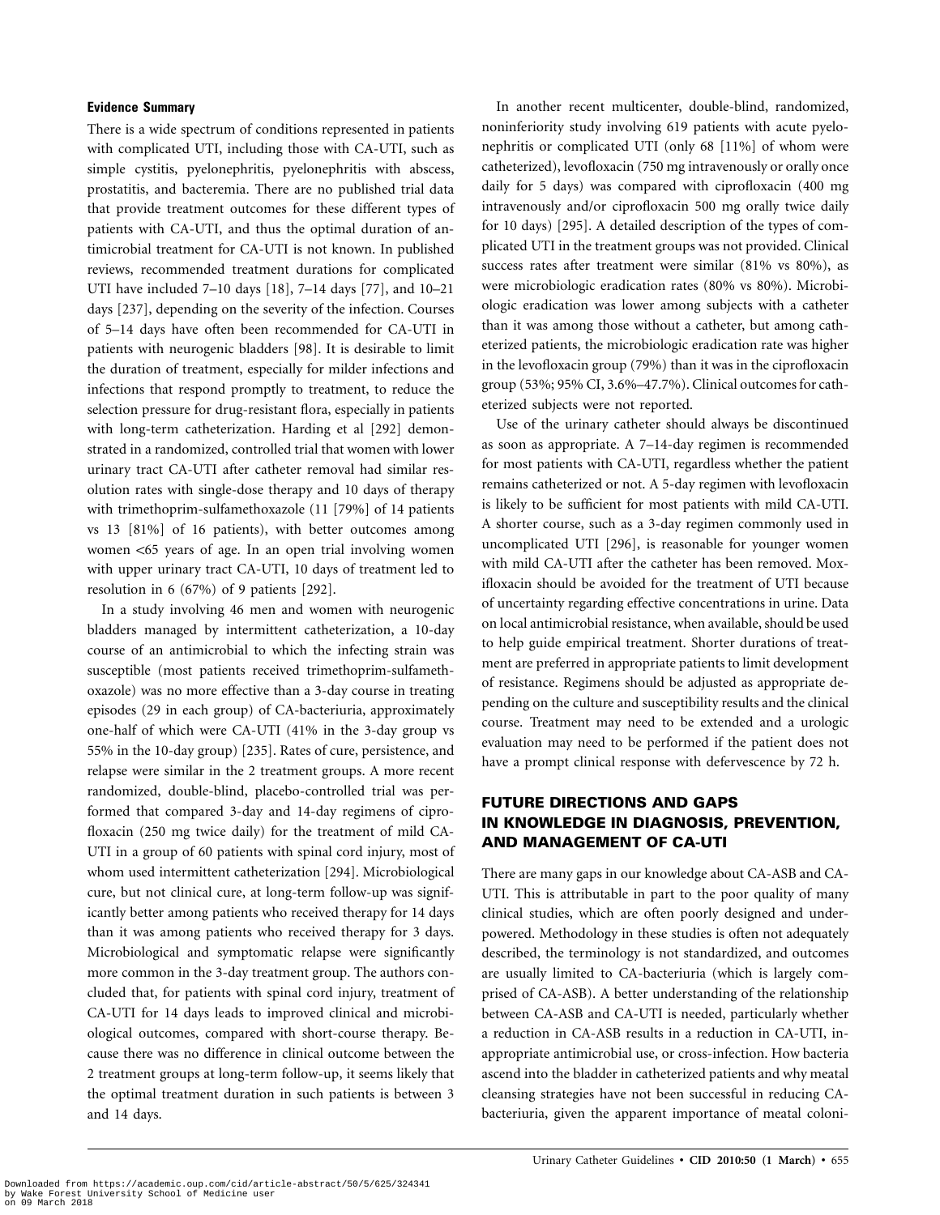#### Evidence Summary

There is a wide spectrum of conditions represented in patients with complicated UTI, including those with CA-UTI, such as simple cystitis, pyelonephritis, pyelonephritis with abscess, prostatitis, and bacteremia. There are no published trial data that provide treatment outcomes for these different types of patients with CA-UTI, and thus the optimal duration of antimicrobial treatment for CA-UTI is not known. In published reviews, recommended treatment durations for complicated UTI have included 7–10 days [18], 7–14 days [77], and 10–21 days [237], depending on the severity of the infection. Courses of 5–14 days have often been recommended for CA-UTI in patients with neurogenic bladders [98]. It is desirable to limit the duration of treatment, especially for milder infections and infections that respond promptly to treatment, to reduce the selection pressure for drug-resistant flora, especially in patients with long-term catheterization. Harding et al [292] demonstrated in a randomized, controlled trial that women with lower urinary tract CA-UTI after catheter removal had similar resolution rates with single-dose therapy and 10 days of therapy with trimethoprim-sulfamethoxazole (11 [79%] of 14 patients vs 13 [81%] of 16 patients), with better outcomes among women <65 years of age. In an open trial involving women with upper urinary tract CA-UTI, 10 days of treatment led to resolution in 6 (67%) of 9 patients [292].

In a study involving 46 men and women with neurogenic bladders managed by intermittent catheterization, a 10-day course of an antimicrobial to which the infecting strain was susceptible (most patients received trimethoprim-sulfamethoxazole) was no more effective than a 3-day course in treating episodes (29 in each group) of CA-bacteriuria, approximately one-half of which were CA-UTI (41% in the 3-day group vs 55% in the 10-day group) [235]. Rates of cure, persistence, and relapse were similar in the 2 treatment groups. A more recent randomized, double-blind, placebo-controlled trial was performed that compared 3-day and 14-day regimens of ciprofloxacin (250 mg twice daily) for the treatment of mild CA-UTI in a group of 60 patients with spinal cord injury, most of whom used intermittent catheterization [294]. Microbiological cure, but not clinical cure, at long-term follow-up was significantly better among patients who received therapy for 14 days than it was among patients who received therapy for 3 days. Microbiological and symptomatic relapse were significantly more common in the 3-day treatment group. The authors concluded that, for patients with spinal cord injury, treatment of CA-UTI for 14 days leads to improved clinical and microbiological outcomes, compared with short-course therapy. Because there was no difference in clinical outcome between the 2 treatment groups at long-term follow-up, it seems likely that the optimal treatment duration in such patients is between 3 and 14 days.

In another recent multicenter, double-blind, randomized, noninferiority study involving 619 patients with acute pyelonephritis or complicated UTI (only 68 [11%] of whom were catheterized), levofloxacin (750 mg intravenously or orally once daily for 5 days) was compared with ciprofloxacin (400 mg intravenously and/or ciprofloxacin 500 mg orally twice daily for 10 days) [295]. A detailed description of the types of complicated UTI in the treatment groups was not provided. Clinical success rates after treatment were similar (81% vs 80%), as were microbiologic eradication rates (80% vs 80%). Microbiologic eradication was lower among subjects with a catheter than it was among those without a catheter, but among catheterized patients, the microbiologic eradication rate was higher in the levofloxacin group (79%) than it was in the ciprofloxacin group (53%; 95% CI, 3.6%–47.7%). Clinical outcomes for catheterized subjects were not reported.

Use of the urinary catheter should always be discontinued as soon as appropriate. A 7–14-day regimen is recommended for most patients with CA-UTI, regardless whether the patient remains catheterized or not. A 5-day regimen with levofloxacin is likely to be sufficient for most patients with mild CA-UTI. A shorter course, such as a 3-day regimen commonly used in uncomplicated UTI [296], is reasonable for younger women with mild CA-UTI after the catheter has been removed. Moxifloxacin should be avoided for the treatment of UTI because of uncertainty regarding effective concentrations in urine. Data on local antimicrobial resistance, when available, should be used to help guide empirical treatment. Shorter durations of treatment are preferred in appropriate patients to limit development of resistance. Regimens should be adjusted as appropriate depending on the culture and susceptibility results and the clinical course. Treatment may need to be extended and a urologic evaluation may need to be performed if the patient does not have a prompt clinical response with defervescence by 72 h.

## FUTURE DIRECTIONS AND GAPS IN KNOWLEDGE IN DIAGNOSIS, PREVENTION, AND MANAGEMENT OF CA-UTI

There are many gaps in our knowledge about CA-ASB and CA-UTI. This is attributable in part to the poor quality of many clinical studies, which are often poorly designed and underpowered. Methodology in these studies is often not adequately described, the terminology is not standardized, and outcomes are usually limited to CA-bacteriuria (which is largely comprised of CA-ASB). A better understanding of the relationship between CA-ASB and CA-UTI is needed, particularly whether a reduction in CA-ASB results in a reduction in CA-UTI, inappropriate antimicrobial use, or cross-infection. How bacteria ascend into the bladder in catheterized patients and why meatal cleansing strategies have not been successful in reducing CA-bacteriuria, given the apparent importance of meatal coloni-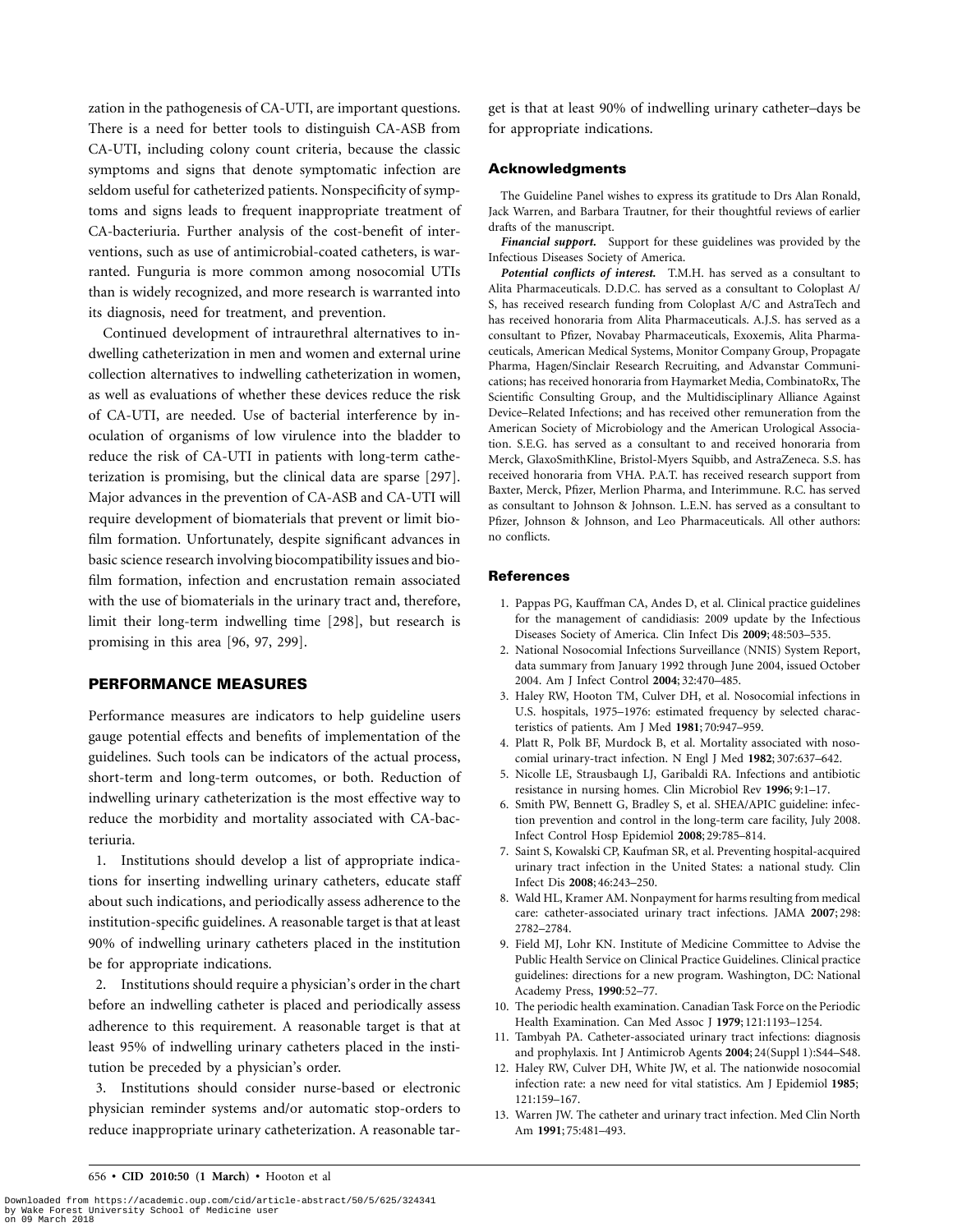zation in the pathogenesis of CA-UTI, are important questions. There is a need for better tools to distinguish CA-ASB from CA-UTI, including colony count criteria, because the classic symptoms and signs that denote symptomatic infection are seldom useful for catheterized patients. Nonspecificity of symptoms and signs leads to frequent inappropriate treatment of CA-bacteriuria. Further analysis of the cost-benefit of interventions, such as use of antimicrobial-coated catheters, is warranted. Funguria is more common among nosocomial UTIs than is widely recognized, and more research is warranted into its diagnosis, need for treatment, and prevention.

Continued development of intraurethral alternatives to indwelling catheterization in men and women and external urine collection alternatives to indwelling catheterization in women, as well as evaluations of whether these devices reduce the risk of CA-UTI, are needed. Use of bacterial interference by inoculation of organisms of low virulence into the bladder to reduce the risk of CA-UTI in patients with long-term catheterization is promising, but the clinical data are sparse [297]. Major advances in the prevention of CA-ASB and CA-UTI will require development of biomaterials that prevent or limit biofilm formation. Unfortunately, despite significant advances in basic science research involving biocompatibility issues and biofilm formation, infection and encrustation remain associated with the use of biomaterials in the urinary tract and, therefore, limit their long-term indwelling time [298], but research is promising in this area [96, 97, 299].

## PERFORMANCE MEASURES

Performance measures are indicators to help guideline users gauge potential effects and benefits of implementation of the guidelines. Such tools can be indicators of the actual process, short-term and long-term outcomes, or both. Reduction of indwelling urinary catheterization is the most effective way to reduce the morbidity and mortality associated with CA-bacteriuria.

1. Institutions should develop a list of appropriate indications for inserting indwelling urinary catheters, educate staff about such indications, and periodically assess adherence to the institution-specific guidelines. A reasonable target is that at least 90% of indwelling urinary catheters placed in the institution be for appropriate indications.

2. Institutions should require a physician's order in the chart before an indwelling catheter is placed and periodically assess adherence to this requirement. A reasonable target is that at least 95% of indwelling urinary catheters placed in the institution be preceded by a physician's order.

3. Institutions should consider nurse-based or electronic physician reminder systems and/or automatic stop-orders to reduce inappropriate urinary catheterization. A reasonable target is that at least 90% of indwelling urinary catheter–days be for appropriate indications.

## Acknowledgments

The Guideline Panel wishes to express its gratitude to Drs Alan Ronald, Jack Warren, and Barbara Trautner, for their thoughtful reviews of earlier drafts of the manuscript.

***Financial support.*** Support for these guidelines was provided by the Infectious Diseases Society of America.

***Potential conflicts of interest.*** T.M.H. has served as a consultant to Alita Pharmaceuticals. D.D.C. has served as a consultant to Coloplast A/S, has received research funding from Coloplast A/C and AstraTech and has received honoraria from Alita Pharmaceuticals. A.J.S. has served as a consultant to Pfizer, Novabay Pharmaceuticals, Exoxemis, Alita Pharmaceuticals, American Medical Systems, Monitor Company Group, Propagate Pharma, Hagen/Sinclair Research Recruiting, and Advanstar Communications; has received honoraria from Haymarket Media, CombinatoRx, The Scientific Consulting Group, and the Multidisciplinary Alliance Against Device–Related Infections; and has received other remuneration from the American Society of Microbiology and the American Urological Association. S.E.G. has served as a consultant to and received honoraria from Merck, GlaxoSmithKline, Bristol-Myers Squibb, and AstraZeneca. S.S. has received honoraria from VHA. P.A.T. has received research support from Baxter, Merck, Pfizer, Merlion Pharma, and Interimmune. R.C. has served as consultant to Johnson & Johnson. L.E.N. has served as a consultant to Pfizer, Johnson & Johnson, and Leo Pharmaceuticals. All other authors: no conflicts.

## References

1. Pappas PG, Kauffman CA, Andes D, et al. Clinical practice guidelines for the management of candidiasis: 2009 update by the Infectious Diseases Society of America. Clin Infect Dis **2009**; 48:503–535.
2. National Nosocomial Infections Surveillance (NNIS) System Report, data summary from January 1992 through June 2004, issued October 2004. Am J Infect Control **2004**; 32:470–485.
3. Haley RW, Hooton TM, Culver DH, et al. Nosocomial infections in U.S. hospitals, 1975–1976: estimated frequency by selected characteristics of patients. Am J Med **1981**; 70:947–959.
4. Platt R, Polk BF, Murdock B, et al. Mortality associated with nosocomial urinary-tract infection. N Engl J Med **1982**; 307:637–642.
5. Nicolle LE, Strausbaugh LJ, Garibaldi RA. Infections and antibiotic resistance in nursing homes. Clin Microbiol Rev **1996**; 9:1–17.
6. Smith PW, Bennett G, Bradley S, et al. SHEA/APIC guideline: infection prevention and control in the long-term care facility, July 2008. Infect Control Hosp Epidemiol **2008**; 29:785–814.
7. Saint S, Kowalski CP, Kaufman SR, et al. Preventing hospital-acquired urinary tract infection in the United States: a national study. Clin Infect Dis **2008**; 46:243–250.
8. Wald HL, Kramer AM. Nonpayment for harms resulting from medical care: catheter-associated urinary tract infections. JAMA **2007**; 298: 2782–2784.
9. Field MJ, Lohr KN. Institute of Medicine Committee to Advise the Public Health Service on Clinical Practice Guidelines. Clinical practice guidelines: directions for a new program. Washington, DC: National Academy Press, **1990**:52–77.
10. The periodic health examination. Canadian Task Force on the Periodic Health Examination. Can Med Assoc J **1979**; 121:1193–1254.
11. Tambyah PA. Catheter-associated urinary tract infections: diagnosis and prophylaxis. Int J Antimicrob Agents **2004**; 24(Suppl 1):S44–S48.
12. Haley RW, Culver DH, White JW, et al. The nationwide nosocomial infection rate: a new need for vital statistics. Am J Epidemiol **1985**; 121:159–167.
13. Warren JW. The catheter and urinary tract infection. Med Clin North Am **1991**; 75:481–493.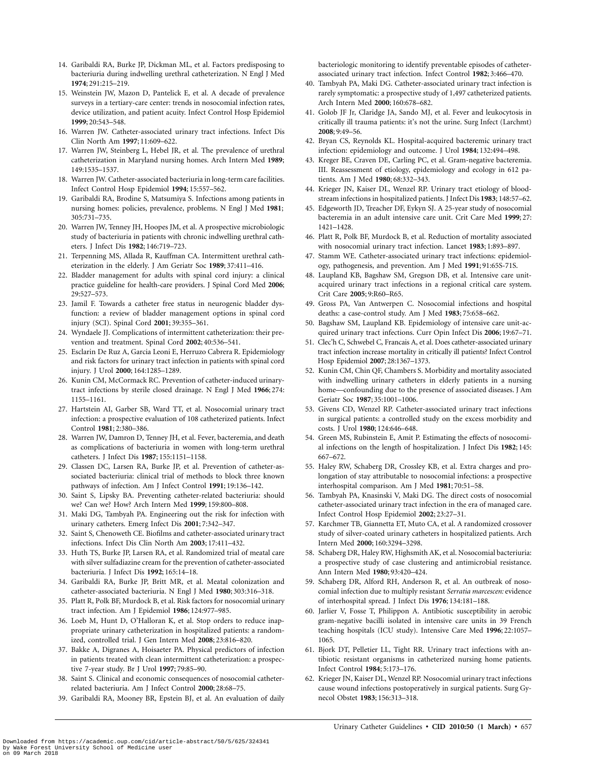14. Garibaldi RA, Burke JP, Dickman ML, et al. Factors predisposing to bacteriuria during indwelling urethral catheterization. N Engl J Med **1974**; 291:215–219.
15. Weinstein JW, Mazon D, Pantelick E, et al. A decade of prevalence surveys in a tertiary-care center: trends in nosocomial infection rates, device utilization, and patient acuity. Infect Control Hosp Epidemiol **1999**; 20:543–548.
16. Warren JW. Catheter-associated urinary tract infections. Infect Dis Clin North Am **1997**; 11:609–622.
17. Warren JW, Steinberg L, Hebel JR, et al. The prevalence of urethral catheterization in Maryland nursing homes. Arch Intern Med **1989**; 149:1535–1537.
18. Warren JW. Catheter-associated bacteriuria in long-term care facilities. Infect Control Hosp Epidemiol **1994**; 15:557–562.
19. Garibaldi RA, Brodine S, Matsumiya S. Infections among patients in nursing homes: policies, prevalence, problems. N Engl J Med **1981**; 305:731–735.
20. Warren JW, Tenney JH, Hoopes JM, et al. A prospective microbiologic study of bacteriuria in patients with chronic indwelling urethral catheters. J Infect Dis **1982**; 146:719–723.
21. Terpenning MS, Allada R, Kauffman CA. Intermittent urethral catheterization in the elderly. J Am Geriatr Soc **1989**; 37:411–416.
22. Bladder management for adults with spinal cord injury: a clinical practice guideline for health-care providers. J Spinal Cord Med **2006**; 29:527–573.
23. Jamil F. Towards a catheter free status in neurogenic bladder dysfunction: a review of bladder management options in spinal cord injury (SCI). Spinal Cord **2001**; 39:355–361.
24. Wyndaele JJ. Complications of intermittent catheterization: their prevention and treatment. Spinal Cord **2002**; 40:536–541.
25. Esclarin De Ruz A, Garcia Leoni E, Herruzo Cabrera R. Epidemiology and risk factors for urinary tract infection in patients with spinal cord injury. J Urol **2000**; 164:1285–1289.
26. Kunin CM, McCormack RC. Prevention of catheter-induced urinary-tract infections by sterile closed drainage. N Engl J Med **1966**; 274: 1155–1161.
27. Hartstein AI, Garber SB, Ward TT, et al. Nosocomial urinary tract infection: a prospective evaluation of 108 catheterized patients. Infect Control **1981**; 2:380–386.
28. Warren JW, Damron D, Tenney JH, et al. Fever, bacteremia, and death as complications of bacteriuria in women with long-term urethral catheters. J Infect Dis **1987**; 155:1151–1158.
29. Classen DC, Larsen RA, Burke JP, et al. Prevention of catheter-associated bacteriuria: clinical trial of methods to block three known pathways of infection. Am J Infect Control **1991**; 19:136–142.
30. Saint S, Lipsky BA. Preventing catheter-related bacteriuria: should we? Can we? How? Arch Intern Med **1999**; 159:800–808.
31. Maki DG, Tambyah PA. Engineering out the risk for infection with urinary catheters. Emerg Infect Dis **2001**; 7:342–347.
32. Saint S, Chenoweth CE. Biofilms and catheter-associated urinary tract infections. Infect Dis Clin North Am **2003**; 17:411–432.
33. Huth TS, Burke JP, Larsen RA, et al. Randomized trial of meatal care with silver sulfadiazine cream for the prevention of catheter-associated bacteriuria. J Infect Dis **1992**; 165:14–18.
34. Garibaldi RA, Burke JP, Britt MR, et al. Meatal colonization and catheter-associated bacteriuria. N Engl J Med **1980**; 303:316–318.
35. Platt R, Polk BF, Murdock B, et al. Risk factors for nosocomial urinary tract infection. Am J Epidemiol **1986**; 124:977–985.
36. Loeb M, Hunt D, O'Halloran K, et al. Stop orders to reduce inappropriate urinary catheterization in hospitalized patients: a randomized, controlled trial. J Gen Intern Med **2008**; 23:816–820.
37. Bakke A, Digranes A, Hoisaeter PA. Physical predictors of infection in patients treated with clean intermittent catheterization: a prospective 7-year study. Br J Urol **1997**; 79:85–90.
38. Saint S. Clinical and economic consequences of nosocomial catheter-related bacteriuria. Am J Infect Control **2000**; 28:68–75.
39. Garibaldi RA, Mooney BR, Epstein BJ, et al. An evaluation of daily bacteriologic monitoring to identify preventable episodes of catheter-associated urinary tract infection. Infect Control **1982**; 3:466–470.
40. Tambyah PA, Maki DG. Catheter-associated urinary tract infection is rarely symptomatic: a prospective study of 1,497 catheterized patients. Arch Intern Med **2000**; 160:678–682.
41. Golob JF Jr, Claridge JA, Sando MJ, et al. Fever and leukocytosis in critically ill trauma patients: it's not the urine. Surg Infect (Larchmt) **2008**; 9:49–56.
42. Bryan CS, Reynolds KL. Hospital-acquired bacteremic urinary tract infection: epidemiology and outcome. J Urol **1984**; 132:494–498.
43. Kreger BE, Craven DE, Carling PC, et al. Gram-negative bacteremia. III. Reassessment of etiology, epidemiology and ecology in 612 patients. Am J Med **1980**; 68:332–343.
44. Krieger JN, Kaiser DL, Wenzel RP. Urinary tract etiology of bloodstream infections in hospitalized patients. J Infect Dis **1983**; 148:57–62.
45. Edgeworth JD, Treacher DF, Eykyn SJ. A 25-year study of nosocomial bacteremia in an adult intensive care unit. Crit Care Med **1999**; 27: 1421–1428.
46. Platt R, Polk BF, Murdock B, et al. Reduction of mortality associated with nosocomial urinary tract infection. Lancet **1983**; 1:893–897.
47. Stamm WE. Catheter-associated urinary tract infections: epidemiology, pathogenesis, and prevention. Am J Med **1991**; 91:65S-71S.
48. Laupland KB, Bagshaw SM, Gregson DB, et al. Intensive care unit-acquired urinary tract infections in a regional critical care system. Crit Care **2005**; 9:R60–R65.
49. Gross PA, Van Antwerpen C. Nosocomial infections and hospital deaths: a case-control study. Am J Med **1983**; 75:658–662.
50. Bagshaw SM, Laupland KB. Epidemiology of intensive care unit-acquired urinary tract infections. Curr Opin Infect Dis **2006**; 19:67–71.
51. Clec'h C, Schwebel C, Francais A, et al. Does catheter-associated urinary tract infection increase mortality in critically ill patients? Infect Control Hosp Epidemiol **2007**; 28:1367–1373.
52. Kunin CM, Chin QF, Chambers S. Morbidity and mortality associated with indwelling urinary catheters in elderly patients in a nursing home—confounding due to the presence of associated diseases. J Am Geriatr Soc **1987**; 35:1001–1006.
53. Givens CD, Wenzel RP. Catheter-associated urinary tract infections in surgical patients: a controlled study on the excess morbidity and costs. J Urol **1980**; 124:646–648.
54. Green MS, Rubinstein E, Amit P. Estimating the effects of nosocomial infections on the length of hospitalization. J Infect Dis **1982**; 145: 667–672.
55. Haley RW, Schaberg DR, Crossley KB, et al. Extra charges and prolongation of stay attributable to nosocomial infections: a prospective interhospital comparison. Am J Med **1981**; 70:51–58.
56. Tambyah PA, Knasinski V, Maki DG. The direct costs of nosocomial catheter-associated urinary tract infection in the era of managed care. Infect Control Hosp Epidemiol **2002**; 23:27–31.
57. Karchmer TB, Giannetta ET, Muto CA, et al. A randomized crossover study of silver-coated urinary catheters in hospitalized patients. Arch Intern Med **2000**; 160:3294–3298.
58. Schaberg DR, Haley RW, Highsmith AK, et al. Nosocomial bacteriuria: a prospective study of case clustering and antimicrobial resistance. Ann Intern Med **1980**; 93:420–424.
59. Schaberg DR, Alford RH, Anderson R, et al. An outbreak of nosocomial infection due to multiply resistant *Serratia marcescen:* evidence of interhospital spread. J Infect Dis **1976**; 134:181–188.
60. Jarlier V, Fosse T, Philippon A. Antibiotic susceptibility in aerobic gram-negative bacilli isolated in intensive care units in 39 French teaching hospitals (ICU study). Intensive Care Med **1996**; 22:1057–1065.
61. Bjork DT, Pelletier LL, Tight RR. Urinary tract infections with antibiotic resistant organisms in catheterized nursing home patients. Infect Control **1984**; 5:173–176.
62. Krieger JN, Kaiser DL, Wenzel RP. Nosocomial urinary tract infections cause wound infections postoperatively in surgical patients. Surg Gynecol Obstet **1983**; 156:313–318.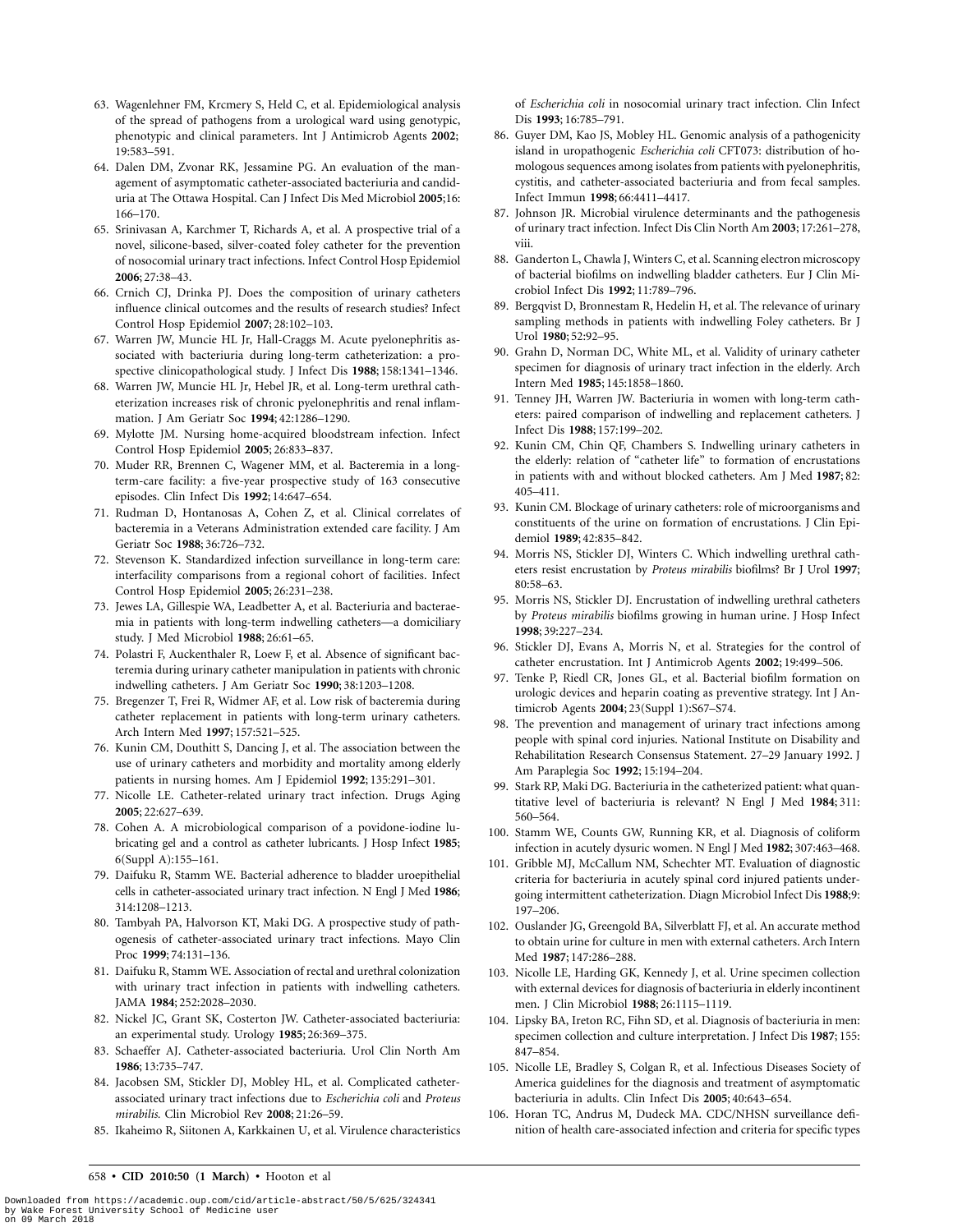63. Wagenlehner FM, Krcmery S, Held C, et al. Epidemiological analysis of the spread of pathogens from a urological ward using genotypic, phenotypic and clinical parameters. Int J Antimicrob Agents **2002**; 19:583–591.
64. Dalen DM, Zvonar RK, Jessamine PG. An evaluation of the management of asymptomatic catheter-associated bacteriuria and candiduria at The Ottawa Hospital. Can J Infect Dis Med Microbiol **2005**;16: 166–170.
65. Srinivasan A, Karchmer T, Richards A, et al. A prospective trial of a novel, silicone-based, silver-coated foley catheter for the prevention of nosocomial urinary tract infections. Infect Control Hosp Epidemiol **2006**; 27:38–43.
66. Crnich CJ, Drinka PJ. Does the composition of urinary catheters influence clinical outcomes and the results of research studies? Infect Control Hosp Epidemiol **2007**; 28:102–103.
67. Warren JW, Muncie HL Jr, Hall-Craggs M. Acute pyelonephritis associated with bacteriuria during long-term catheterization: a prospective clinicopathological study. J Infect Dis **1988**; 158:1341–1346.
68. Warren JW, Muncie HL Jr, Hebel JR, et al. Long-term urethral catheterization increases risk of chronic pyelonephritis and renal inflammation. J Am Geriatr Soc **1994**; 42:1286–1290.
69. Mylotte JM. Nursing home-acquired bloodstream infection. Infect Control Hosp Epidemiol **2005**; 26:833–837.
70. Muder RR, Brennen C, Wagener MM, et al. Bacteremia in a long-term-care facility: a five-year prospective study of 163 consecutive episodes. Clin Infect Dis **1992**; 14:647–654.
71. Rudman D, Hontanosas A, Cohen Z, et al. Clinical correlates of bacteremia in a Veterans Administration extended care facility. J Am Geriatr Soc **1988**; 36:726–732.
72. Stevenson K. Standardized infection surveillance in long-term care: interfacility comparisons from a regional cohort of facilities. Infect Control Hosp Epidemiol **2005**; 26:231–238.
73. Jewes LA, Gillespie WA, Leadbetter A, et al. Bacteriuria and bacteraemia in patients with long-term indwelling catheters—a domiciliary study. J Med Microbiol **1988**; 26:61–65.
74. Polastri F, Auckenthaler R, Loew F, et al. Absence of significant bacteremia during urinary catheter manipulation in patients with chronic indwelling catheters. J Am Geriatr Soc **1990**; 38:1203–1208.
75. Bregenzer T, Frei R, Widmer AF, et al. Low risk of bacteremia during catheter replacement in patients with long-term urinary catheters. Arch Intern Med **1997**; 157:521–525.
76. Kunin CM, Douthitt S, Dancing J, et al. The association between the use of urinary catheters and morbidity and mortality among elderly patients in nursing homes. Am J Epidemiol **1992**; 135:291–301.
77. Nicolle LE. Catheter-related urinary tract infection. Drugs Aging **2005**; 22:627–639.
78. Cohen A. A microbiological comparison of a povidone-iodine lubricating gel and a control as catheter lubricants. J Hosp Infect **1985**; 6(Suppl A):155–161.
79. Daifuku R, Stamm WE. Bacterial adherence to bladder uroepithelial cells in catheter-associated urinary tract infection. N Engl J Med **1986**; 314:1208–1213.
80. Tambyah PA, Halvorson KT, Maki DG. A prospective study of pathogenesis of catheter-associated urinary tract infections. Mayo Clin Proc **1999**; 74:131–136.
81. Daifuku R, Stamm WE. Association of rectal and urethral colonization with urinary tract infection in patients with indwelling catheters. JAMA **1984**; 252:2028–2030.
82. Nickel JC, Grant SK, Costerton JW. Catheter-associated bacteriuria: an experimental study. Urology **1985**; 26:369–375.
83. Schaeffer AJ. Catheter-associated bacteriuria. Urol Clin North Am **1986**; 13:735–747.
84. Jacobsen SM, Stickler DJ, Mobley HL, et al. Complicated catheter-associated urinary tract infections due to *Escherichia coli* and *Proteus mirabilis.* Clin Microbiol Rev **2008**; 21:26–59.
85. Ikaheimo R, Siitonen A, Karkkainen U, et al. Virulence characteristics of *Escherichia coli* in nosocomial urinary tract infection. Clin Infect Dis **1993**; 16:785–791.
86. Guyer DM, Kao JS, Mobley HL. Genomic analysis of a pathogenicity island in uropathogenic *Escherichia coli* CFT073: distribution of homologous sequences among isolates from patients with pyelonephritis, cystitis, and catheter-associated bacteriuria and from fecal samples. Infect Immun **1998**; 66:4411–4417.
87. Johnson JR. Microbial virulence determinants and the pathogenesis of urinary tract infection. Infect Dis Clin North Am **2003**; 17:261–278, viii.
88. Ganderton L, Chawla J, Winters C, et al. Scanning electron microscopy of bacterial biofilms on indwelling bladder catheters. Eur J Clin Microbiol Infect Dis **1992**; 11:789–796.
89. Bergqvist D, Bronnestam R, Hedelin H, et al. The relevance of urinary sampling methods in patients with indwelling Foley catheters. Br J Urol **1980**; 52:92–95.
90. Grahn D, Norman DC, White ML, et al. Validity of urinary catheter specimen for diagnosis of urinary tract infection in the elderly. Arch Intern Med **1985**; 145:1858–1860.
91. Tenney JH, Warren JW. Bacteriuria in women with long-term catheters: paired comparison of indwelling and replacement catheters. J Infect Dis **1988**; 157:199–202.
92. Kunin CM, Chin QF, Chambers S. Indwelling urinary catheters in the elderly: relation of "catheter life" to formation of encrustations in patients with and without blocked catheters. Am J Med **1987**; 82: 405–411.
93. Kunin CM. Blockage of urinary catheters: role of microorganisms and constituents of the urine on formation of encrustations. J Clin Epidemiol **1989**; 42:835–842.
94. Morris NS, Stickler DJ, Winters C. Which indwelling urethral catheters resist encrustation by *Proteus mirabilis* biofilms? Br J Urol **1997**; 80:58–63.
95. Morris NS, Stickler DJ. Encrustation of indwelling urethral catheters by *Proteus mirabilis* biofilms growing in human urine. J Hosp Infect **1998**; 39:227–234.
96. Stickler DJ, Evans A, Morris N, et al. Strategies for the control of catheter encrustation. Int J Antimicrob Agents **2002**; 19:499–506.
97. Tenke P, Riedl CR, Jones GL, et al. Bacterial biofilm formation on urologic devices and heparin coating as preventive strategy. Int J Antimicrob Agents **2004**; 23(Suppl 1):S67–S74.
98. The prevention and management of urinary tract infections among people with spinal cord injuries. National Institute on Disability and Rehabilitation Research Consensus Statement. 27–29 January 1992. J Am Paraplegia Soc **1992**; 15:194–204.
99. Stark RP, Maki DG. Bacteriuria in the catheterized patient: what quantitative level of bacteriuria is relevant? N Engl J Med **1984**; 311: 560–564.
100. Stamm WE, Counts GW, Running KR, et al. Diagnosis of coliform infection in acutely dysuric women. N Engl J Med **1982**; 307:463–468.
101. Gribble MJ, McCallum NM, Schechter MT. Evaluation of diagnostic criteria for bacteriuria in acutely spinal cord injured patients undergoing intermittent catheterization. Diagn Microbiol Infect Dis **1988**;9: 197–206.
102. Ouslander JG, Greengold BA, Silverblatt FJ, et al. An accurate method to obtain urine for culture in men with external catheters. Arch Intern Med **1987**; 147:286–288.
103. Nicolle LE, Harding GK, Kennedy J, et al. Urine specimen collection with external devices for diagnosis of bacteriuria in elderly incontinent men. J Clin Microbiol **1988**; 26:1115–1119.
104. Lipsky BA, Ireton RC, Fihn SD, et al. Diagnosis of bacteriuria in men: specimen collection and culture interpretation. J Infect Dis **1987**; 155: 847–854.
105. Nicolle LE, Bradley S, Colgan R, et al. Infectious Diseases Society of America guidelines for the diagnosis and treatment of asymptomatic bacteriuria in adults. Clin Infect Dis **2005**; 40:643–654.
106. Horan TC, Andrus M, Dudeck MA. CDC/NHSN surveillance definition of health care-associated infection and criteria for specific types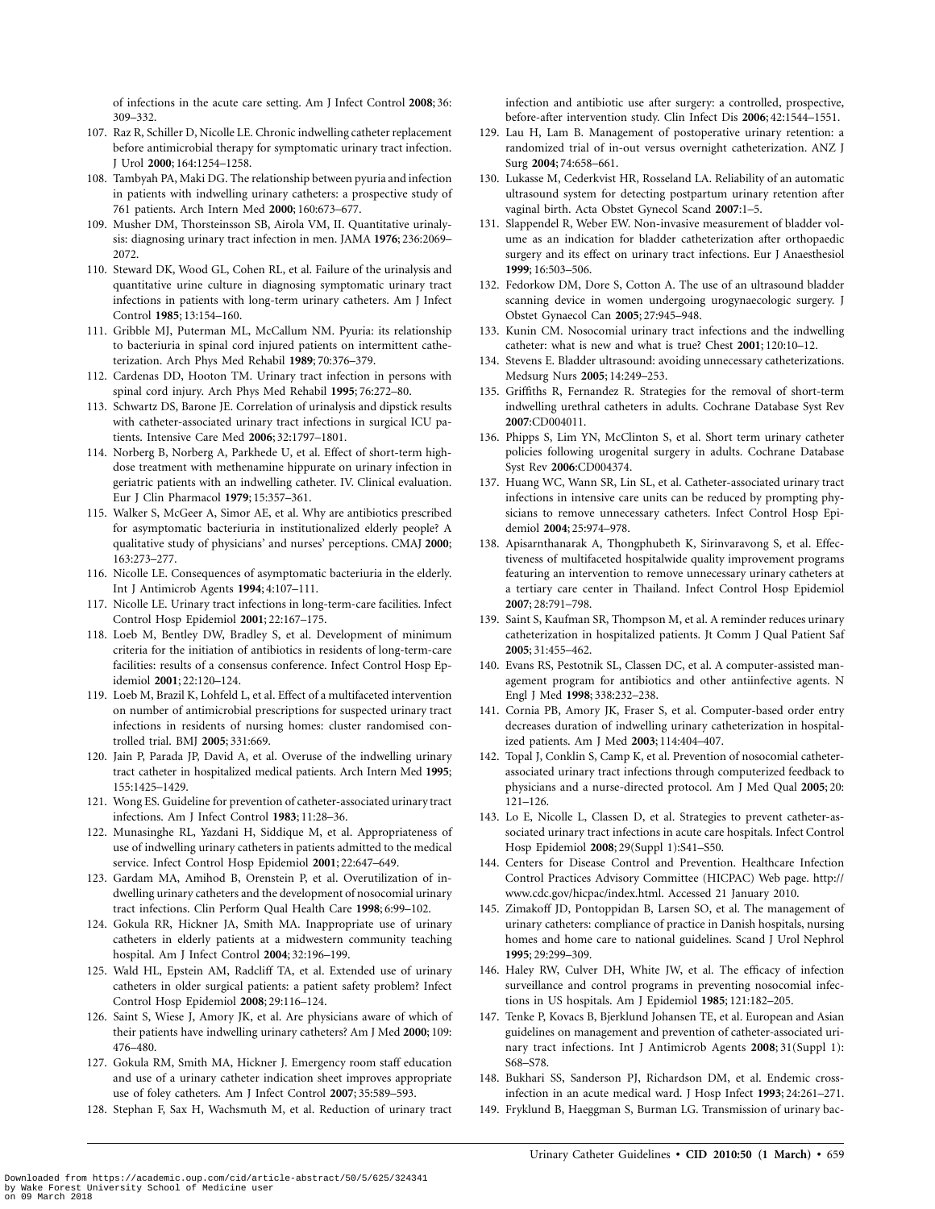of infections in the acute care setting. Am J Infect Control **2008**; 36: 309–332.

107. Raz R, Schiller D, Nicolle LE. Chronic indwelling catheter replacement before antimicrobial therapy for symptomatic urinary tract infection. J Urol **2000**; 164:1254–1258.
108. Tambyah PA, Maki DG. The relationship between pyuria and infection in patients with indwelling urinary catheters: a prospective study of 761 patients. Arch Intern Med **2000**; 160:673–677.
109. Musher DM, Thorsteinsson SB, Airola VM, II. Quantitative urinalysis: diagnosing urinary tract infection in men. JAMA **1976**; 236:2069–2072.
110. Steward DK, Wood GL, Cohen RL, et al. Failure of the urinalysis and quantitative urine culture in diagnosing symptomatic urinary tract infections in patients with long-term urinary catheters. Am J Infect Control **1985**; 13:154–160.
111. Gribble MJ, Puterman ML, McCallum NM. Pyuria: its relationship to bacteriuria in spinal cord injured patients on intermittent catheterization. Arch Phys Med Rehabil **1989**; 70:376–379.
112. Cardenas DD, Hooton TM. Urinary tract infection in persons with spinal cord injury. Arch Phys Med Rehabil **1995**; 76:272–80.
113. Schwartz DS, Barone JE. Correlation of urinalysis and dipstick results with catheter-associated urinary tract infections in surgical ICU patients. Intensive Care Med **2006**; 32:1797–1801.
114. Norberg B, Norberg A, Parkhede U, et al. Effect of short-term high-dose treatment with methenamine hippurate on urinary infection in geriatric patients with an indwelling catheter. IV. Clinical evaluation. Eur J Clin Pharmacol **1979**; 15:357–361.
115. Walker S, McGeer A, Simor AE, et al. Why are antibiotics prescribed for asymptomatic bacteriuria in institutionalized elderly people? A qualitative study of physicians' and nurses' perceptions. CMAJ **2000**; 163:273–277.
116. Nicolle LE. Consequences of asymptomatic bacteriuria in the elderly. Int J Antimicrob Agents **1994**; 4:107–111.
117. Nicolle LE. Urinary tract infections in long-term-care facilities. Infect Control Hosp Epidemiol **2001**; 22:167–175.
118. Loeb M, Bentley DW, Bradley S, et al. Development of minimum criteria for the initiation of antibiotics in residents of long-term-care facilities: results of a consensus conference. Infect Control Hosp Epidemiol **2001**; 22:120–124.
119. Loeb M, Brazil K, Lohfeld L, et al. Effect of a multifaceted intervention on number of antimicrobial prescriptions for suspected urinary tract infections in residents of nursing homes: cluster randomised controlled trial. BMJ **2005**; 331:669.
120. Jain P, Parada JP, David A, et al. Overuse of the indwelling urinary tract catheter in hospitalized medical patients. Arch Intern Med **1995**; 155:1425–1429.
121. Wong ES. Guideline for prevention of catheter-associated urinary tract infections. Am J Infect Control **1983**; 11:28–36.
122. Munasinghe RL, Yazdani H, Siddique M, et al. Appropriateness of use of indwelling urinary catheters in patients admitted to the medical service. Infect Control Hosp Epidemiol **2001**; 22:647–649.
123. Gardam MA, Amihod B, Orenstein P, et al. Overutilization of indwelling urinary catheters and the development of nosocomial urinary tract infections. Clin Perform Qual Health Care **1998**; 6:99–102.
124. Gokula RR, Hickner JA, Smith MA. Inappropriate use of urinary catheters in elderly patients at a midwestern community teaching hospital. Am J Infect Control **2004**; 32:196–199.
125. Wald HL, Epstein AM, Radcliff TA, et al. Extended use of urinary catheters in older surgical patients: a patient safety problem? Infect Control Hosp Epidemiol **2008**; 29:116–124.
126. Saint S, Wiese J, Amory JK, et al. Are physicians aware of which of their patients have indwelling urinary catheters? Am J Med **2000**; 109: 476–480.
127. Gokula RM, Smith MA, Hickner J. Emergency room staff education and use of a urinary catheter indication sheet improves appropriate use of foley catheters. Am J Infect Control **2007**; 35:589–593.
128. Stephan F, Sax H, Wachsmuth M, et al. Reduction of urinary tract infection and antibiotic use after surgery: a controlled, prospective, before-after intervention study. Clin Infect Dis **2006**; 42:1544–1551.
129. Lau H, Lam B. Management of postoperative urinary retention: a randomized trial of in-out versus overnight catheterization. ANZ J Surg **2004**; 74:658–661.
130. Lukasse M, Cederkvist HR, Rosseland LA. Reliability of an automatic ultrasound system for detecting postpartum urinary retention after vaginal birth. Acta Obstet Gynecol Scand **2007**:1–5.
131. Slappendel R, Weber EW. Non-invasive measurement of bladder volume as an indication for bladder catheterization after orthopaedic surgery and its effect on urinary tract infections. Eur J Anaesthesiol **1999**; 16:503–506.
132. Fedorkow DM, Dore S, Cotton A. The use of an ultrasound bladder scanning device in women undergoing urogynaecologic surgery. J Obstet Gynaecol Can **2005**; 27:945–948.
133. Kunin CM. Nosocomial urinary tract infections and the indwelling catheter: what is new and what is true? Chest **2001**; 120:10–12.
134. Stevens E. Bladder ultrasound: avoiding unnecessary catheterizations. Medsurg Nurs **2005**; 14:249–253.
135. Griffiths R, Fernandez R. Strategies for the removal of short-term indwelling urethral catheters in adults. Cochrane Database Syst Rev **2007**:CD004011.
136. Phipps S, Lim YN, McClinton S, et al. Short term urinary catheter policies following urogenital surgery in adults. Cochrane Database Syst Rev **2006**:CD004374.
137. Huang WC, Wann SR, Lin SL, et al. Catheter-associated urinary tract infections in intensive care units can be reduced by prompting physicians to remove unnecessary catheters. Infect Control Hosp Epidemiol **2004**; 25:974–978.
138. Apisarnthanarak A, Thongphubeth K, Sirinvaravong S, et al. Effectiveness of multifaceted hospitalwide quality improvement programs featuring an intervention to remove unnecessary urinary catheters at a tertiary care center in Thailand. Infect Control Hosp Epidemiol **2007**; 28:791–798.
139. Saint S, Kaufman SR, Thompson M, et al. A reminder reduces urinary catheterization in hospitalized patients. Jt Comm J Qual Patient Saf **2005**; 31:455–462.
140. Evans RS, Pestotnik SL, Classen DC, et al. A computer-assisted management program for antibiotics and other antiinfective agents. N Engl J Med **1998**; 338:232–238.
141. Cornia PB, Amory JK, Fraser S, et al. Computer-based order entry decreases duration of indwelling urinary catheterization in hospitalized patients. Am J Med **2003**; 114:404–407.
142. Topal J, Conklin S, Camp K, et al. Prevention of nosocomial catheter-associated urinary tract infections through computerized feedback to physicians and a nurse-directed protocol. Am J Med Qual **2005**; 20: 121–126.
143. Lo E, Nicolle L, Classen D, et al. Strategies to prevent catheter-associated urinary tract infections in acute care hospitals. Infect Control Hosp Epidemiol **2008**; 29(Suppl 1):S41–S50.
144. Centers for Disease Control and Prevention. Healthcare Infection Control Practices Advisory Committee (HICPAC) Web page. http://www.cdc.gov/hicpac/index.html. Accessed 21 January 2010.
145. Zimakoff JD, Pontoppidan B, Larsen SO, et al. The management of urinary catheters: compliance of practice in Danish hospitals, nursing homes and home care to national guidelines. Scand J Urol Nephrol **1995**; 29:299–309.
146. Haley RW, Culver DH, White JW, et al. The efficacy of infection surveillance and control programs in preventing nosocomial infections in US hospitals. Am J Epidemiol **1985**; 121:182–205.
147. Tenke P, Kovacs B, Bjerklund Johansen TE, et al. European and Asian guidelines on management and prevention of catheter-associated urinary tract infections. Int J Antimicrob Agents **2008**; 31(Suppl 1): S68–S78.
148. Bukhari SS, Sanderson PJ, Richardson DM, et al. Endemic cross-infection in an acute medical ward. J Hosp Infect **1993**; 24:261–271.
149. Fryklund B, Haeggman S, Burman LG. Transmission of urinary bac-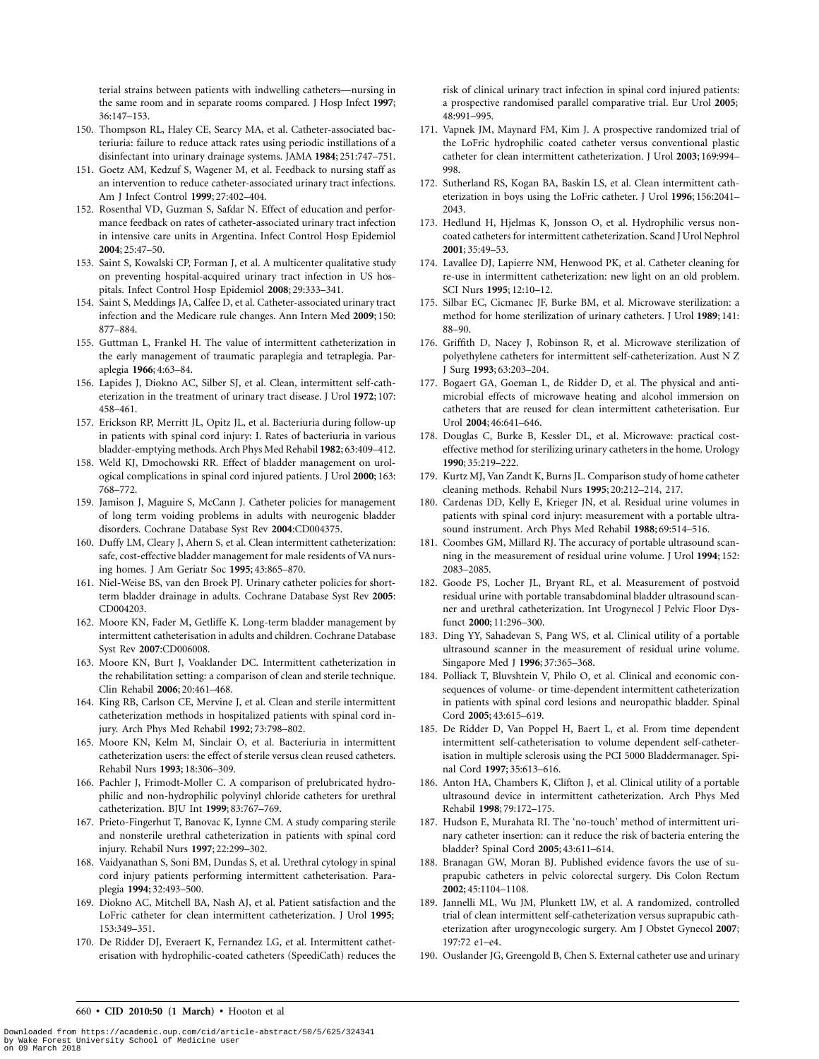terial strains between patients with indwelling catheters—nursing in the same room and in separate rooms compared. J Hosp Infect **1997**; 36:147–153.

150. Thompson RL, Haley CE, Searcy MA, et al. Catheter-associated bacteriuria: failure to reduce attack rates using periodic instillations of a disinfectant into urinary drainage systems. JAMA **1984**; 251:747–751.
151. Goetz AM, Kedzuf S, Wagener M, et al. Feedback to nursing staff as an intervention to reduce catheter-associated urinary tract infections. Am J Infect Control **1999**; 27:402–404.
152. Rosenthal VD, Guzman S, Safdar N. Effect of education and performance feedback on rates of catheter-associated urinary tract infection in intensive care units in Argentina. Infect Control Hosp Epidemiol **2004**; 25:47–50.
153. Saint S, Kowalski CP, Forman J, et al. A multicenter qualitative study on preventing hospital-acquired urinary tract infection in US hospitals. Infect Control Hosp Epidemiol **2008**; 29:333–341.
154. Saint S, Meddings JA, Calfee D, et al. Catheter-associated urinary tract infection and the Medicare rule changes. Ann Intern Med **2009**; 150: 877–884.
155. Guttman L, Frankel H. The value of intermittent catheterization in the early management of traumatic paraplegia and tetraplegia. Paraplegia **1966**; 4:63–84.
156. Lapides J, Diokno AC, Silber SJ, et al. Clean, intermittent self-catheterization in the treatment of urinary tract disease. J Urol **1972**; 107: 458–461.
157. Erickson RP, Merritt JL, Opitz JL, et al. Bacteriuria during follow-up in patients with spinal cord injury: I. Rates of bacteriuria in various bladder-emptying methods. Arch Phys Med Rehabil **1982**; 63:409–412.
158. Weld KJ, Dmochowski RR. Effect of bladder management on urological complications in spinal cord injured patients. J Urol **2000**; 163: 768–772.
159. Jamison J, Maguire S, McCann J. Catheter policies for management of long term voiding problems in adults with neurogenic bladder disorders. Cochrane Database Syst Rev **2004**:CD004375.
160. Duffy LM, Cleary J, Ahern S, et al. Clean intermittent catheterization: safe, cost-effective bladder management for male residents of VA nursing homes. J Am Geriatr Soc **1995**; 43:865–870.
161. Niel-Weise BS, van den Broek PJ. Urinary catheter policies for short-term bladder drainage in adults. Cochrane Database Syst Rev **2005**: CD004203.
162. Moore KN, Fader M, Getliffe K. Long-term bladder management by intermittent catheterisation in adults and children. Cochrane Database Syst Rev **2007**:CD006008.
163. Moore KN, Burt J, Voaklander DC. Intermittent catheterization in the rehabilitation setting: a comparison of clean and sterile technique. Clin Rehabil **2006**; 20:461–468.
164. King RB, Carlson CE, Mervine J, et al. Clean and sterile intermittent catheterization methods in hospitalized patients with spinal cord injury. Arch Phys Med Rehabil **1992**; 73:798–802.
165. Moore KN, Kelm M, Sinclair O, et al. Bacteriuria in intermittent catheterization users: the effect of sterile versus clean reused catheters. Rehabil Nurs **1993**; 18:306–309.
166. Pachler J, Frimodt-Moller C. A comparison of prelubricated hydrophilic and non-hydrophilic polyvinyl chloride catheters for urethral catheterization. BJU Int **1999**; 83:767–769.
167. Prieto-Fingerhut T, Banovac K, Lynne CM. A study comparing sterile and nonsterile urethral catheterization in patients with spinal cord injury. Rehabil Nurs **1997**; 22:299–302.
168. Vaidyanathan S, Soni BM, Dundas S, et al. Urethral cytology in spinal cord injury patients performing intermittent catheterisation. Paraplegia **1994**; 32:493–500.
169. Diokno AC, Mitchell BA, Nash AJ, et al. Patient satisfaction and the LoFric catheter for clean intermittent catheterization. J Urol **1995**; 153:349–351.
170. De Ridder DJ, Everaert K, Fernandez LG, et al. Intermittent catheterisation with hydrophilic-coated catheters (SpeediCath) reduces the risk of clinical urinary tract infection in spinal cord injured patients: a prospective randomised parallel comparative trial. Eur Urol **2005**; 48:991–995.
171. Vapnek JM, Maynard FM, Kim J. A prospective randomized trial of the LoFric hydrophilic coated catheter versus conventional plastic catheter for clean intermittent catheterization. J Urol **2003**; 169:994–998.
172. Sutherland RS, Kogan BA, Baskin LS, et al. Clean intermittent catheterization in boys using the LoFric catheter. J Urol **1996**; 156:2041–2043.
173. Hedlund H, Hjelmas K, Jonsson O, et al. Hydrophilic versus non-coated catheters for intermittent catheterization. Scand J Urol Nephrol **2001**; 35:49–53.
174. Lavallee DJ, Lapierre NM, Henwood PK, et al. Catheter cleaning for re-use in intermittent catheterization: new light on an old problem. SCI Nurs **1995**; 12:10–12.
175. Silbar EC, Cicmanec JF, Burke BM, et al. Microwave sterilization: a method for home sterilization of urinary catheters. J Urol **1989**; 141: 88–90.
176. Griffith D, Nacey J, Robinson R, et al. Microwave sterilization of polyethylene catheters for intermittent self-catheterization. Aust N Z J Surg **1993**; 63:203–204.
177. Bogaert GA, Goeman L, de Ridder D, et al. The physical and antimicrobial effects of microwave heating and alcohol immersion on catheters that are reused for clean intermittent catheterisation. Eur Urol **2004**; 46:641–646.
178. Douglas C, Burke B, Kessler DL, et al. Microwave: practical cost-effective method for sterilizing urinary catheters in the home. Urology **1990**; 35:219–222.
179. Kurtz MJ, Van Zandt K, Burns JL. Comparison study of home catheter cleaning methods. Rehabil Nurs **1995**; 20:212–214, 217.
180. Cardenas DD, Kelly E, Krieger JN, et al. Residual urine volumes in patients with spinal cord injury: measurement with a portable ultrasound instrument. Arch Phys Med Rehabil **1988**; 69:514–516.
181. Coombes GM, Millard RJ. The accuracy of portable ultrasound scanning in the measurement of residual urine volume. J Urol **1994**; 152: 2083–2085.
182. Goode PS, Locher JL, Bryant RL, et al. Measurement of postvoid residual urine with portable transabdominal bladder ultrasound scanner and urethral catheterization. Int Urogynecol J Pelvic Floor Dysfunct **2000**; 11:296–300.
183. Ding YY, Sahadevan S, Pang WS, et al. Clinical utility of a portable ultrasound scanner in the measurement of residual urine volume. Singapore Med J **1996**; 37:365–368.
184. Polliack T, Bluvshtein V, Philo O, et al. Clinical and economic consequences of volume- or time-dependent intermittent catheterization in patients with spinal cord lesions and neuropathic bladder. Spinal Cord **2005**; 43:615–619.
185. De Ridder D, Van Poppel H, Baert L, et al. From time dependent intermittent self-catheterisation to volume dependent self-catheterisation in multiple sclerosis using the PCI 5000 Bladdermanager. Spinal Cord **1997**; 35:613–616.
186. Anton HA, Chambers K, Clifton J, et al. Clinical utility of a portable ultrasound device in intermittent catheterization. Arch Phys Med Rehabil **1998**; 79:172–175.
187. Hudson E, Murahata RI. The 'no-touch' method of intermittent urinary catheter insertion: can it reduce the risk of bacteria entering the bladder? Spinal Cord **2005**; 43:611–614.
188. Branagan GW, Moran BJ. Published evidence favors the use of suprapubic catheters in pelvic colorectal surgery. Dis Colon Rectum **2002**; 45:1104–1108.
189. Jannelli ML, Wu JM, Plunkett LW, et al. A randomized, controlled trial of clean intermittent self-catheterization versus suprapubic catheterization after urogynecologic surgery. Am J Obstet Gynecol **2007**; 197:72 e1–e4.
190. Ouslander JG, Greengold B, Chen S. External catheter use and urinary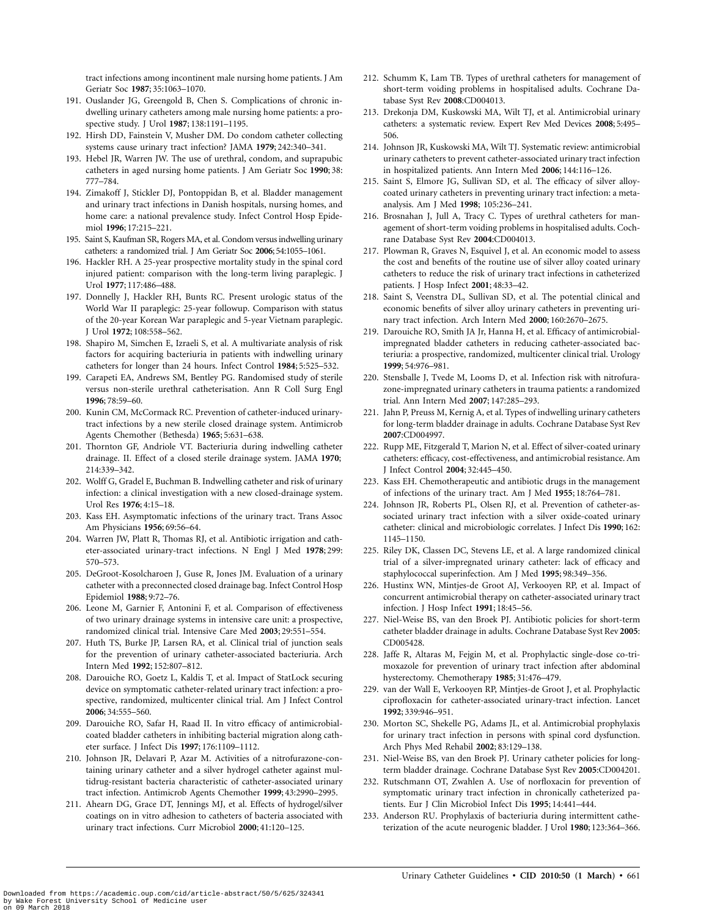tract infections among incontinent male nursing home patients. J Am Geriatr Soc **1987**; 35:1063–1070.

191. Ouslander JG, Greengold B, Chen S. Complications of chronic indwelling urinary catheters among male nursing home patients: a prospective study. J Urol **1987**; 138:1191–1195.
192. Hirsh DD, Fainstein V, Musher DM. Do condom catheter collecting systems cause urinary tract infection? JAMA **1979**; 242:340–341.
193. Hebel JR, Warren JW. The use of urethral, condom, and suprapubic catheters in aged nursing home patients. J Am Geriatr Soc **1990**; 38: 777–784.
194. Zimakoff J, Stickler DJ, Pontoppidan B, et al. Bladder management and urinary tract infections in Danish hospitals, nursing homes, and home care: a national prevalence study. Infect Control Hosp Epidemiol **1996**; 17:215–221.
195. Saint S, Kaufman SR, Rogers MA, et al. Condom versus indwelling urinary catheters: a randomized trial. J Am Geriatr Soc **2006**; 54:1055–1061.
196. Hackler RH. A 25-year prospective mortality study in the spinal cord injured patient: comparison with the long-term living paraplegic. J Urol **1977**; 117:486–488.
197. Donnelly J, Hackler RH, Bunts RC. Present urologic status of the World War II paraplegic: 25-year followup. Comparison with status of the 20-year Korean War paraplegic and 5-year Vietnam paraplegic. J Urol **1972**; 108:558–562.
198. Shapiro M, Simchen E, Izraeli S, et al. A multivariate analysis of risk factors for acquiring bacteriuria in patients with indwelling urinary catheters for longer than 24 hours. Infect Control **1984**; 5:525–532.
199. Carapeti EA, Andrews SM, Bentley PG. Randomised study of sterile versus non-sterile urethral catheterisation. Ann R Coll Surg Engl **1996**; 78:59–60.
200. Kunin CM, McCormack RC. Prevention of catheter-induced urinary-tract infections by a new sterile closed drainage system. Antimicrob Agents Chemother (Bethesda) **1965**; 5:631–638.
201. Thornton GF, Andriole VT. Bacteriuria during indwelling catheter drainage. II. Effect of a closed sterile drainage system. JAMA **1970**; 214:339–342.
202. Wolff G, Gradel E, Buchman B. Indwelling catheter and risk of urinary infection: a clinical investigation with a new closed-drainage system. Urol Res **1976**; 4:15–18.
203. Kass EH. Asymptomatic infections of the urinary tract. Trans Assoc Am Physicians **1956**; 69:56–64.
204. Warren JW, Platt R, Thomas RJ, et al. Antibiotic irrigation and catheter-associated urinary-tract infections. N Engl J Med **1978**; 299: 570–573.
205. DeGroot-Kosolcharoen J, Guse R, Jones JM. Evaluation of a urinary catheter with a preconnected closed drainage bag. Infect Control Hosp Epidemiol **1988**; 9:72–76.
206. Leone M, Garnier F, Antonini F, et al. Comparison of effectiveness of two urinary drainage systems in intensive care unit: a prospective, randomized clinical trial. Intensive Care Med **2003**; 29:551–554.
207. Huth TS, Burke JP, Larsen RA, et al. Clinical trial of junction seals for the prevention of urinary catheter-associated bacteriuria. Arch Intern Med **1992**; 152:807–812.
208. Darouiche RO, Goetz L, Kaldis T, et al. Impact of StatLock securing device on symptomatic catheter-related urinary tract infection: a prospective, randomized, multicenter clinical trial. Am J Infect Control **2006**; 34:555–560.
209. Darouiche RO, Safar H, Raad II. In vitro efficacy of antimicrobial-coated bladder catheters in inhibiting bacterial migration along catheter surface. J Infect Dis **1997**; 176:1109–1112.
210. Johnson JR, Delavari P, Azar M. Activities of a nitrofurazone-containing urinary catheter and a silver hydrogel catheter against multidrug-resistant bacteria characteristic of catheter-associated urinary tract infection. Antimicrob Agents Chemother **1999**; 43:2990–2995.
211. Ahearn DG, Grace DT, Jennings MJ, et al. Effects of hydrogel/silver coatings on in vitro adhesion to catheters of bacteria associated with urinary tract infections. Curr Microbiol **2000**; 41:120–125.
212. Schumm K, Lam TB. Types of urethral catheters for management of short-term voiding problems in hospitalised adults. Cochrane Database Syst Rev **2008**:CD004013.
213. Drekonja DM, Kuskowski MA, Wilt TJ, et al. Antimicrobial urinary catheters: a systematic review. Expert Rev Med Devices **2008**; 5:495–506.
214. Johnson JR, Kuskowski MA, Wilt TJ. Systematic review: antimicrobial urinary catheters to prevent catheter-associated urinary tract infection in hospitalized patients. Ann Intern Med **2006**; 144:116–126.
215. Saint S, Elmore JG, Sullivan SD, et al. The efficacy of silver alloy-coated urinary catheters in preventing urinary tract infection: a meta-analysis. Am J Med **1998**; 105:236–241.
216. Brosnahan J, Jull A, Tracy C. Types of urethral catheters for management of short-term voiding problems in hospitalised adults. Cochrane Database Syst Rev **2004**:CD004013.
217. Plowman R, Graves N, Esquivel J, et al. An economic model to assess the cost and benefits of the routine use of silver alloy coated urinary catheters to reduce the risk of urinary tract infections in catheterized patients. J Hosp Infect **2001**; 48:33–42.
218. Saint S, Veenstra DL, Sullivan SD, et al. The potential clinical and economic benefits of silver alloy urinary catheters in preventing urinary tract infection. Arch Intern Med **2000**; 160:2670–2675.
219. Darouiche RO, Smith JA Jr, Hanna H, et al. Efficacy of antimicrobial-impregnated bladder catheters in reducing catheter-associated bacteriuria: a prospective, randomized, multicenter clinical trial. Urology **1999**; 54:976–981.
220. Stensballe J, Tvede M, Looms D, et al. Infection risk with nitrofurazone-impregnated urinary catheters in trauma patients: a randomized trial. Ann Intern Med **2007**; 147:285–293.
221. Jahn P, Preuss M, Kernig A, et al. Types of indwelling urinary catheters for long-term bladder drainage in adults. Cochrane Database Syst Rev **2007**:CD004997.
222. Rupp ME, Fitzgerald T, Marion N, et al. Effect of silver-coated urinary catheters: efficacy, cost-effectiveness, and antimicrobial resistance. Am J Infect Control **2004**; 32:445–450.
223. Kass EH. Chemotherapeutic and antibiotic drugs in the management of infections of the urinary tract. Am J Med **1955**; 18:764–781.
224. Johnson JR, Roberts PL, Olsen RJ, et al. Prevention of catheter-associated urinary tract infection with a silver oxide-coated urinary catheter: clinical and microbiologic correlates. J Infect Dis **1990**; 162: 1145–1150.
225. Riley DK, Classen DC, Stevens LE, et al. A large randomized clinical trial of a silver-impregnated urinary catheter: lack of efficacy and staphylococcal superinfection. Am J Med **1995**; 98:349–356.
226. Hustinx WN, Mintjes-de Groot AJ, Verkooyen RP, et al. Impact of concurrent antimicrobial therapy on catheter-associated urinary tract infection. J Hosp Infect **1991**; 18:45–56.
227. Niel-Weise BS, van den Broek PJ. Antibiotic policies for short-term catheter bladder drainage in adults. Cochrane Database Syst Rev **2005**: CD005428.
228. Jaffe R, Altaras M, Fejgin M, et al. Prophylactic single-dose co-trimoxazole for prevention of urinary tract infection after abdominal hysterectomy. Chemotherapy **1985**; 31:476–479.
229. van der Wall E, Verkooyen RP, Mintjes-de Groot J, et al. Prophylactic ciprofloxacin for catheter-associated urinary-tract infection. Lancet **1992**; 339:946–951.
230. Morton SC, Shekelle PG, Adams JL, et al. Antimicrobial prophylaxis for urinary tract infection in persons with spinal cord dysfunction. Arch Phys Med Rehabil **2002**; 83:129–138.
231. Niel-Weise BS, van den Broek PJ. Urinary catheter policies for long-term bladder drainage. Cochrane Database Syst Rev **2005**:CD004201.
232. Rutschmann OT, Zwahlen A. Use of norfloxacin for prevention of symptomatic urinary tract infection in chronically catheterized patients. Eur J Clin Microbiol Infect Dis **1995**; 14:441–444.
233. Anderson RU. Prophylaxis of bacteriuria during intermittent catheterization of the acute neurogenic bladder. J Urol **1980**; 123:364–366.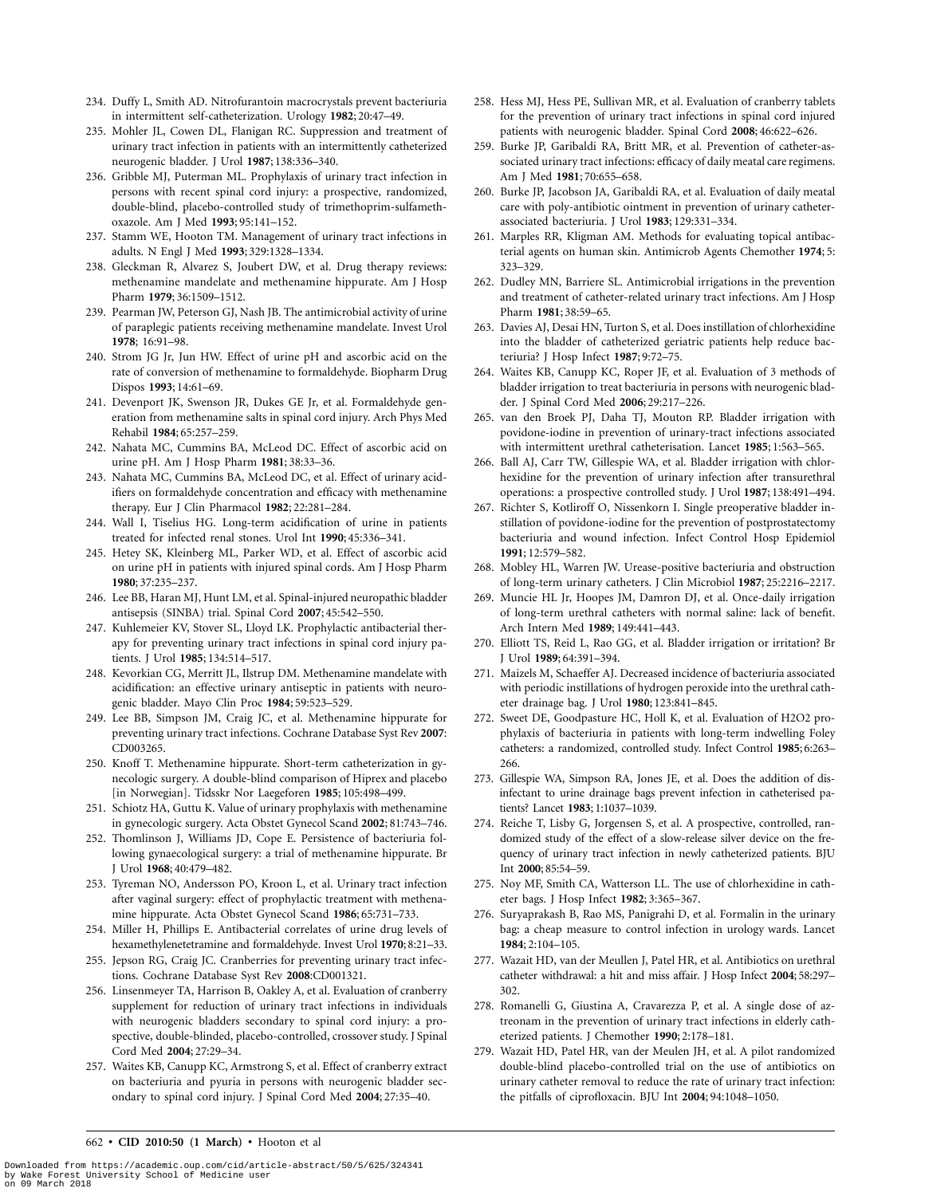234. Duffy L, Smith AD. Nitrofurantoin macrocrystals prevent bacteriuria in intermittent self-catheterization. Urology **1982**; 20:47–49.
235. Mohler JL, Cowen DL, Flanigan RC. Suppression and treatment of urinary tract infection in patients with an intermittently catheterized neurogenic bladder. J Urol **1987**; 138:336–340.
236. Gribble MJ, Puterman ML. Prophylaxis of urinary tract infection in persons with recent spinal cord injury: a prospective, randomized, double-blind, placebo-controlled study of trimethoprim-sulfamethoxazole. Am J Med **1993**; 95:141–152.
237. Stamm WE, Hooton TM. Management of urinary tract infections in adults. N Engl J Med **1993**; 329:1328–1334.
238. Gleckman R, Alvarez S, Joubert DW, et al. Drug therapy reviews: methenamine mandelate and methenamine hippurate. Am J Hosp Pharm **1979**; 36:1509–1512.
239. Pearman JW, Peterson GJ, Nash JB. The antimicrobial activity of urine of paraplegic patients receiving methenamine mandelate. Invest Urol **1978**; 16:91–98.
240. Strom JG Jr, Jun HW. Effect of urine pH and ascorbic acid on the rate of conversion of methenamine to formaldehyde. Biopharm Drug Dispos **1993**; 14:61–69.
241. Devenport JK, Swenson JR, Dukes GE Jr, et al. Formaldehyde generation from methenamine salts in spinal cord injury. Arch Phys Med Rehabil **1984**; 65:257–259.
242. Nahata MC, Cummins BA, McLeod DC. Effect of ascorbic acid on urine pH. Am J Hosp Pharm **1981**; 38:33–36.
243. Nahata MC, Cummins BA, McLeod DC, et al. Effect of urinary acidifiers on formaldehyde concentration and efficacy with methenamine therapy. Eur J Clin Pharmacol **1982**; 22:281–284.
244. Wall I, Tiselius HG. Long-term acidification of urine in patients treated for infected renal stones. Urol Int **1990**; 45:336–341.
245. Hetey SK, Kleinberg ML, Parker WD, et al. Effect of ascorbic acid on urine pH in patients with injured spinal cords. Am J Hosp Pharm **1980**; 37:235–237.
246. Lee BB, Haran MJ, Hunt LM, et al. Spinal-injured neuropathic bladder antisepsis (SINBA) trial. Spinal Cord **2007**; 45:542–550.
247. Kuhlemeier KV, Stover SL, Lloyd LK. Prophylactic antibacterial therapy for preventing urinary tract infections in spinal cord injury patients. J Urol **1985**; 134:514–517.
248. Kevorkian CG, Merritt JL, Ilstrup DM. Methenamine mandelate with acidification: an effective urinary antiseptic in patients with neurogenic bladder. Mayo Clin Proc **1984**; 59:523–529.
249. Lee BB, Simpson JM, Craig JC, et al. Methenamine hippurate for preventing urinary tract infections. Cochrane Database Syst Rev **2007**: CD003265.
250. Knoff T. Methenamine hippurate. Short-term catheterization in gynecologic surgery. A double-blind comparison of Hiprex and placebo [in Norwegian]. Tidsskr Nor Laegeforen **1985**; 105:498–499.
251. Schiotz HA, Guttu K. Value of urinary prophylaxis with methenamine in gynecologic surgery. Acta Obstet Gynecol Scand **2002**; 81:743–746.
252. Thomlinson J, Williams JD, Cope E. Persistence of bacteriuria following gynaecological surgery: a trial of methenamine hippurate. Br J Urol **1968**; 40:479–482.
253. Tyreman NO, Andersson PO, Kroon L, et al. Urinary tract infection after vaginal surgery: effect of prophylactic treatment with methenamine hippurate. Acta Obstet Gynecol Scand **1986**; 65:731–733.
254. Miller H, Phillips E. Antibacterial correlates of urine drug levels of hexamethylenetetramine and formaldehyde. Invest Urol **1970**; 8:21–33.
255. Jepson RG, Craig JC. Cranberries for preventing urinary tract infections. Cochrane Database Syst Rev **2008**:CD001321.
256. Linsenmeyer TA, Harrison B, Oakley A, et al. Evaluation of cranberry supplement for reduction of urinary tract infections in individuals with neurogenic bladders secondary to spinal cord injury: a prospective, double-blinded, placebo-controlled, crossover study. J Spinal Cord Med **2004**; 27:29–34.
257. Waites KB, Canupp KC, Armstrong S, et al. Effect of cranberry extract on bacteriuria and pyuria in persons with neurogenic bladder secondary to spinal cord injury. J Spinal Cord Med **2004**; 27:35–40.
258. Hess MJ, Hess PE, Sullivan MR, et al. Evaluation of cranberry tablets for the prevention of urinary tract infections in spinal cord injured patients with neurogenic bladder. Spinal Cord **2008**; 46:622–626.
259. Burke JP, Garibaldi RA, Britt MR, et al. Prevention of catheter-associated urinary tract infections: efficacy of daily meatal care regimens. Am J Med **1981**; 70:655–658.
260. Burke JP, Jacobson JA, Garibaldi RA, et al. Evaluation of daily meatal care with poly-antibiotic ointment in prevention of urinary catheter-associated bacteriuria. J Urol **1983**; 129:331–334.
261. Marples RR, Kligman AM. Methods for evaluating topical antibacterial agents on human skin. Antimicrob Agents Chemother **1974**; 5: 323–329.
262. Dudley MN, Barriere SL. Antimicrobial irrigations in the prevention and treatment of catheter-related urinary tract infections. Am J Hosp Pharm **1981**; 38:59–65.
263. Davies AJ, Desai HN, Turton S, et al. Does instillation of chlorhexidine into the bladder of catheterized geriatric patients help reduce bacteriuria? J Hosp Infect **1987**; 9:72–75.
264. Waites KB, Canupp KC, Roper JF, et al. Evaluation of 3 methods of bladder irrigation to treat bacteriuria in persons with neurogenic bladder. J Spinal Cord Med **2006**; 29:217–226.
265. van den Broek PJ, Daha TJ, Mouton RP. Bladder irrigation with povidone-iodine in prevention of urinary-tract infections associated with intermittent urethral catheterisation. Lancet **1985**; 1:563–565.
266. Ball AJ, Carr TW, Gillespie WA, et al. Bladder irrigation with chlorhexidine for the prevention of urinary infection after transurethral operations: a prospective controlled study. J Urol **1987**; 138:491–494.
267. Richter S, Kotliroff O, Nissenkorn I. Single preoperative bladder instillation of povidone-iodine for the prevention of postprostatectomy bacteriuria and wound infection. Infect Control Hosp Epidemiol **1991**; 12:579–582.
268. Mobley HL, Warren JW. Urease-positive bacteriuria and obstruction of long-term urinary catheters. J Clin Microbiol **1987**; 25:2216–2217.
269. Muncie HL Jr, Hoopes JM, Damron DJ, et al. Once-daily irrigation of long-term urethral catheters with normal saline: lack of benefit. Arch Intern Med **1989**; 149:441–443.
270. Elliott TS, Reid L, Rao GG, et al. Bladder irrigation or irritation? Br J Urol **1989**; 64:391–394.
271. Maizels M, Schaeffer AJ. Decreased incidence of bacteriuria associated with periodic instillations of hydrogen peroxide into the urethral catheter drainage bag. J Urol **1980**; 123:841–845.
272. Sweet DE, Goodpasture HC, Holl K, et al. Evaluation of H2O2 prophylaxis of bacteriuria in patients with long-term indwelling Foley catheters: a randomized, controlled study. Infect Control **1985**; 6:263–266.
273. Gillespie WA, Simpson RA, Jones JE, et al. Does the addition of disinfectant to urine drainage bags prevent infection in catheterised patients? Lancet **1983**; 1:1037–1039.
274. Reiche T, Lisby G, Jorgensen S, et al. A prospective, controlled, randomized study of the effect of a slow-release silver device on the frequency of urinary tract infection in newly catheterized patients. BJU Int **2000**; 85:54–59.
275. Noy MF, Smith CA, Watterson LL. The use of chlorhexidine in catheter bags. J Hosp Infect **1982**; 3:365–367.
276. Suryaprakash B, Rao MS, Panigrahi D, et al. Formalin in the urinary bag: a cheap measure to control infection in urology wards. Lancet **1984**; 2:104–105.
277. Wazait HD, van der Meullen J, Patel HR, et al. Antibiotics on urethral catheter withdrawal: a hit and miss affair. J Hosp Infect **2004**; 58:297–302.
278. Romanelli G, Giustina A, Cravarezza P, et al. A single dose of aztreonam in the prevention of urinary tract infections in elderly catheterized patients. J Chemother **1990**; 2:178–181.
279. Wazait HD, Patel HR, van der Meulen JH, et al. A pilot randomized double-blind placebo-controlled trial on the use of antibiotics on urinary catheter removal to reduce the rate of urinary tract infection: the pitfalls of ciprofloxacin. BJU Int **2004**; 94:1048–1050.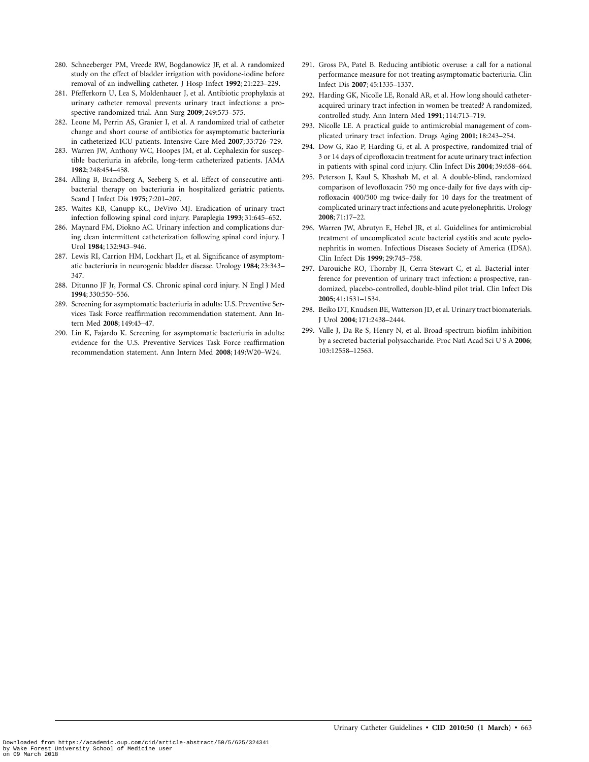280. Schneeberger PM, Vreede RW, Bogdanowicz JF, et al. A randomized study on the effect of bladder irrigation with povidone-iodine before removal of an indwelling catheter. J Hosp Infect **1992**; 21:223–229.
281. Pfefferkorn U, Lea S, Moldenhauer J, et al. Antibiotic prophylaxis at urinary catheter removal prevents urinary tract infections: a prospective randomized trial. Ann Surg **2009**; 249:573–575.
282. Leone M, Perrin AS, Granier I, et al. A randomized trial of catheter change and short course of antibiotics for asymptomatic bacteriuria in catheterized ICU patients. Intensive Care Med **2007**; 33:726–729.
283. Warren JW, Anthony WC, Hoopes JM, et al. Cephalexin for susceptible bacteriuria in afebrile, long-term catheterized patients. JAMA **1982**; 248:454–458.
284. Alling B, Brandberg A, Seeberg S, et al. Effect of consecutive antibacterial therapy on bacteriuria in hospitalized geriatric patients. Scand J Infect Dis **1975**; 7:201–207.
285. Waites KB, Canupp KC, DeVivo MJ. Eradication of urinary tract infection following spinal cord injury. Paraplegia **1993**; 31:645–652.
286. Maynard FM, Diokno AC. Urinary infection and complications during clean intermittent catheterization following spinal cord injury. J Urol **1984**; 132:943–946.
287. Lewis RI, Carrion HM, Lockhart JL, et al. Significance of asymptomatic bacteriuria in neurogenic bladder disease. Urology **1984**; 23:343–347.
288. Ditunno JF Jr, Formal CS. Chronic spinal cord injury. N Engl J Med **1994**; 330:550–556.
289. Screening for asymptomatic bacteriuria in adults: U.S. Preventive Services Task Force reaffirmation recommendation statement. Ann Intern Med **2008**; 149:43–47.
290. Lin K, Fajardo K. Screening for asymptomatic bacteriuria in adults: evidence for the U.S. Preventive Services Task Force reaffirmation recommendation statement. Ann Intern Med **2008**; 149:W20–W24.
291. Gross PA, Patel B. Reducing antibiotic overuse: a call for a national performance measure for not treating asymptomatic bacteriuria. Clin Infect Dis **2007**; 45:1335–1337.
292. Harding GK, Nicolle LE, Ronald AR, et al. How long should catheter-acquired urinary tract infection in women be treated? A randomized, controlled study. Ann Intern Med **1991**; 114:713–719.
293. Nicolle LE. A practical guide to antimicrobial management of complicated urinary tract infection. Drugs Aging **2001**; 18:243–254.
294. Dow G, Rao P, Harding G, et al. A prospective, randomized trial of 3 or 14 days of ciprofloxacin treatment for acute urinary tract infection in patients with spinal cord injury. Clin Infect Dis **2004**; 39:658–664.
295. Peterson J, Kaul S, Khashab M, et al. A double-blind, randomized comparison of levofloxacin 750 mg once-daily for five days with ciprofloxacin 400/500 mg twice-daily for 10 days for the treatment of complicated urinary tract infections and acute pyelonephritis. Urology **2008**; 71:17–22.
296. Warren JW, Abrutyn E, Hebel JR, et al. Guidelines for antimicrobial treatment of uncomplicated acute bacterial cystitis and acute pyelonephritis in women. Infectious Diseases Society of America (IDSA). Clin Infect Dis **1999**; 29:745–758.
297. Darouiche RO, Thornby JI, Cerra-Stewart C, et al. Bacterial interference for prevention of urinary tract infection: a prospective, randomized, placebo-controlled, double-blind pilot trial. Clin Infect Dis **2005**; 41:1531–1534.
298. Beiko DT, Knudsen BE, Watterson JD, et al. Urinary tract biomaterials. J Urol **2004**; 171:2438–2444.
299. Valle J, Da Re S, Henry N, et al. Broad-spectrum biofilm inhibition by a secreted bacterial polysaccharide. Proc Natl Acad Sci U S A **2006**; 103:12558–12563.